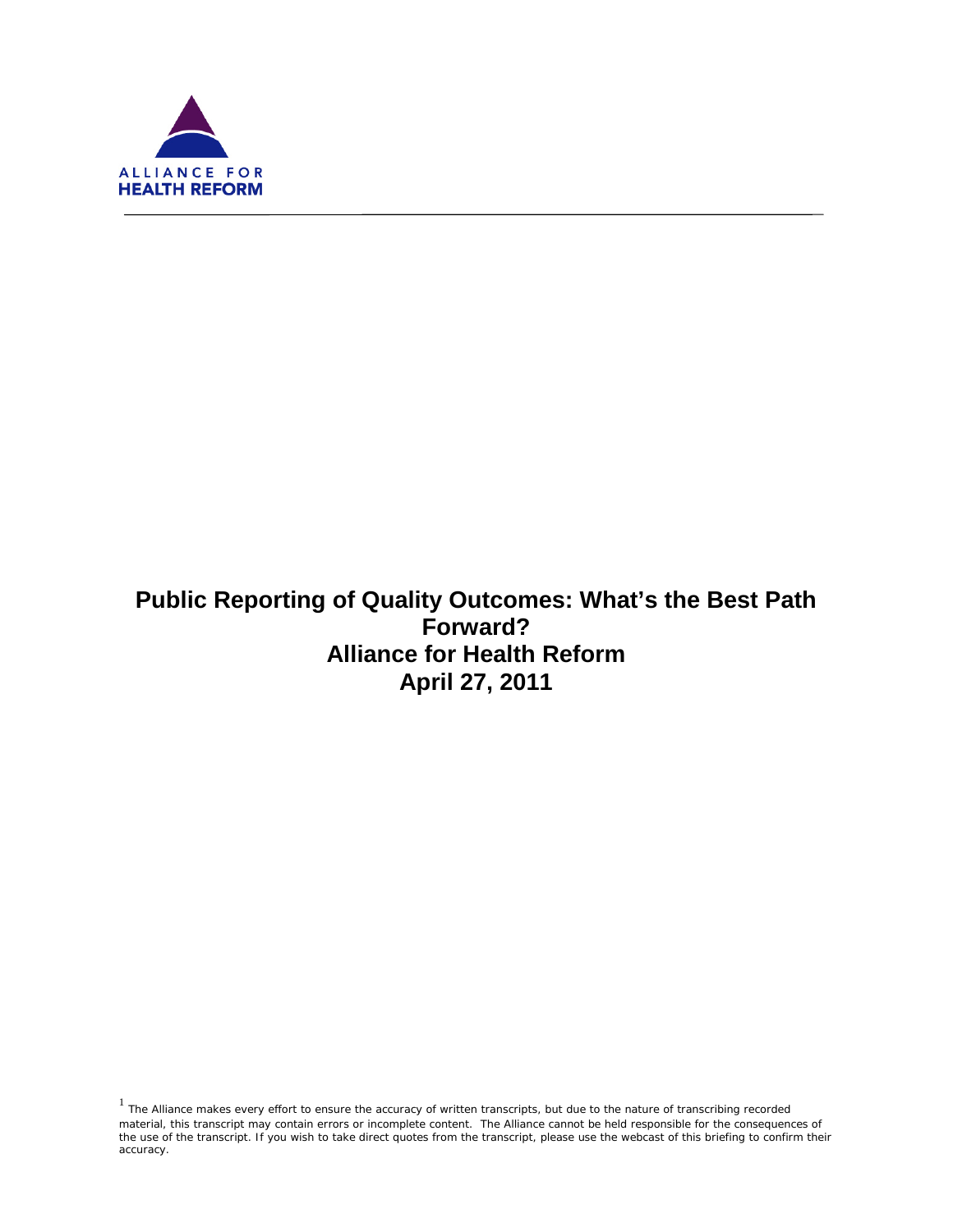ALLIANCE FOR
HEALTH REFORM

# Public Reporting of Quality Outcomes: What's the Best Path Forward?
# Alliance for Health Reform
# April 27, 2011

[1] The Alliance makes every effort to ensure the accuracy of written transcripts, but due to the nature of transcribing recorded material, this transcript may contain errors or incomplete content. The Alliance cannot be held responsible for the consequences of the use of the transcript. If you wish to take direct quotes from the transcript, please use the webcast of this briefing to confirm their accuracy.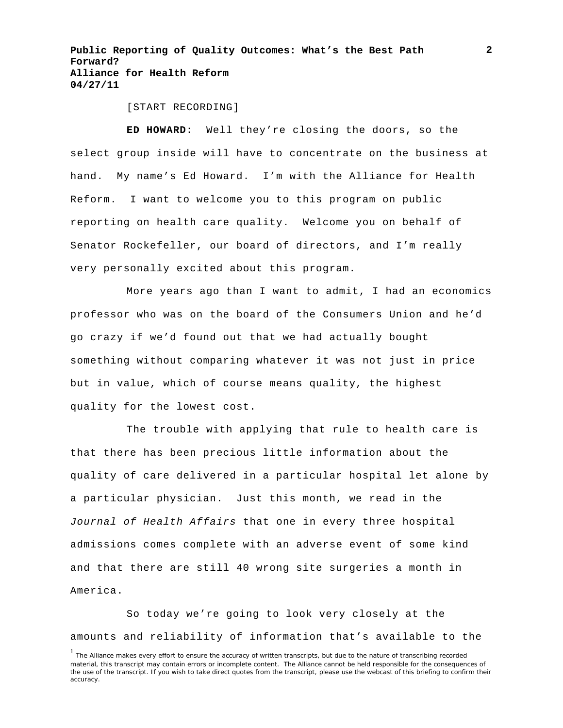[START RECORDING]

**ED HOWARD:** Well they're closing the doors, so the select group inside will have to concentrate on the business at hand. My name's Ed Howard. I'm with the Alliance for Health Reform. I want to welcome you to this program on public reporting on health care quality. Welcome you on behalf of Senator Rockefeller, our board of directors, and I'm really very personally excited about this program.

More years ago than I want to admit, I had an economics professor who was on the board of the Consumers Union and he'd go crazy if we'd found out that we had actually bought something without comparing whatever it was not just in price but in value, which of course means quality, the highest quality for the lowest cost.

The trouble with applying that rule to health care is that there has been precious little information about the quality of care delivered in a particular hospital let alone by a particular physician. Just this month, we read in the *Journal of Health Affairs* that one in every three hospital admissions comes complete with an adverse event of some kind and that there are still 40 wrong site surgeries a month in America.

So today we're going to look very closely at the amounts and reliability of information that's available to the

[1] The Alliance makes every effort to ensure the accuracy of written transcripts, but due to the nature of transcribing recorded material, this transcript may contain errors or incomplete content. The Alliance cannot be held responsible for the consequences of the use of the transcript. If you wish to take direct quotes from the transcript, please use the webcast of this briefing to confirm their accuracy.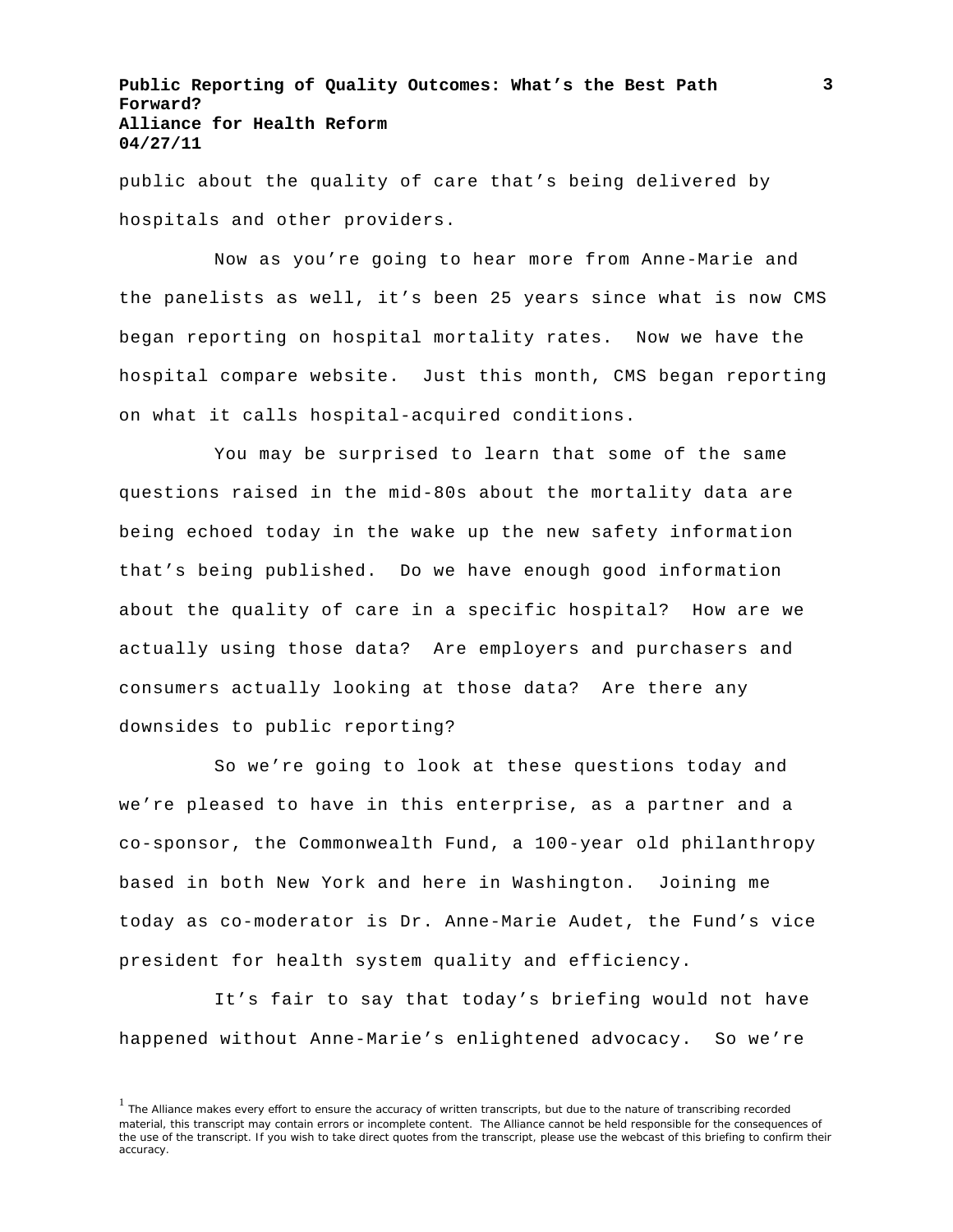public about the quality of care that's being delivered by hospitals and other providers.

Now as you're going to hear more from Anne-Marie and the panelists as well, it's been 25 years since what is now CMS began reporting on hospital mortality rates. Now we have the hospital compare website. Just this month, CMS began reporting on what it calls hospital-acquired conditions.

You may be surprised to learn that some of the same questions raised in the mid-80s about the mortality data are being echoed today in the wake up the new safety information that's being published. Do we have enough good information about the quality of care in a specific hospital? How are we actually using those data? Are employers and purchasers and consumers actually looking at those data? Are there any downsides to public reporting?

So we're going to look at these questions today and we're pleased to have in this enterprise, as a partner and a co-sponsor, the Commonwealth Fund, a 100-year old philanthropy based in both New York and here in Washington. Joining me today as co-moderator is Dr. Anne-Marie Audet, the Fund's vice president for health system quality and efficiency.

It's fair to say that today's briefing would not have happened without Anne-Marie's enlightened advocacy. So we're

[1] The Alliance makes every effort to ensure the accuracy of written transcripts, but due to the nature of transcribing recorded material, this transcript may contain errors or incomplete content. The Alliance cannot be held responsible for the consequences of the use of the transcript. If you wish to take direct quotes from the transcript, please use the webcast of this briefing to confirm their accuracy.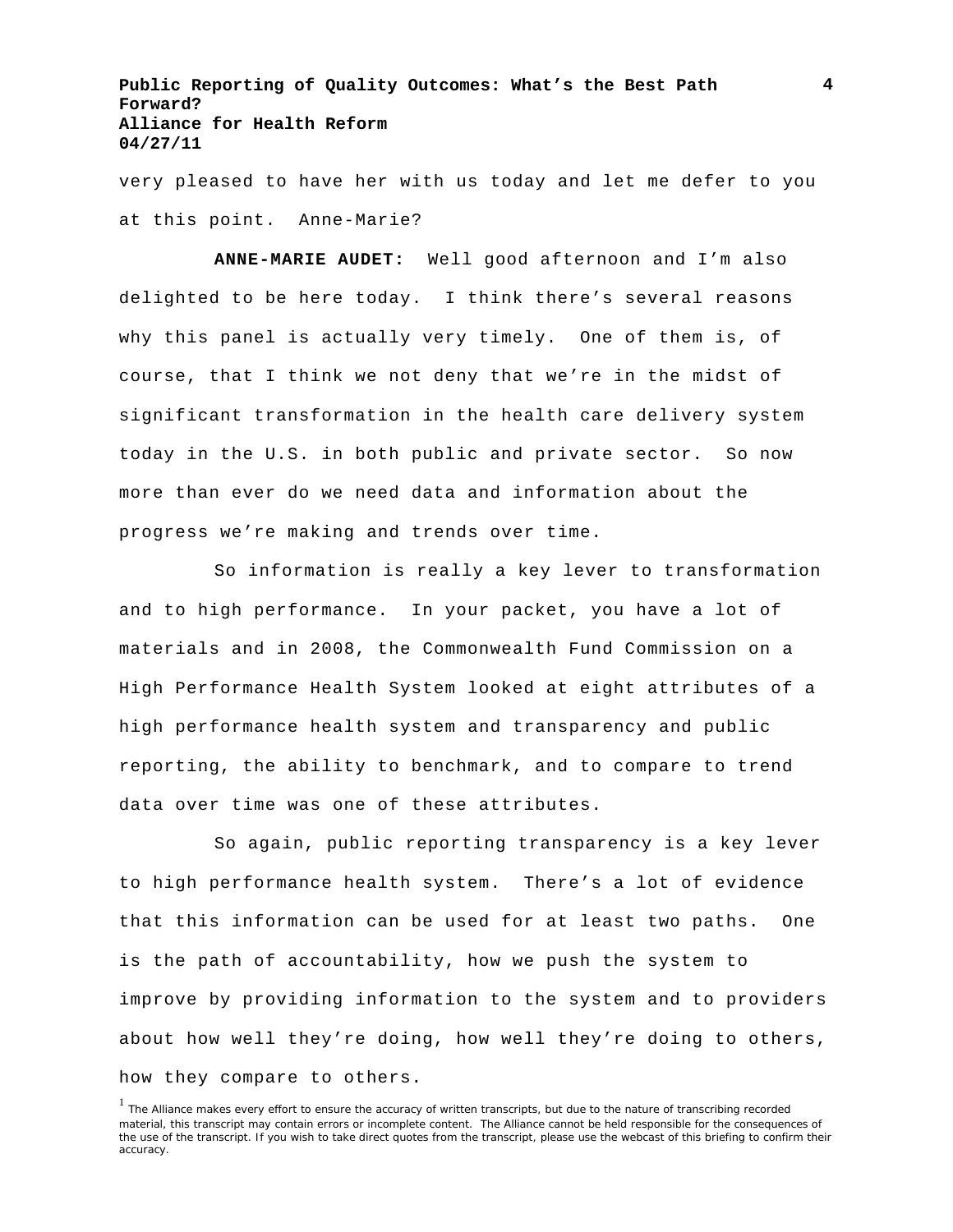very pleased to have her with us today and let me defer to you at this point. Anne-Marie?

**ANNE-MARIE AUDET:** Well good afternoon and I'm also delighted to be here today. I think there's several reasons why this panel is actually very timely. One of them is, of course, that I think we not deny that we're in the midst of significant transformation in the health care delivery system today in the U.S. in both public and private sector. So now more than ever do we need data and information about the progress we're making and trends over time.

So information is really a key lever to transformation and to high performance. In your packet, you have a lot of materials and in 2008, the Commonwealth Fund Commission on a High Performance Health System looked at eight attributes of a high performance health system and transparency and public reporting, the ability to benchmark, and to compare to trend data over time was one of these attributes.

So again, public reporting transparency is a key lever to high performance health system. There's a lot of evidence that this information can be used for at least two paths. One is the path of accountability, how we push the system to improve by providing information to the system and to providers about how well they're doing, how well they're doing to others, how they compare to others.

[1] The Alliance makes every effort to ensure the accuracy of written transcripts, but due to the nature of transcribing recorded material, this transcript may contain errors or incomplete content. The Alliance cannot be held responsible for the consequences of the use of the transcript. If you wish to take direct quotes from the transcript, please use the webcast of this briefing to confirm their accuracy.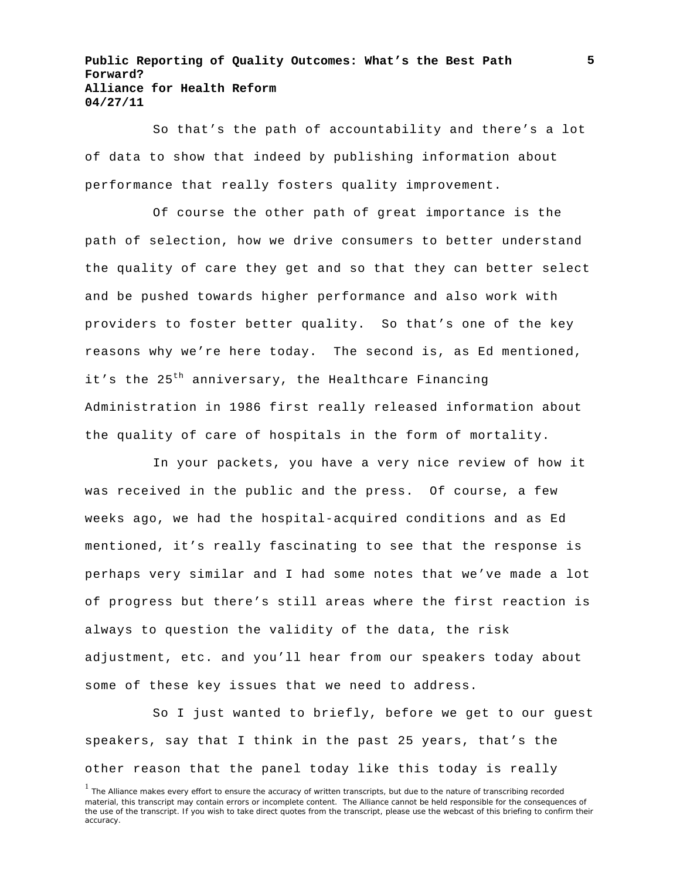So that's the path of accountability and there's a lot of data to show that indeed by publishing information about performance that really fosters quality improvement.

Of course the other path of great importance is the path of selection, how we drive consumers to better understand the quality of care they get and so that they can better select and be pushed towards higher performance and also work with providers to foster better quality. So that's one of the key reasons why we're here today. The second is, as Ed mentioned, it's the 25th anniversary, the Healthcare Financing Administration in 1986 first really released information about the quality of care of hospitals in the form of mortality.

In your packets, you have a very nice review of how it was received in the public and the press. Of course, a few weeks ago, we had the hospital-acquired conditions and as Ed mentioned, it's really fascinating to see that the response is perhaps very similar and I had some notes that we've made a lot of progress but there's still areas where the first reaction is always to question the validity of the data, the risk adjustment, etc. and you'll hear from our speakers today about some of these key issues that we need to address.

So I just wanted to briefly, before we get to our guest speakers, say that I think in the past 25 years, that's the other reason that the panel today like this today is really

[1] The Alliance makes every effort to ensure the accuracy of written transcripts, but due to the nature of transcribing recorded material, this transcript may contain errors or incomplete content. The Alliance cannot be held responsible for the consequences of the use of the transcript. If you wish to take direct quotes from the transcript, please use the webcast of this briefing to confirm their accuracy.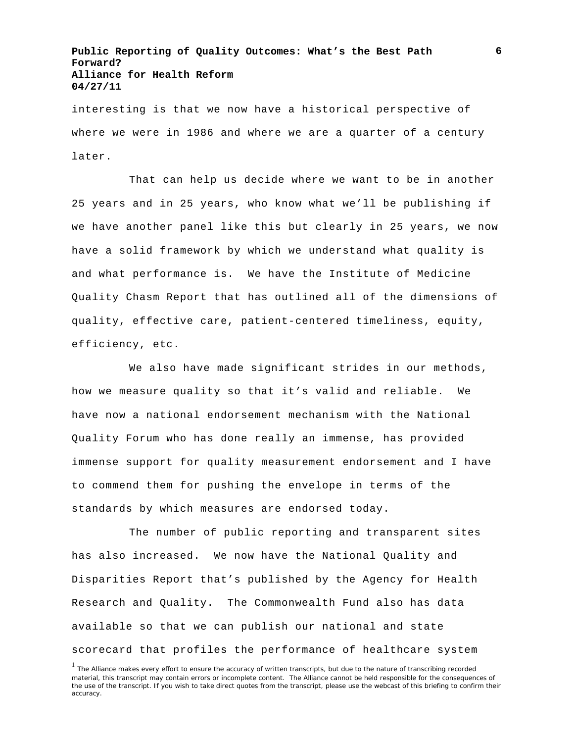interesting is that we now have a historical perspective of where we were in 1986 and where we are a quarter of a century later.

That can help us decide where we want to be in another 25 years and in 25 years, who know what we'll be publishing if we have another panel like this but clearly in 25 years, we now have a solid framework by which we understand what quality is and what performance is. We have the Institute of Medicine Quality Chasm Report that has outlined all of the dimensions of quality, effective care, patient-centered timeliness, equity, efficiency, etc.

We also have made significant strides in our methods, how we measure quality so that it's valid and reliable. We have now a national endorsement mechanism with the National Quality Forum who has done really an immense, has provided immense support for quality measurement endorsement and I have to commend them for pushing the envelope in terms of the standards by which measures are endorsed today.

The number of public reporting and transparent sites has also increased. We now have the National Quality and Disparities Report that's published by the Agency for Health Research and Quality. The Commonwealth Fund also has data available so that we can publish our national and state scorecard that profiles the performance of healthcare system

[1] The Alliance makes every effort to ensure the accuracy of written transcripts, but due to the nature of transcribing recorded material, this transcript may contain errors or incomplete content. The Alliance cannot be held responsible for the consequences of the use of the transcript. If you wish to take direct quotes from the transcript, please use the webcast of this briefing to confirm their accuracy.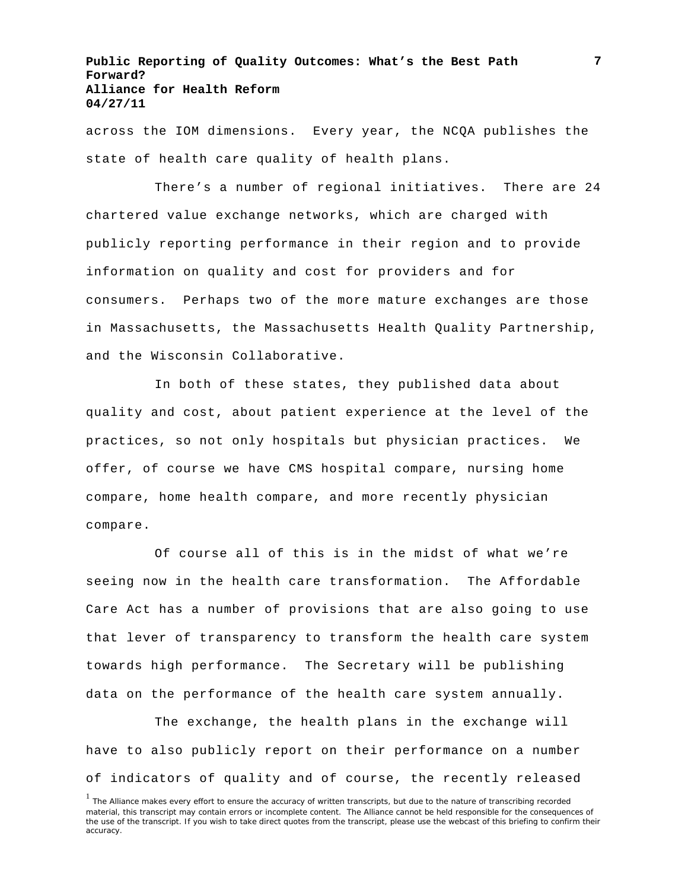across the IOM dimensions. Every year, the NCQA publishes the state of health care quality of health plans.

There's a number of regional initiatives. There are 24 chartered value exchange networks, which are charged with publicly reporting performance in their region and to provide information on quality and cost for providers and for consumers. Perhaps two of the more mature exchanges are those in Massachusetts, the Massachusetts Health Quality Partnership, and the Wisconsin Collaborative.

In both of these states, they published data about quality and cost, about patient experience at the level of the practices, so not only hospitals but physician practices. We offer, of course we have CMS hospital compare, nursing home compare, home health compare, and more recently physician compare.

Of course all of this is in the midst of what we're seeing now in the health care transformation. The Affordable Care Act has a number of provisions that are also going to use that lever of transparency to transform the health care system towards high performance. The Secretary will be publishing data on the performance of the health care system annually.

The exchange, the health plans in the exchange will have to also publicly report on their performance on a number of indicators of quality and of course, the recently released

[1] The Alliance makes every effort to ensure the accuracy of written transcripts, but due to the nature of transcribing recorded material, this transcript may contain errors or incomplete content. The Alliance cannot be held responsible for the consequences of the use of the transcript. If you wish to take direct quotes from the transcript, please use the webcast of this briefing to confirm their accuracy.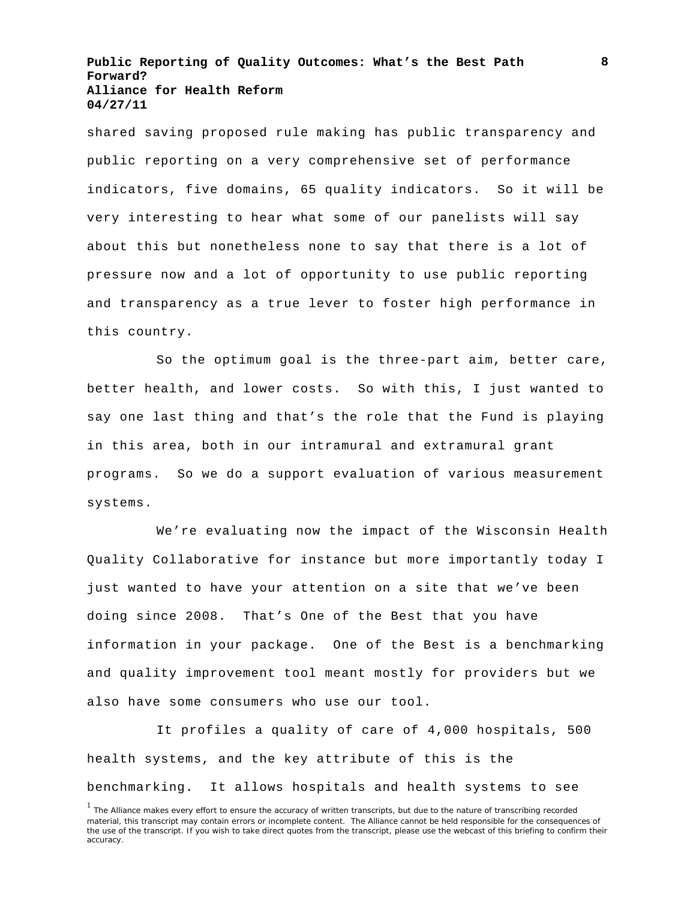shared saving proposed rule making has public transparency and public reporting on a very comprehensive set of performance indicators, five domains, 65 quality indicators. So it will be very interesting to hear what some of our panelists will say about this but nonetheless none to say that there is a lot of pressure now and a lot of opportunity to use public reporting and transparency as a true lever to foster high performance in this country.

So the optimum goal is the three-part aim, better care, better health, and lower costs. So with this, I just wanted to say one last thing and that's the role that the Fund is playing in this area, both in our intramural and extramural grant programs. So we do a support evaluation of various measurement systems.

We're evaluating now the impact of the Wisconsin Health Quality Collaborative for instance but more importantly today I just wanted to have your attention on a site that we've been doing since 2008. That's One of the Best that you have information in your package. One of the Best is a benchmarking and quality improvement tool meant mostly for providers but we also have some consumers who use our tool.

It profiles a quality of care of 4,000 hospitals, 500 health systems, and the key attribute of this is the benchmarking. It allows hospitals and health systems to see

[1] The Alliance makes every effort to ensure the accuracy of written transcripts, but due to the nature of transcribing recorded material, this transcript may contain errors or incomplete content. The Alliance cannot be held responsible for the consequences of the use of the transcript. If you wish to take direct quotes from the transcript, please use the webcast of this briefing to confirm their accuracy.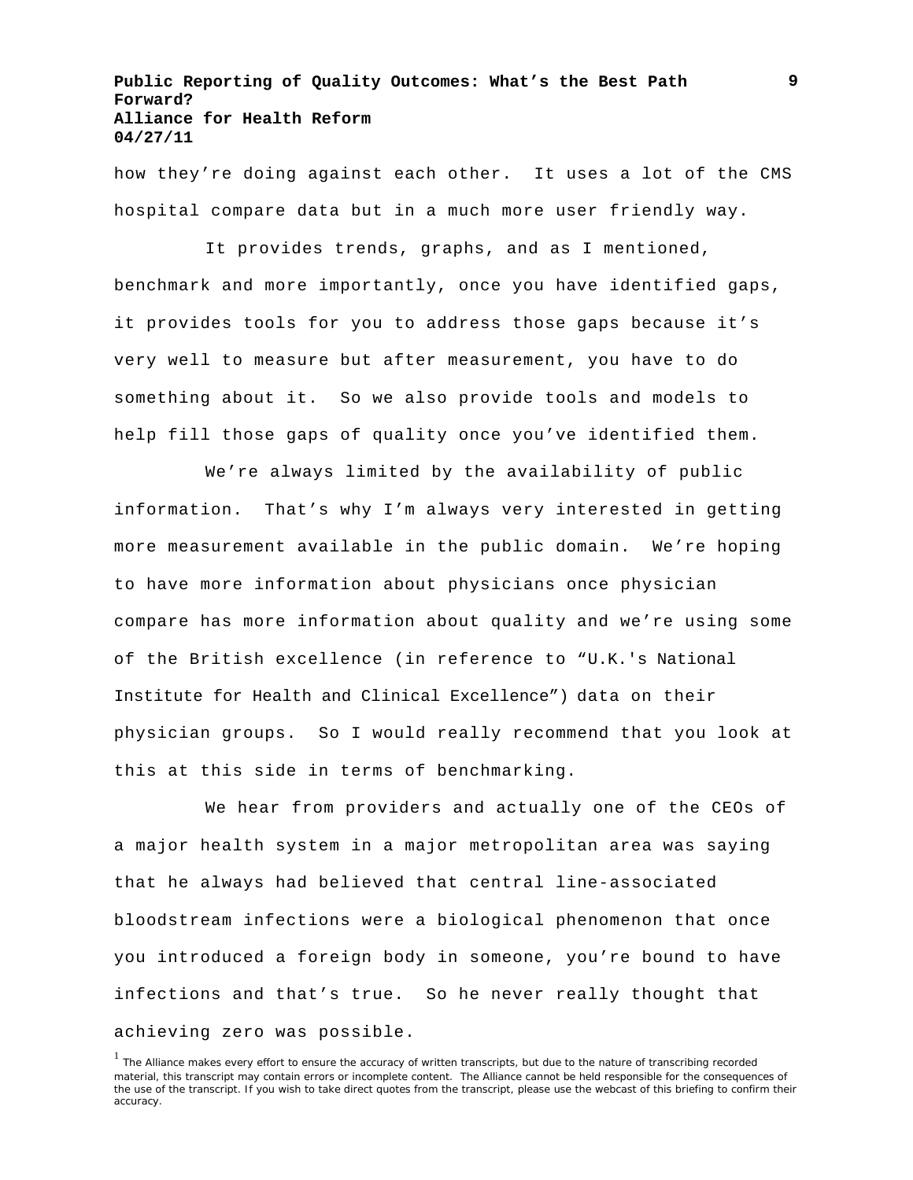how they're doing against each other. It uses a lot of the CMS hospital compare data but in a much more user friendly way.

It provides trends, graphs, and as I mentioned, benchmark and more importantly, once you have identified gaps, it provides tools for you to address those gaps because it's very well to measure but after measurement, you have to do something about it. So we also provide tools and models to help fill those gaps of quality once you've identified them.

We're always limited by the availability of public information. That's why I'm always very interested in getting more measurement available in the public domain. We're hoping to have more information about physicians once physician compare has more information about quality and we're using some of the British excellence (in reference to "U.K.'s National Institute for Health and Clinical Excellence") data on their physician groups. So I would really recommend that you look at this at this side in terms of benchmarking.

We hear from providers and actually one of the CEOs of a major health system in a major metropolitan area was saying that he always had believed that central line-associated bloodstream infections were a biological phenomenon that once you introduced a foreign body in someone, you're bound to have infections and that's true. So he never really thought that achieving zero was possible.

[1] The Alliance makes every effort to ensure the accuracy of written transcripts, but due to the nature of transcribing recorded material, this transcript may contain errors or incomplete content. The Alliance cannot be held responsible for the consequences of the use of the transcript. If you wish to take direct quotes from the transcript, please use the webcast of this briefing to confirm their accuracy.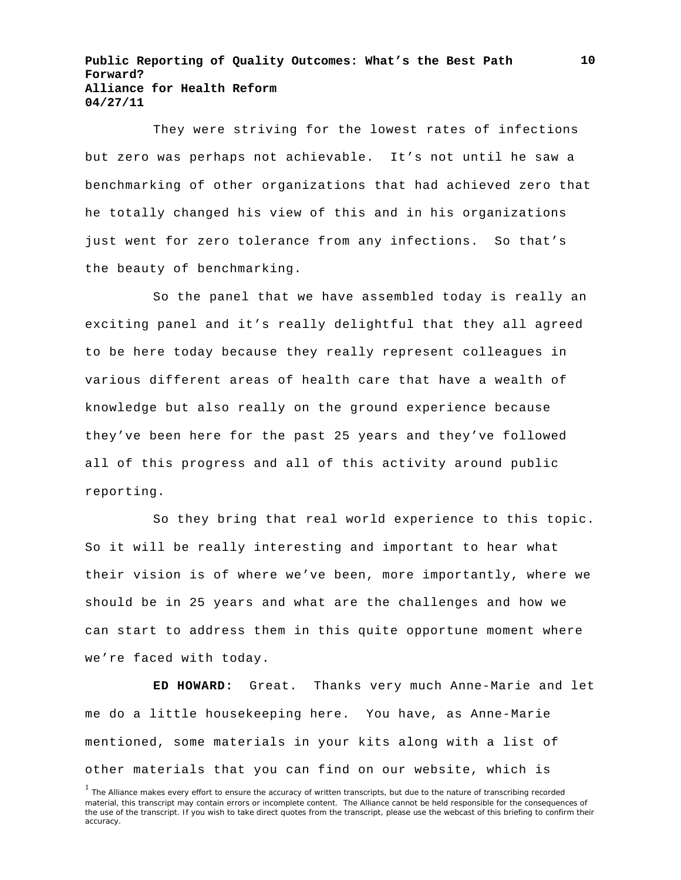They were striving for the lowest rates of infections but zero was perhaps not achievable. It's not until he saw a benchmarking of other organizations that had achieved zero that he totally changed his view of this and in his organizations just went for zero tolerance from any infections. So that's the beauty of benchmarking.

So the panel that we have assembled today is really an exciting panel and it's really delightful that they all agreed to be here today because they really represent colleagues in various different areas of health care that have a wealth of knowledge but also really on the ground experience because they've been here for the past 25 years and they've followed all of this progress and all of this activity around public reporting.

So they bring that real world experience to this topic. So it will be really interesting and important to hear what their vision is of where we've been, more importantly, where we should be in 25 years and what are the challenges and how we can start to address them in this quite opportune moment where we're faced with today.

**ED HOWARD:** Great. Thanks very much Anne-Marie and let me do a little housekeeping here. You have, as Anne-Marie mentioned, some materials in your kits along with a list of other materials that you can find on our website, which is

[1] The Alliance makes every effort to ensure the accuracy of written transcripts, but due to the nature of transcribing recorded material, this transcript may contain errors or incomplete content. The Alliance cannot be held responsible for the consequences of the use of the transcript. If you wish to take direct quotes from the transcript, please use the webcast of this briefing to confirm their accuracy.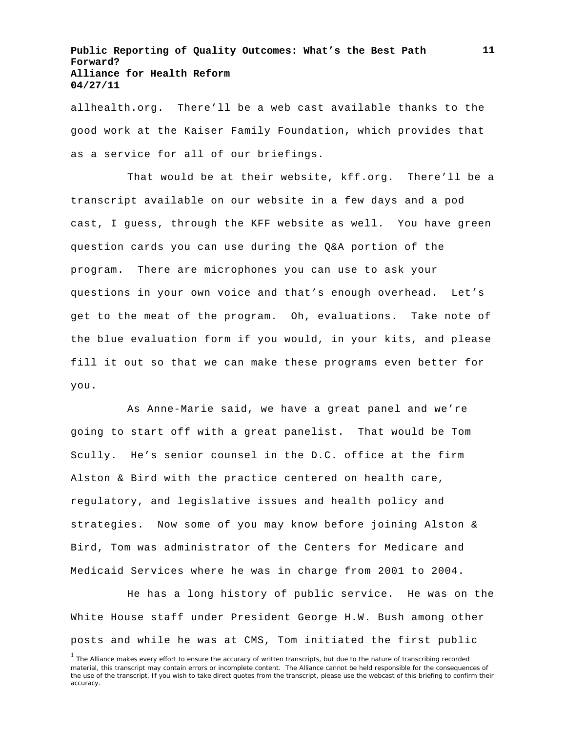allhealth.org. There'll be a web cast available thanks to the good work at the Kaiser Family Foundation, which provides that as a service for all of our briefings.

That would be at their website, kff.org. There'll be a transcript available on our website in a few days and a pod cast, I guess, through the KFF website as well. You have green question cards you can use during the Q&A portion of the program. There are microphones you can use to ask your questions in your own voice and that's enough overhead. Let's get to the meat of the program. Oh, evaluations. Take note of the blue evaluation form if you would, in your kits, and please fill it out so that we can make these programs even better for you.

As Anne-Marie said, we have a great panel and we're going to start off with a great panelist. That would be Tom Scully. He's senior counsel in the D.C. office at the firm Alston & Bird with the practice centered on health care, regulatory, and legislative issues and health policy and strategies. Now some of you may know before joining Alston & Bird, Tom was administrator of the Centers for Medicare and Medicaid Services where he was in charge from 2001 to 2004.

He has a long history of public service. He was on the White House staff under President George H.W. Bush among other posts and while he was at CMS, Tom initiated the first public

[1] The Alliance makes every effort to ensure the accuracy of written transcripts, but due to the nature of transcribing recorded material, this transcript may contain errors or incomplete content. The Alliance cannot be held responsible for the consequences of the use of the transcript. If you wish to take direct quotes from the transcript, please use the webcast of this briefing to confirm their accuracy.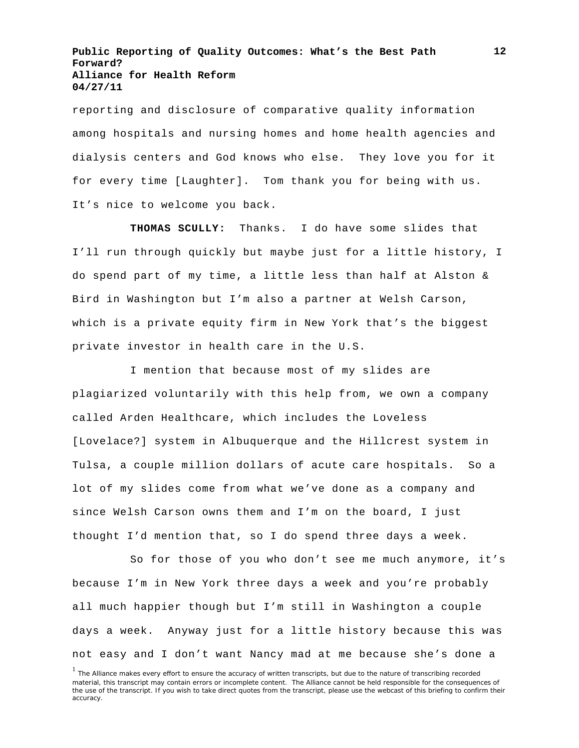reporting and disclosure of comparative quality information among hospitals and nursing homes and home health agencies and dialysis centers and God knows who else. They love you for it for every time [Laughter]. Tom thank you for being with us. It's nice to welcome you back.

**THOMAS SCULLY:** Thanks. I do have some slides that I'll run through quickly but maybe just for a little history, I do spend part of my time, a little less than half at Alston & Bird in Washington but I'm also a partner at Welsh Carson, which is a private equity firm in New York that's the biggest private investor in health care in the U.S.

I mention that because most of my slides are plagiarized voluntarily with this help from, we own a company called Arden Healthcare, which includes the Loveless [Lovelace?] system in Albuquerque and the Hillcrest system in Tulsa, a couple million dollars of acute care hospitals. So a lot of my slides come from what we've done as a company and since Welsh Carson owns them and I'm on the board, I just thought I'd mention that, so I do spend three days a week.

So for those of you who don't see me much anymore, it's because I'm in New York three days a week and you're probably all much happier though but I'm still in Washington a couple days a week. Anyway just for a little history because this was not easy and I don't want Nancy mad at me because she's done a

[1] The Alliance makes every effort to ensure the accuracy of written transcripts, but due to the nature of transcribing recorded material, this transcript may contain errors or incomplete content. The Alliance cannot be held responsible for the consequences of the use of the transcript. If you wish to take direct quotes from the transcript, please use the webcast of this briefing to confirm their accuracy.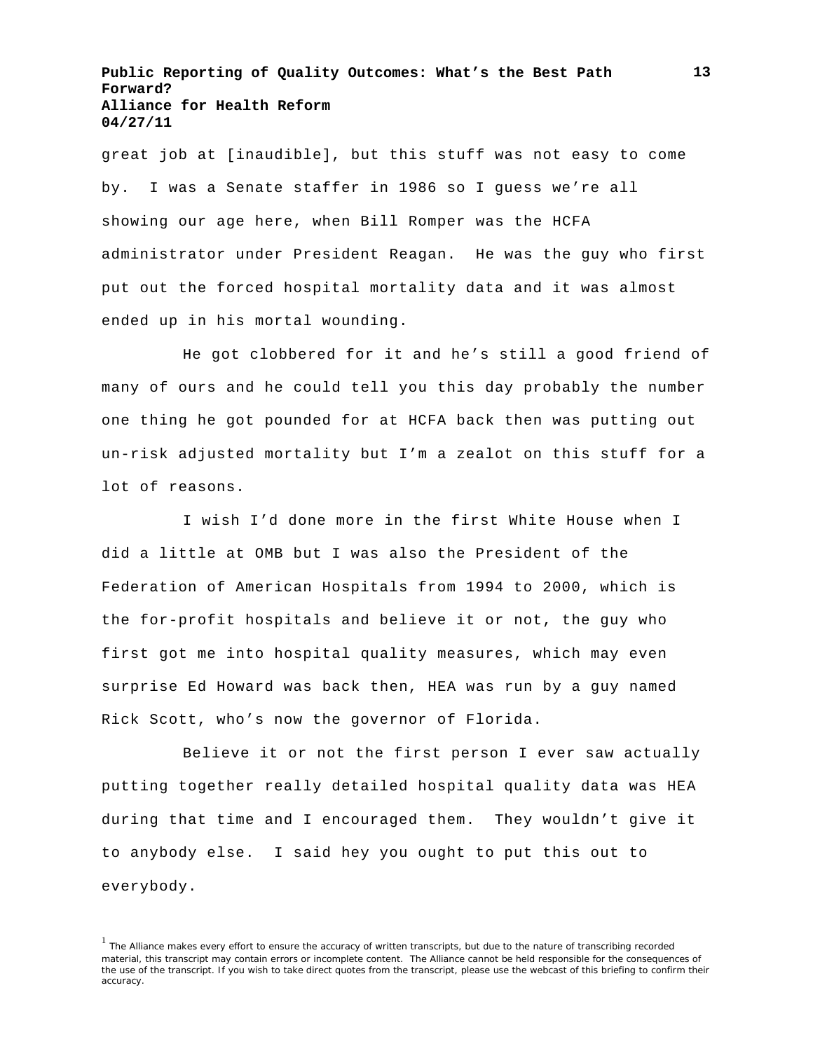great job at [inaudible], but this stuff was not easy to come by. I was a Senate staffer in 1986 so I guess we're all showing our age here, when Bill Romper was the HCFA administrator under President Reagan. He was the guy who first put out the forced hospital mortality data and it was almost ended up in his mortal wounding.

He got clobbered for it and he's still a good friend of many of ours and he could tell you this day probably the number one thing he got pounded for at HCFA back then was putting out un-risk adjusted mortality but I'm a zealot on this stuff for a lot of reasons.

I wish I'd done more in the first White House when I did a little at OMB but I was also the President of the Federation of American Hospitals from 1994 to 2000, which is the for-profit hospitals and believe it or not, the guy who first got me into hospital quality measures, which may even surprise Ed Howard was back then, HEA was run by a guy named Rick Scott, who's now the governor of Florida.

Believe it or not the first person I ever saw actually putting together really detailed hospital quality data was HEA during that time and I encouraged them. They wouldn't give it to anybody else. I said hey you ought to put this out to everybody.

[1] The Alliance makes every effort to ensure the accuracy of written transcripts, but due to the nature of transcribing recorded material, this transcript may contain errors or incomplete content. The Alliance cannot be held responsible for the consequences of the use of the transcript. If you wish to take direct quotes from the transcript, please use the webcast of this briefing to confirm their accuracy.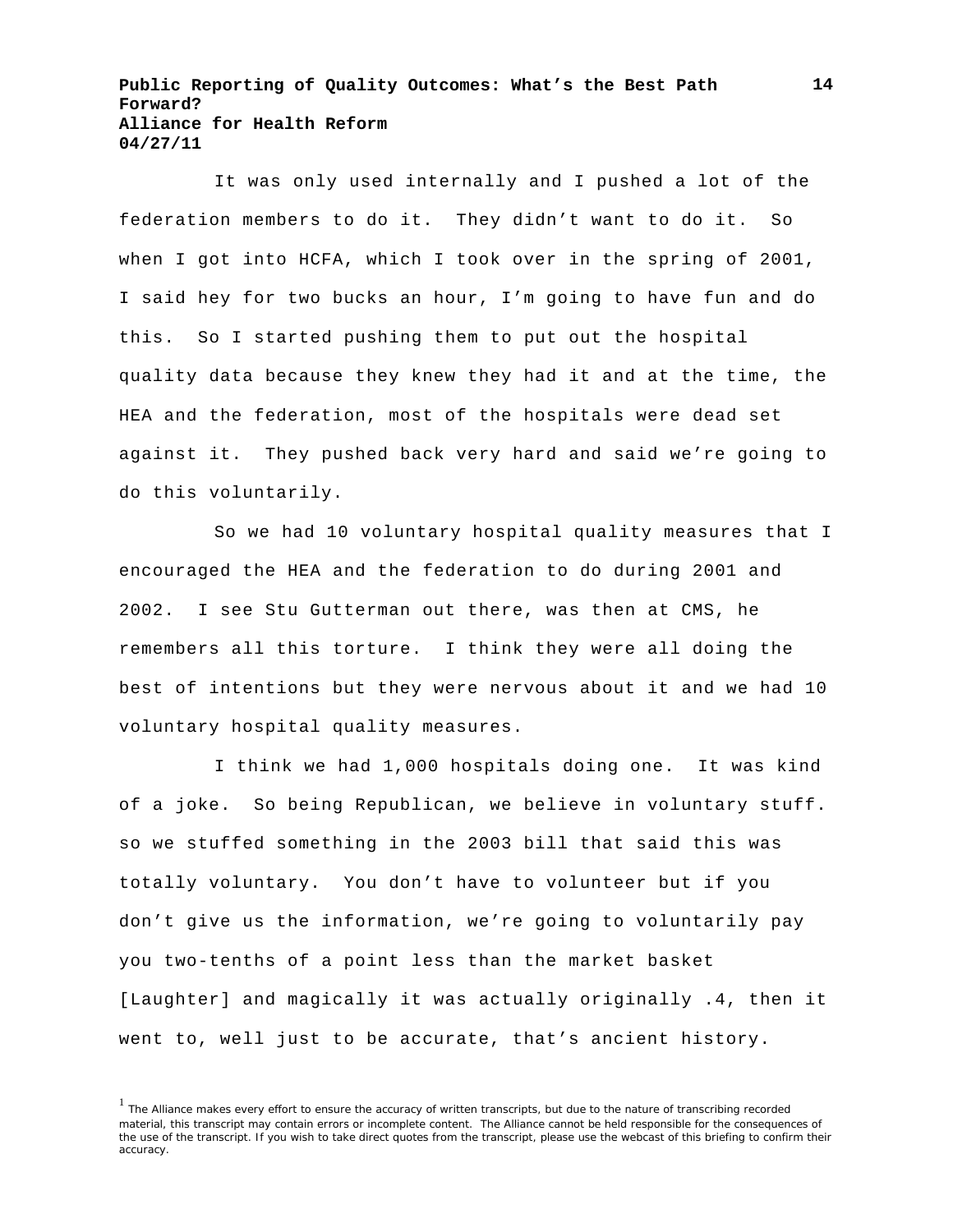It was only used internally and I pushed a lot of the federation members to do it. They didn't want to do it. So when I got into HCFA, which I took over in the spring of 2001, I said hey for two bucks an hour, I'm going to have fun and do this. So I started pushing them to put out the hospital quality data because they knew they had it and at the time, the HEA and the federation, most of the hospitals were dead set against it. They pushed back very hard and said we're going to do this voluntarily.

So we had 10 voluntary hospital quality measures that I encouraged the HEA and the federation to do during 2001 and 2002. I see Stu Gutterman out there, was then at CMS, he remembers all this torture. I think they were all doing the best of intentions but they were nervous about it and we had 10 voluntary hospital quality measures.

I think we had 1,000 hospitals doing one. It was kind of a joke. So being Republican, we believe in voluntary stuff. so we stuffed something in the 2003 bill that said this was totally voluntary. You don't have to volunteer but if you don't give us the information, we're going to voluntarily pay you two-tenths of a point less than the market basket [Laughter] and magically it was actually originally .4, then it went to, well just to be accurate, that's ancient history.

[1] The Alliance makes every effort to ensure the accuracy of written transcripts, but due to the nature of transcribing recorded material, this transcript may contain errors or incomplete content. The Alliance cannot be held responsible for the consequences of the use of the transcript. If you wish to take direct quotes from the transcript, please use the webcast of this briefing to confirm their accuracy.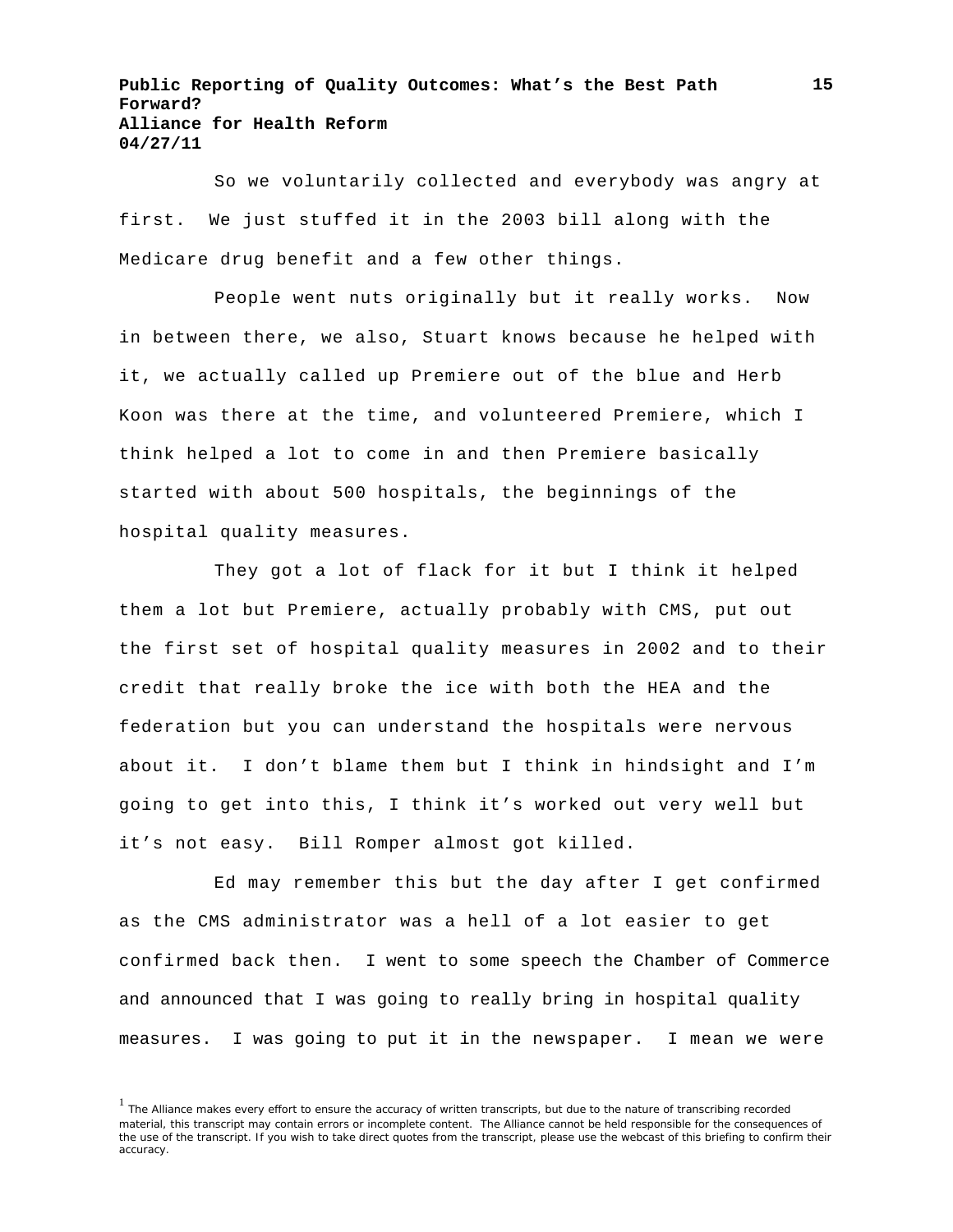So we voluntarily collected and everybody was angry at first. We just stuffed it in the 2003 bill along with the Medicare drug benefit and a few other things.

People went nuts originally but it really works. Now in between there, we also, Stuart knows because he helped with it, we actually called up Premiere out of the blue and Herb Koon was there at the time, and volunteered Premiere, which I think helped a lot to come in and then Premiere basically started with about 500 hospitals, the beginnings of the hospital quality measures.

They got a lot of flack for it but I think it helped them a lot but Premiere, actually probably with CMS, put out the first set of hospital quality measures in 2002 and to their credit that really broke the ice with both the HEA and the federation but you can understand the hospitals were nervous about it. I don't blame them but I think in hindsight and I'm going to get into this, I think it's worked out very well but it's not easy. Bill Romper almost got killed.

Ed may remember this but the day after I get confirmed as the CMS administrator was a hell of a lot easier to get confirmed back then. I went to some speech the Chamber of Commerce and announced that I was going to really bring in hospital quality measures. I was going to put it in the newspaper. I mean we were

[1] The Alliance makes every effort to ensure the accuracy of written transcripts, but due to the nature of transcribing recorded material, this transcript may contain errors or incomplete content. The Alliance cannot be held responsible for the consequences of the use of the transcript. If you wish to take direct quotes from the transcript, please use the webcast of this briefing to confirm their accuracy.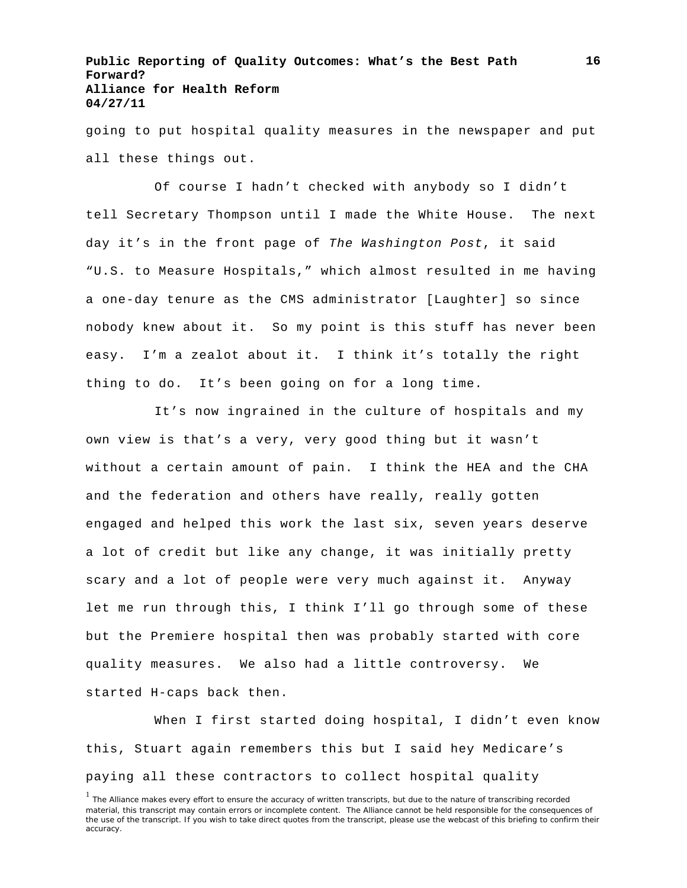going to put hospital quality measures in the newspaper and put all these things out.

Of course I hadn't checked with anybody so I didn't tell Secretary Thompson until I made the White House. The next day it's in the front page of *The Washington Post*, it said "U.S. to Measure Hospitals," which almost resulted in me having a one-day tenure as the CMS administrator [Laughter] so since nobody knew about it. So my point is this stuff has never been easy. I'm a zealot about it. I think it's totally the right thing to do. It's been going on for a long time.

It's now ingrained in the culture of hospitals and my own view is that's a very, very good thing but it wasn't without a certain amount of pain. I think the HEA and the CHA and the federation and others have really, really gotten engaged and helped this work the last six, seven years deserve a lot of credit but like any change, it was initially pretty scary and a lot of people were very much against it. Anyway let me run through this, I think I'll go through some of these but the Premiere hospital then was probably started with core quality measures. We also had a little controversy. We started H-caps back then.

When I first started doing hospital, I didn't even know this, Stuart again remembers this but I said hey Medicare's paying all these contractors to collect hospital quality

[1] The Alliance makes every effort to ensure the accuracy of written transcripts, but due to the nature of transcribing recorded material, this transcript may contain errors or incomplete content. The Alliance cannot be held responsible for the consequences of the use of the transcript. If you wish to take direct quotes from the transcript, please use the webcast of this briefing to confirm their accuracy.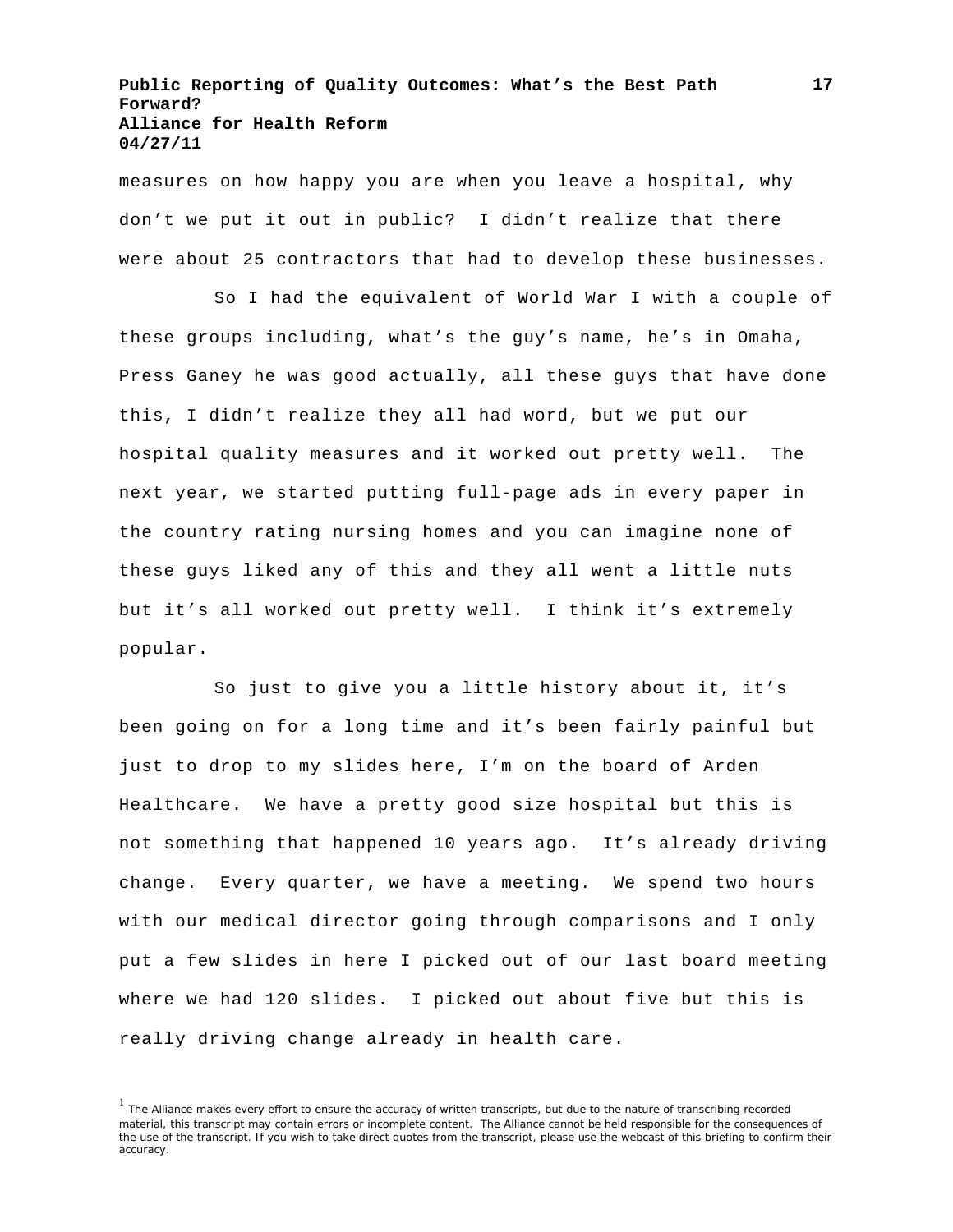measures on how happy you are when you leave a hospital, why don't we put it out in public? I didn't realize that there were about 25 contractors that had to develop these businesses.

So I had the equivalent of World War I with a couple of these groups including, what's the guy's name, he's in Omaha, Press Ganey he was good actually, all these guys that have done this, I didn't realize they all had word, but we put our hospital quality measures and it worked out pretty well. The next year, we started putting full-page ads in every paper in the country rating nursing homes and you can imagine none of these guys liked any of this and they all went a little nuts but it's all worked out pretty well. I think it's extremely popular.

So just to give you a little history about it, it's been going on for a long time and it's been fairly painful but just to drop to my slides here, I'm on the board of Arden Healthcare. We have a pretty good size hospital but this is not something that happened 10 years ago. It's already driving change. Every quarter, we have a meeting. We spend two hours with our medical director going through comparisons and I only put a few slides in here I picked out of our last board meeting where we had 120 slides. I picked out about five but this is really driving change already in health care.

[1] The Alliance makes every effort to ensure the accuracy of written transcripts, but due to the nature of transcribing recorded material, this transcript may contain errors or incomplete content. The Alliance cannot be held responsible for the consequences of the use of the transcript. If you wish to take direct quotes from the transcript, please use the webcast of this briefing to confirm their accuracy.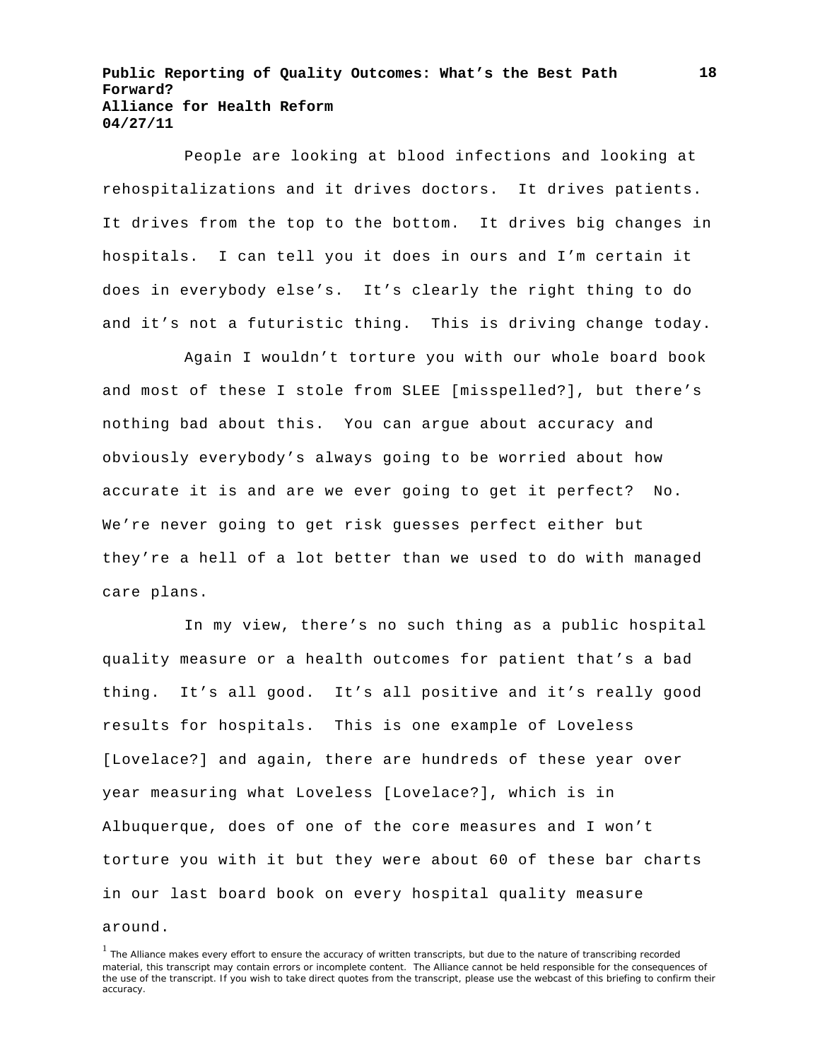People are looking at blood infections and looking at rehospitalizations and it drives doctors. It drives patients. It drives from the top to the bottom. It drives big changes in hospitals. I can tell you it does in ours and I'm certain it does in everybody else's. It's clearly the right thing to do and it's not a futuristic thing. This is driving change today.

Again I wouldn't torture you with our whole board book and most of these I stole from SLEE [misspelled?], but there's nothing bad about this. You can argue about accuracy and obviously everybody's always going to be worried about how accurate it is and are we ever going to get it perfect? No. We're never going to get risk guesses perfect either but they're a hell of a lot better than we used to do with managed care plans.

In my view, there's no such thing as a public hospital quality measure or a health outcomes for patient that's a bad thing. It's all good. It's all positive and it's really good results for hospitals. This is one example of Loveless [Lovelace?] and again, there are hundreds of these year over year measuring what Loveless [Lovelace?], which is in Albuquerque, does of one of the core measures and I won't torture you with it but they were about 60 of these bar charts in our last board book on every hospital quality measure around.

[1] The Alliance makes every effort to ensure the accuracy of written transcripts, but due to the nature of transcribing recorded material, this transcript may contain errors or incomplete content. The Alliance cannot be held responsible for the consequences of the use of the transcript. If you wish to take direct quotes from the transcript, please use the webcast of this briefing to confirm their accuracy.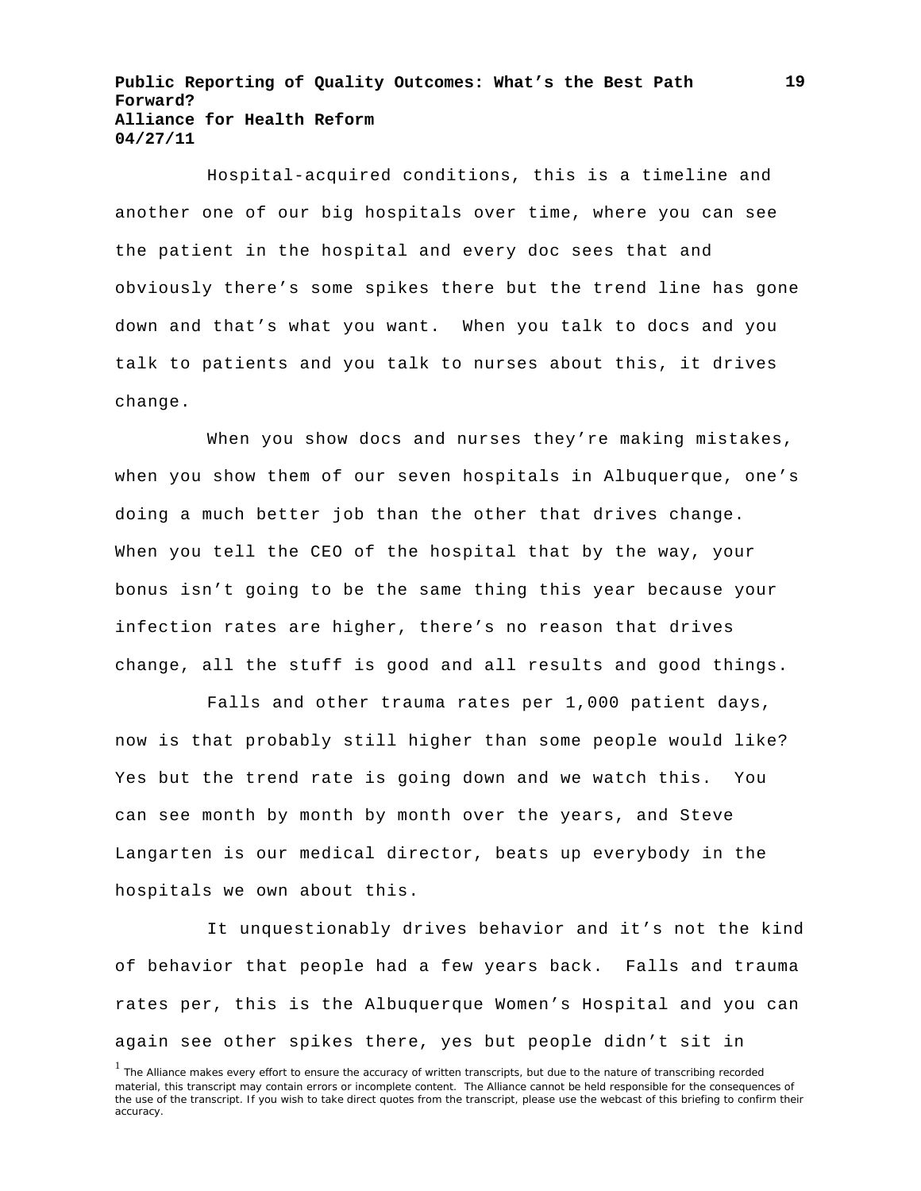Hospital-acquired conditions, this is a timeline and another one of our big hospitals over time, where you can see the patient in the hospital and every doc sees that and obviously there's some spikes there but the trend line has gone down and that's what you want. When you talk to docs and you talk to patients and you talk to nurses about this, it drives change.

When you show docs and nurses they're making mistakes, when you show them of our seven hospitals in Albuquerque, one's doing a much better job than the other that drives change. When you tell the CEO of the hospital that by the way, your bonus isn't going to be the same thing this year because your infection rates are higher, there's no reason that drives change, all the stuff is good and all results and good things.

Falls and other trauma rates per 1,000 patient days, now is that probably still higher than some people would like? Yes but the trend rate is going down and we watch this. You can see month by month by month over the years, and Steve Langarten is our medical director, beats up everybody in the hospitals we own about this.

It unquestionably drives behavior and it's not the kind of behavior that people had a few years back. Falls and trauma rates per, this is the Albuquerque Women's Hospital and you can again see other spikes there, yes but people didn't sit in

[1] The Alliance makes every effort to ensure the accuracy of written transcripts, but due to the nature of transcribing recorded material, this transcript may contain errors or incomplete content. The Alliance cannot be held responsible for the consequences of the use of the transcript. If you wish to take direct quotes from the transcript, please use the webcast of this briefing to confirm their accuracy.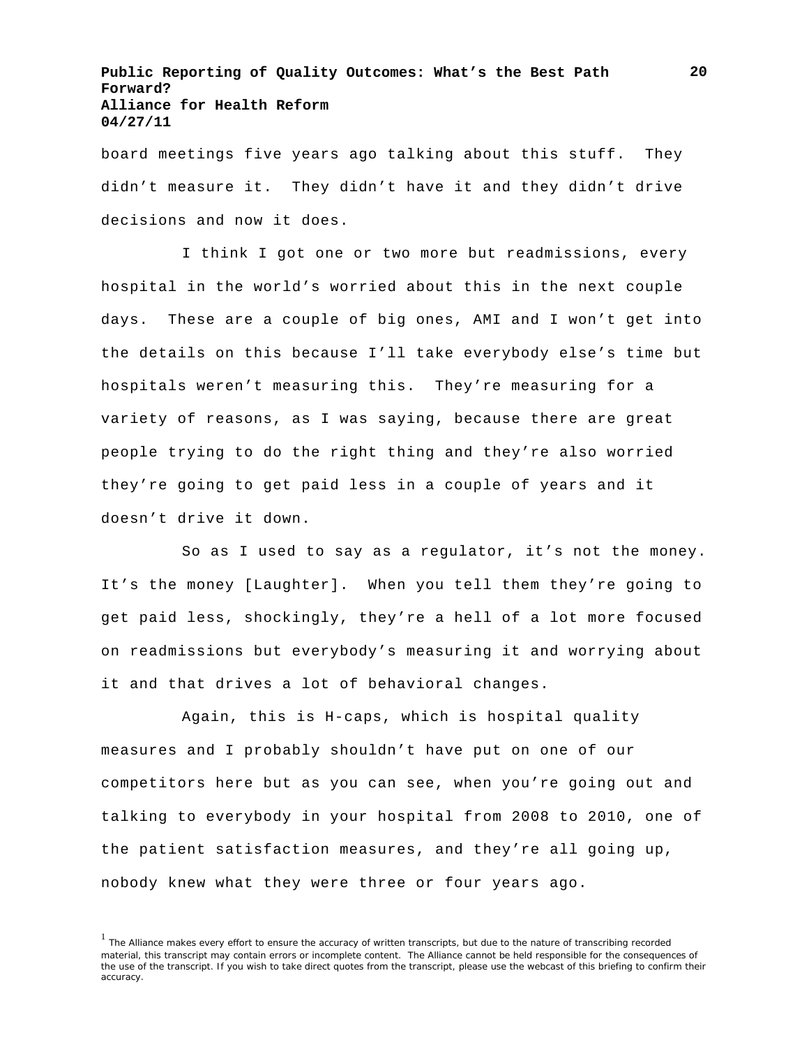board meetings five years ago talking about this stuff. They didn't measure it. They didn't have it and they didn't drive decisions and now it does.

I think I got one or two more but readmissions, every hospital in the world's worried about this in the next couple days. These are a couple of big ones, AMI and I won't get into the details on this because I'll take everybody else's time but hospitals weren't measuring this. They're measuring for a variety of reasons, as I was saying, because there are great people trying to do the right thing and they're also worried they're going to get paid less in a couple of years and it doesn't drive it down.

So as I used to say as a regulator, it's not the money. It's the money [Laughter]. When you tell them they're going to get paid less, shockingly, they're a hell of a lot more focused on readmissions but everybody's measuring it and worrying about it and that drives a lot of behavioral changes.

Again, this is H-caps, which is hospital quality measures and I probably shouldn't have put on one of our competitors here but as you can see, when you're going out and talking to everybody in your hospital from 2008 to 2010, one of the patient satisfaction measures, and they're all going up, nobody knew what they were three or four years ago.

[1] The Alliance makes every effort to ensure the accuracy of written transcripts, but due to the nature of transcribing recorded material, this transcript may contain errors or incomplete content. The Alliance cannot be held responsible for the consequences of the use of the transcript. If you wish to take direct quotes from the transcript, please use the webcast of this briefing to confirm their accuracy.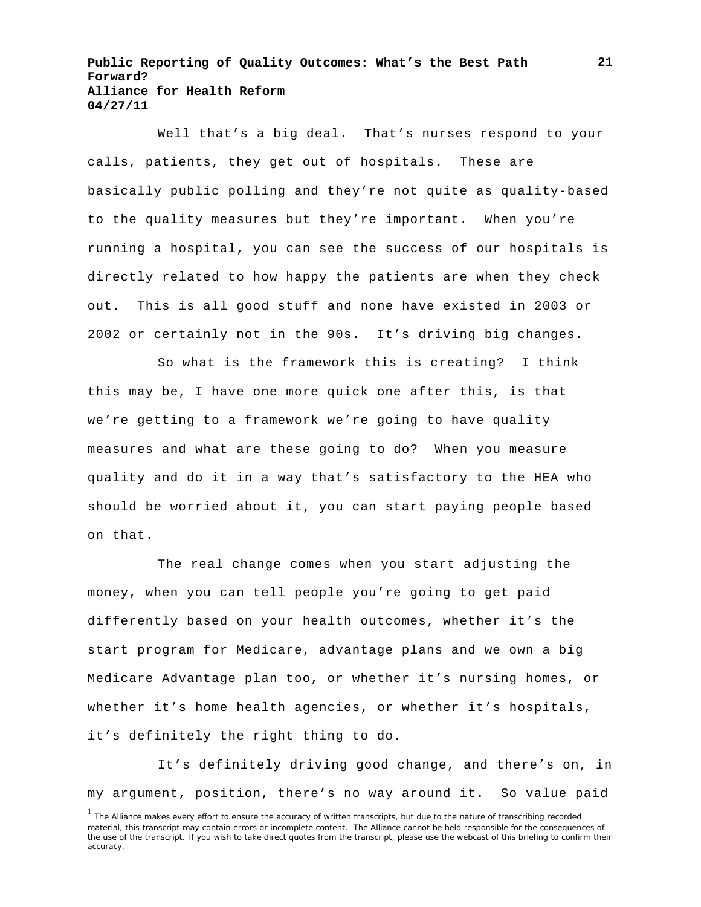Well that's a big deal. That's nurses respond to your calls, patients, they get out of hospitals. These are basically public polling and they're not quite as quality-based to the quality measures but they're important. When you're running a hospital, you can see the success of our hospitals is directly related to how happy the patients are when they check out. This is all good stuff and none have existed in 2003 or 2002 or certainly not in the 90s. It's driving big changes.

So what is the framework this is creating? I think this may be, I have one more quick one after this, is that we're getting to a framework we're going to have quality measures and what are these going to do? When you measure quality and do it in a way that's satisfactory to the HEA who should be worried about it, you can start paying people based on that.

The real change comes when you start adjusting the money, when you can tell people you're going to get paid differently based on your health outcomes, whether it's the start program for Medicare, advantage plans and we own a big Medicare Advantage plan too, or whether it's nursing homes, or whether it's home health agencies, or whether it's hospitals, it's definitely the right thing to do.

It's definitely driving good change, and there's on, in my argument, position, there's no way around it. So value paid

[1] The Alliance makes every effort to ensure the accuracy of written transcripts, but due to the nature of transcribing recorded material, this transcript may contain errors or incomplete content. The Alliance cannot be held responsible for the consequences of the use of the transcript. If you wish to take direct quotes from the transcript, please use the webcast of this briefing to confirm their accuracy.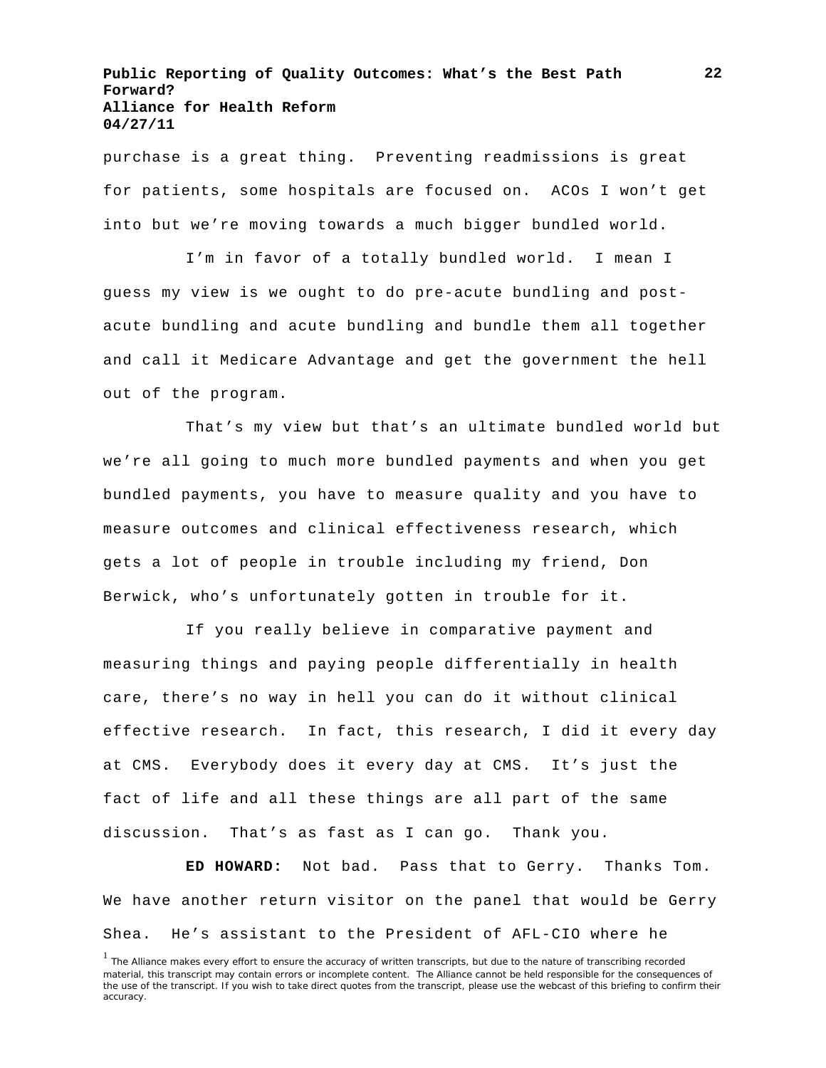purchase is a great thing. Preventing readmissions is great for patients, some hospitals are focused on. ACOs I won't get into but we're moving towards a much bigger bundled world.

I'm in favor of a totally bundled world. I mean I guess my view is we ought to do pre-acute bundling and post-acute bundling and acute bundling and bundle them all together and call it Medicare Advantage and get the government the hell out of the program.

That's my view but that's an ultimate bundled world but we're all going to much more bundled payments and when you get bundled payments, you have to measure quality and you have to measure outcomes and clinical effectiveness research, which gets a lot of people in trouble including my friend, Don Berwick, who's unfortunately gotten in trouble for it.

If you really believe in comparative payment and measuring things and paying people differentially in health care, there's no way in hell you can do it without clinical effective research. In fact, this research, I did it every day at CMS. Everybody does it every day at CMS. It's just the fact of life and all these things are all part of the same discussion. That's as fast as I can go. Thank you.

**ED HOWARD:** Not bad. Pass that to Gerry. Thanks Tom. We have another return visitor on the panel that would be Gerry Shea. He's assistant to the President of AFL-CIO where he

[1] The Alliance makes every effort to ensure the accuracy of written transcripts, but due to the nature of transcribing recorded material, this transcript may contain errors or incomplete content. The Alliance cannot be held responsible for the consequences of the use of the transcript. If you wish to take direct quotes from the transcript, please use the webcast of this briefing to confirm their accuracy.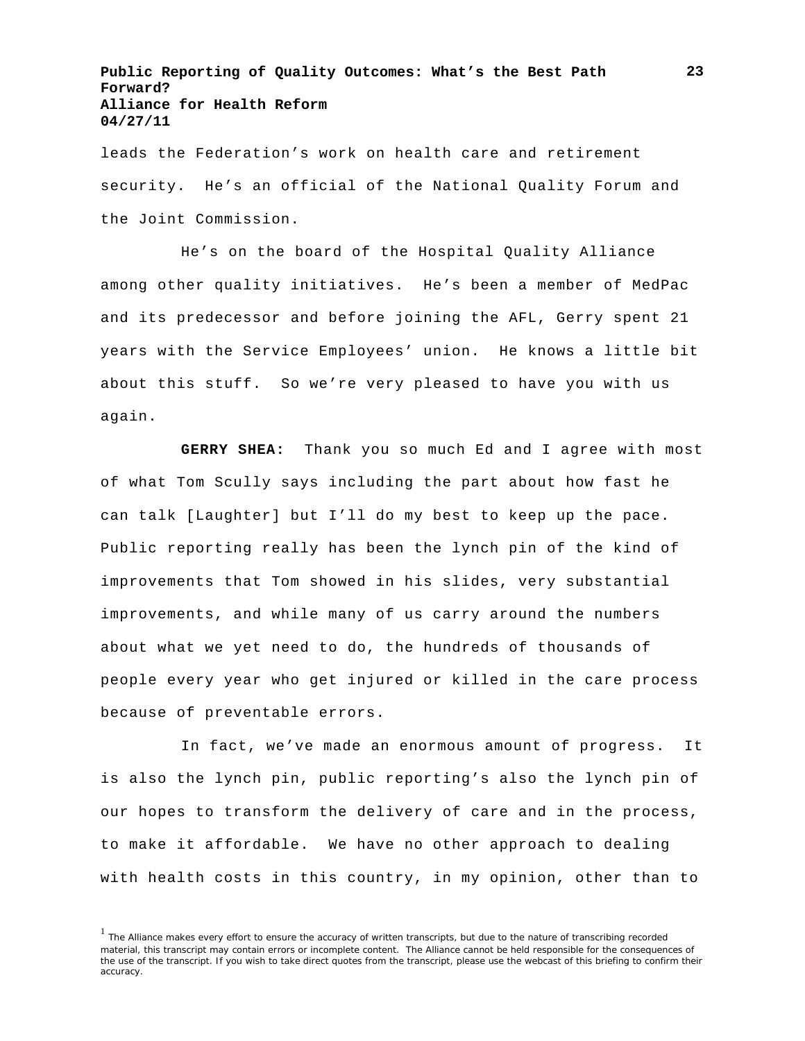leads the Federation's work on health care and retirement security. He's an official of the National Quality Forum and the Joint Commission.

He's on the board of the Hospital Quality Alliance among other quality initiatives. He's been a member of MedPac and its predecessor and before joining the AFL, Gerry spent 21 years with the Service Employees' union. He knows a little bit about this stuff. So we're very pleased to have you with us again.

**GERRY SHEA:** Thank you so much Ed and I agree with most of what Tom Scully says including the part about how fast he can talk [Laughter] but I'll do my best to keep up the pace. Public reporting really has been the lynch pin of the kind of improvements that Tom showed in his slides, very substantial improvements, and while many of us carry around the numbers about what we yet need to do, the hundreds of thousands of people every year who get injured or killed in the care process because of preventable errors.

In fact, we've made an enormous amount of progress. It is also the lynch pin, public reporting's also the lynch pin of our hopes to transform the delivery of care and in the process, to make it affordable. We have no other approach to dealing with health costs in this country, in my opinion, other than to

[1] The Alliance makes every effort to ensure the accuracy of written transcripts, but due to the nature of transcribing recorded material, this transcript may contain errors or incomplete content. The Alliance cannot be held responsible for the consequences of the use of the transcript. If you wish to take direct quotes from the transcript, please use the webcast of this briefing to confirm their accuracy.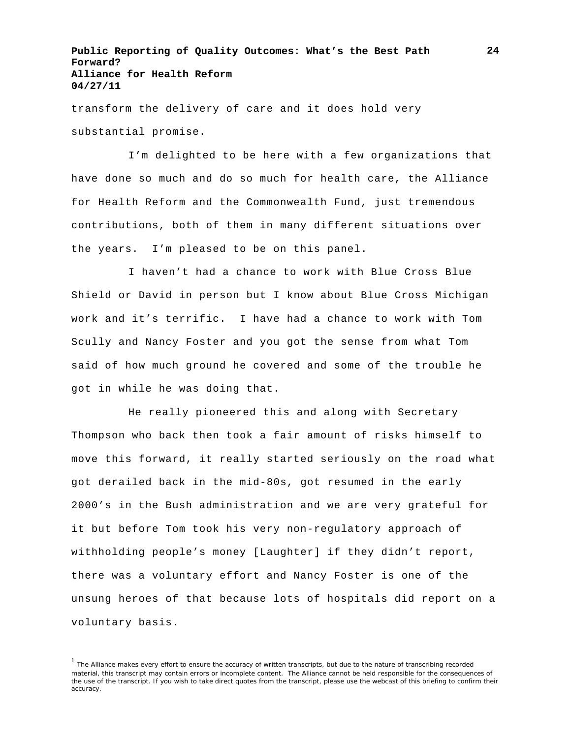transform the delivery of care and it does hold very substantial promise.

I'm delighted to be here with a few organizations that have done so much and do so much for health care, the Alliance for Health Reform and the Commonwealth Fund, just tremendous contributions, both of them in many different situations over the years. I'm pleased to be on this panel.

I haven't had a chance to work with Blue Cross Blue Shield or David in person but I know about Blue Cross Michigan work and it's terrific. I have had a chance to work with Tom Scully and Nancy Foster and you got the sense from what Tom said of how much ground he covered and some of the trouble he got in while he was doing that.

He really pioneered this and along with Secretary Thompson who back then took a fair amount of risks himself to move this forward, it really started seriously on the road what got derailed back in the mid-80s, got resumed in the early 2000's in the Bush administration and we are very grateful for it but before Tom took his very non-regulatory approach of withholding people's money [Laughter] if they didn't report, there was a voluntary effort and Nancy Foster is one of the unsung heroes of that because lots of hospitals did report on a voluntary basis.

[1] The Alliance makes every effort to ensure the accuracy of written transcripts, but due to the nature of transcribing recorded material, this transcript may contain errors or incomplete content. The Alliance cannot be held responsible for the consequences of the use of the transcript. If you wish to take direct quotes from the transcript, please use the webcast of this briefing to confirm their accuracy.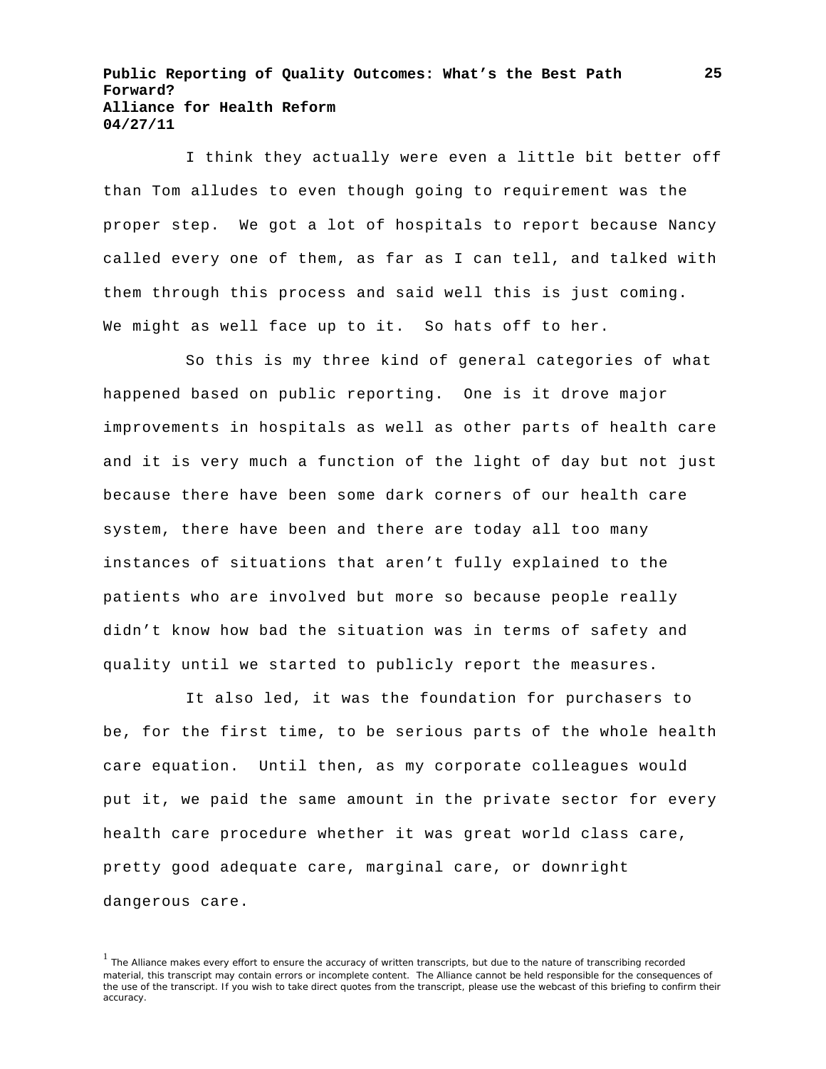I think they actually were even a little bit better off than Tom alludes to even though going to requirement was the proper step. We got a lot of hospitals to report because Nancy called every one of them, as far as I can tell, and talked with them through this process and said well this is just coming. We might as well face up to it. So hats off to her.

So this is my three kind of general categories of what happened based on public reporting. One is it drove major improvements in hospitals as well as other parts of health care and it is very much a function of the light of day but not just because there have been some dark corners of our health care system, there have been and there are today all too many instances of situations that aren't fully explained to the patients who are involved but more so because people really didn't know how bad the situation was in terms of safety and quality until we started to publicly report the measures.

It also led, it was the foundation for purchasers to be, for the first time, to be serious parts of the whole health care equation. Until then, as my corporate colleagues would put it, we paid the same amount in the private sector for every health care procedure whether it was great world class care, pretty good adequate care, marginal care, or downright dangerous care.

[1] The Alliance makes every effort to ensure the accuracy of written transcripts, but due to the nature of transcribing recorded material, this transcript may contain errors or incomplete content. The Alliance cannot be held responsible for the consequences of the use of the transcript. If you wish to take direct quotes from the transcript, please use the webcast of this briefing to confirm their accuracy.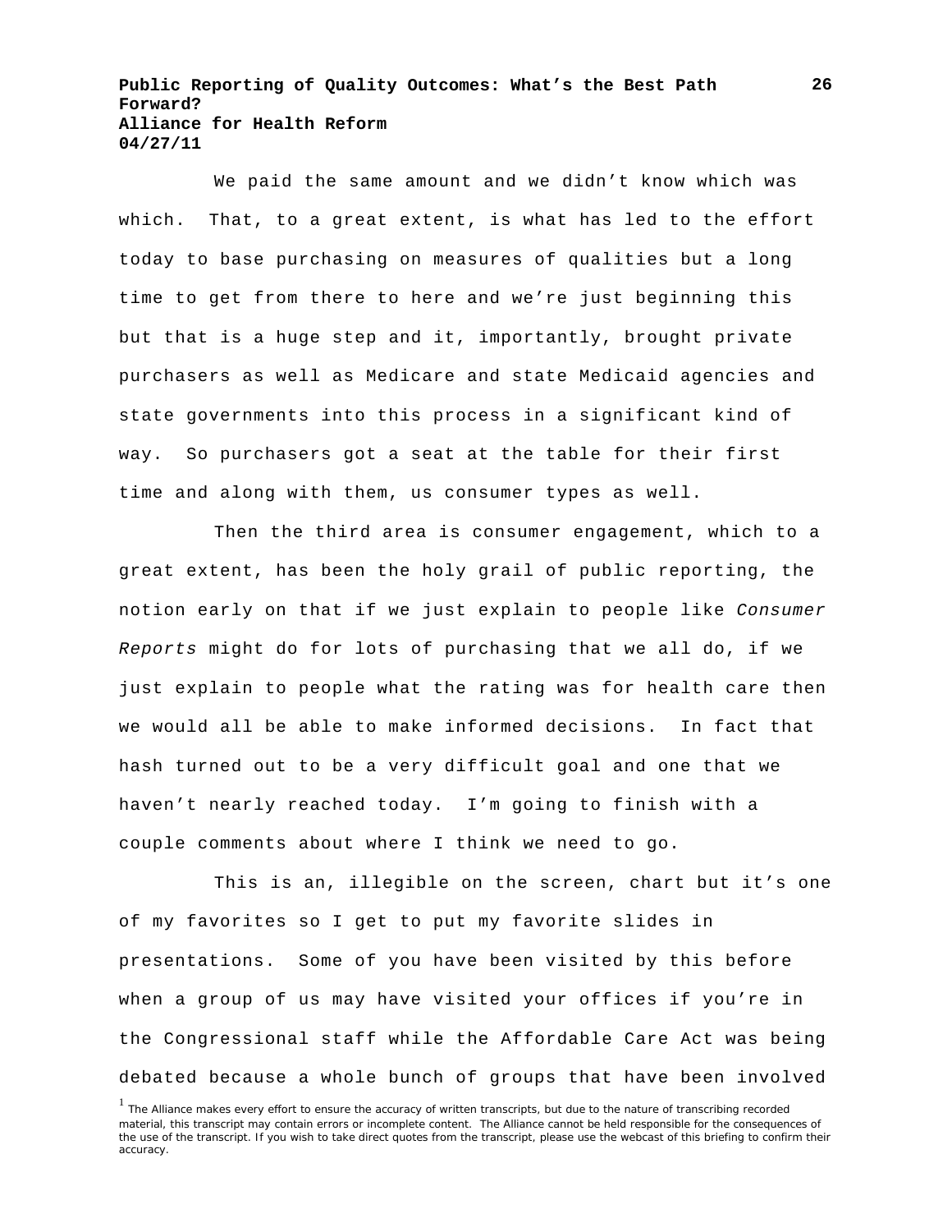We paid the same amount and we didn't know which was which. That, to a great extent, is what has led to the effort today to base purchasing on measures of qualities but a long time to get from there to here and we're just beginning this but that is a huge step and it, importantly, brought private purchasers as well as Medicare and state Medicaid agencies and state governments into this process in a significant kind of way. So purchasers got a seat at the table for their first time and along with them, us consumer types as well.

Then the third area is consumer engagement, which to a great extent, has been the holy grail of public reporting, the notion early on that if we just explain to people like *Consumer Reports* might do for lots of purchasing that we all do, if we just explain to people what the rating was for health care then we would all be able to make informed decisions. In fact that hash turned out to be a very difficult goal and one that we haven't nearly reached today. I'm going to finish with a couple comments about where I think we need to go.

This is an, illegible on the screen, chart but it's one of my favorites so I get to put my favorite slides in presentations. Some of you have been visited by this before when a group of us may have visited your offices if you're in the Congressional staff while the Affordable Care Act was being debated because a whole bunch of groups that have been involved

[1] The Alliance makes every effort to ensure the accuracy of written transcripts, but due to the nature of transcribing recorded material, this transcript may contain errors or incomplete content. The Alliance cannot be held responsible for the consequences of the use of the transcript. If you wish to take direct quotes from the transcript, please use the webcast of this briefing to confirm their accuracy.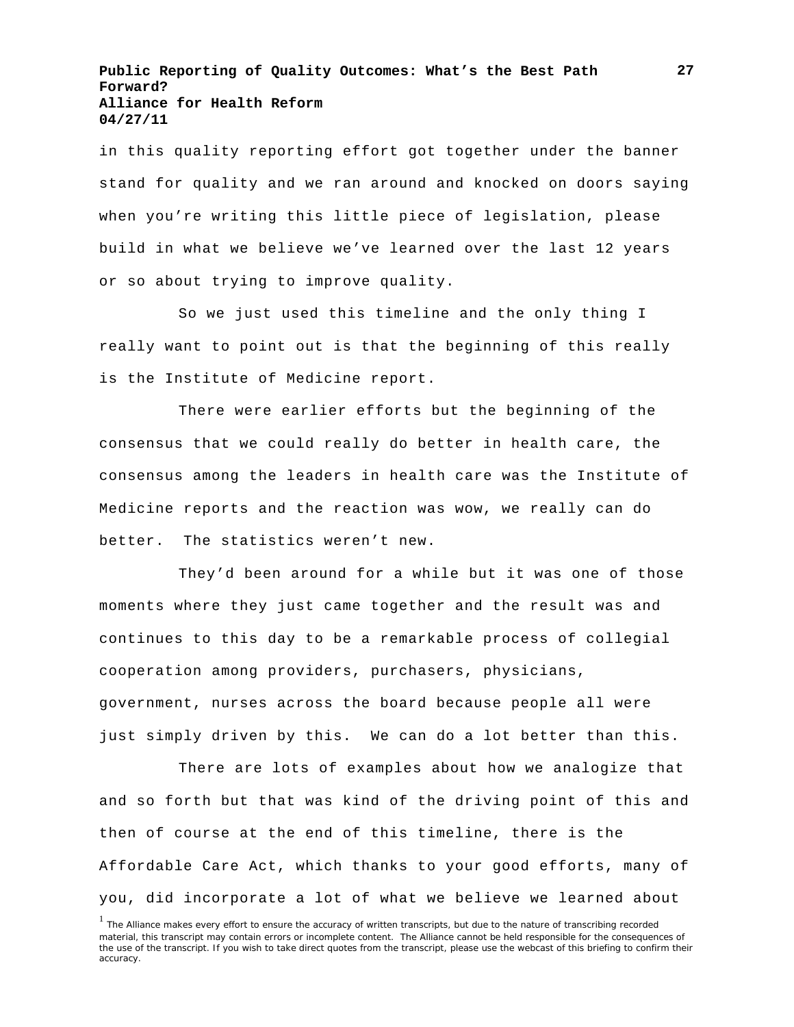in this quality reporting effort got together under the banner stand for quality and we ran around and knocked on doors saying when you're writing this little piece of legislation, please build in what we believe we've learned over the last 12 years or so about trying to improve quality.

So we just used this timeline and the only thing I really want to point out is that the beginning of this really is the Institute of Medicine report.

There were earlier efforts but the beginning of the consensus that we could really do better in health care, the consensus among the leaders in health care was the Institute of Medicine reports and the reaction was wow, we really can do better. The statistics weren't new.

They'd been around for a while but it was one of those moments where they just came together and the result was and continues to this day to be a remarkable process of collegial cooperation among providers, purchasers, physicians, government, nurses across the board because people all were just simply driven by this. We can do a lot better than this.

There are lots of examples about how we analogize that and so forth but that was kind of the driving point of this and then of course at the end of this timeline, there is the Affordable Care Act, which thanks to your good efforts, many of you, did incorporate a lot of what we believe we learned about

[1] The Alliance makes every effort to ensure the accuracy of written transcripts, but due to the nature of transcribing recorded material, this transcript may contain errors or incomplete content. The Alliance cannot be held responsible for the consequences of the use of the transcript. If you wish to take direct quotes from the transcript, please use the webcast of this briefing to confirm their accuracy.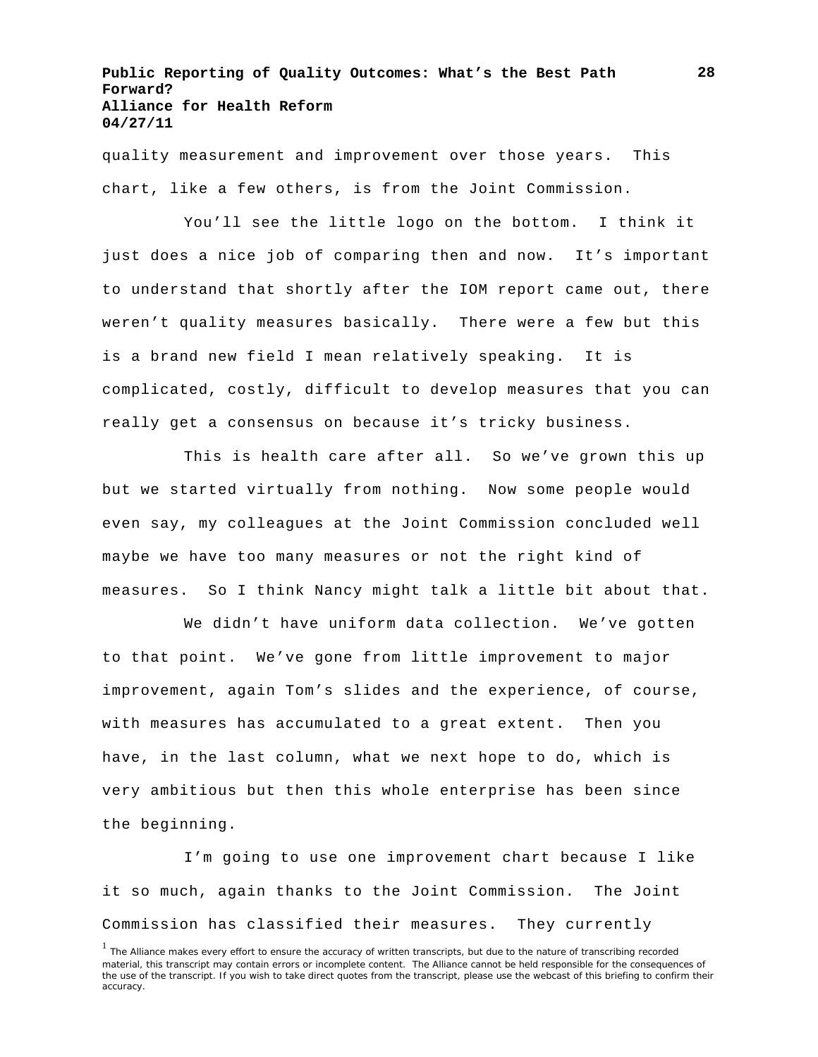quality measurement and improvement over those years. This chart, like a few others, is from the Joint Commission.

You'll see the little logo on the bottom. I think it just does a nice job of comparing then and now. It's important to understand that shortly after the IOM report came out, there weren't quality measures basically. There were a few but this is a brand new field I mean relatively speaking. It is complicated, costly, difficult to develop measures that you can really get a consensus on because it's tricky business.

This is health care after all. So we've grown this up but we started virtually from nothing. Now some people would even say, my colleagues at the Joint Commission concluded well maybe we have too many measures or not the right kind of measures. So I think Nancy might talk a little bit about that.

We didn't have uniform data collection. We've gotten to that point. We've gone from little improvement to major improvement, again Tom's slides and the experience, of course, with measures has accumulated to a great extent. Then you have, in the last column, what we next hope to do, which is very ambitious but then this whole enterprise has been since the beginning.

I'm going to use one improvement chart because I like it so much, again thanks to the Joint Commission. The Joint Commission has classified their measures. They currently

[1] The Alliance makes every effort to ensure the accuracy of written transcripts, but due to the nature of transcribing recorded material, this transcript may contain errors or incomplete content. The Alliance cannot be held responsible for the consequences of the use of the transcript. If you wish to take direct quotes from the transcript, please use the webcast of this briefing to confirm their accuracy.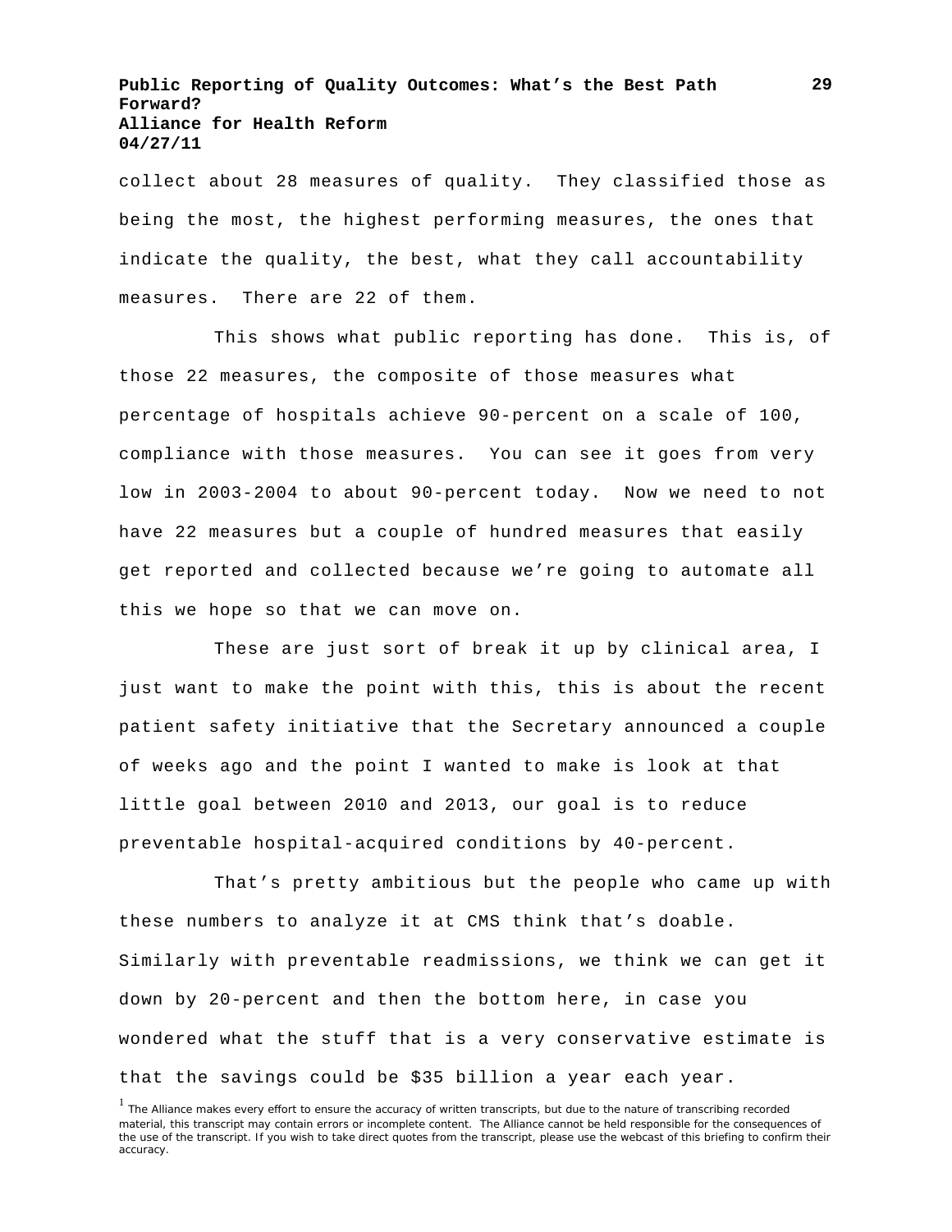collect about 28 measures of quality. They classified those as being the most, the highest performing measures, the ones that indicate the quality, the best, what they call accountability measures. There are 22 of them.

This shows what public reporting has done. This is, of those 22 measures, the composite of those measures what percentage of hospitals achieve 90-percent on a scale of 100, compliance with those measures. You can see it goes from very low in 2003-2004 to about 90-percent today. Now we need to not have 22 measures but a couple of hundred measures that easily get reported and collected because we're going to automate all this we hope so that we can move on.

These are just sort of break it up by clinical area, I just want to make the point with this, this is about the recent patient safety initiative that the Secretary announced a couple of weeks ago and the point I wanted to make is look at that little goal between 2010 and 2013, our goal is to reduce preventable hospital-acquired conditions by 40-percent.

That's pretty ambitious but the people who came up with these numbers to analyze it at CMS think that's doable. Similarly with preventable readmissions, we think we can get it down by 20-percent and then the bottom here, in case you wondered what the stuff that is a very conservative estimate is that the savings could be $35 billion a year each year.

[1] The Alliance makes every effort to ensure the accuracy of written transcripts, but due to the nature of transcribing recorded material, this transcript may contain errors or incomplete content. The Alliance cannot be held responsible for the consequences of the use of the transcript. If you wish to take direct quotes from the transcript, please use the webcast of this briefing to confirm their accuracy.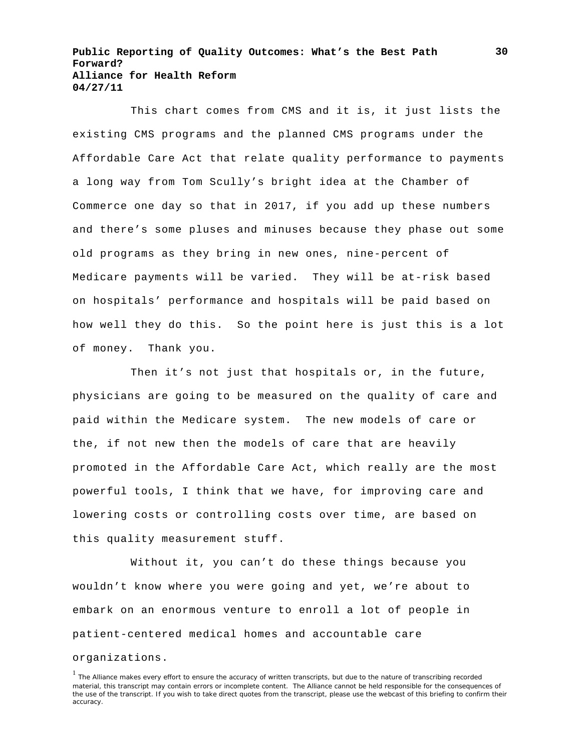This chart comes from CMS and it is, it just lists the existing CMS programs and the planned CMS programs under the Affordable Care Act that relate quality performance to payments a long way from Tom Scully's bright idea at the Chamber of Commerce one day so that in 2017, if you add up these numbers and there's some pluses and minuses because they phase out some old programs as they bring in new ones, nine-percent of Medicare payments will be varied. They will be at-risk based on hospitals' performance and hospitals will be paid based on how well they do this. So the point here is just this is a lot of money. Thank you.

Then it's not just that hospitals or, in the future, physicians are going to be measured on the quality of care and paid within the Medicare system. The new models of care or the, if not new then the models of care that are heavily promoted in the Affordable Care Act, which really are the most powerful tools, I think that we have, for improving care and lowering costs or controlling costs over time, are based on this quality measurement stuff.

Without it, you can't do these things because you wouldn't know where you were going and yet, we're about to embark on an enormous venture to enroll a lot of people in patient-centered medical homes and accountable care organizations.

[1] The Alliance makes every effort to ensure the accuracy of written transcripts, but due to the nature of transcribing recorded material, this transcript may contain errors or incomplete content. The Alliance cannot be held responsible for the consequences of the use of the transcript. If you wish to take direct quotes from the transcript, please use the webcast of this briefing to confirm their accuracy.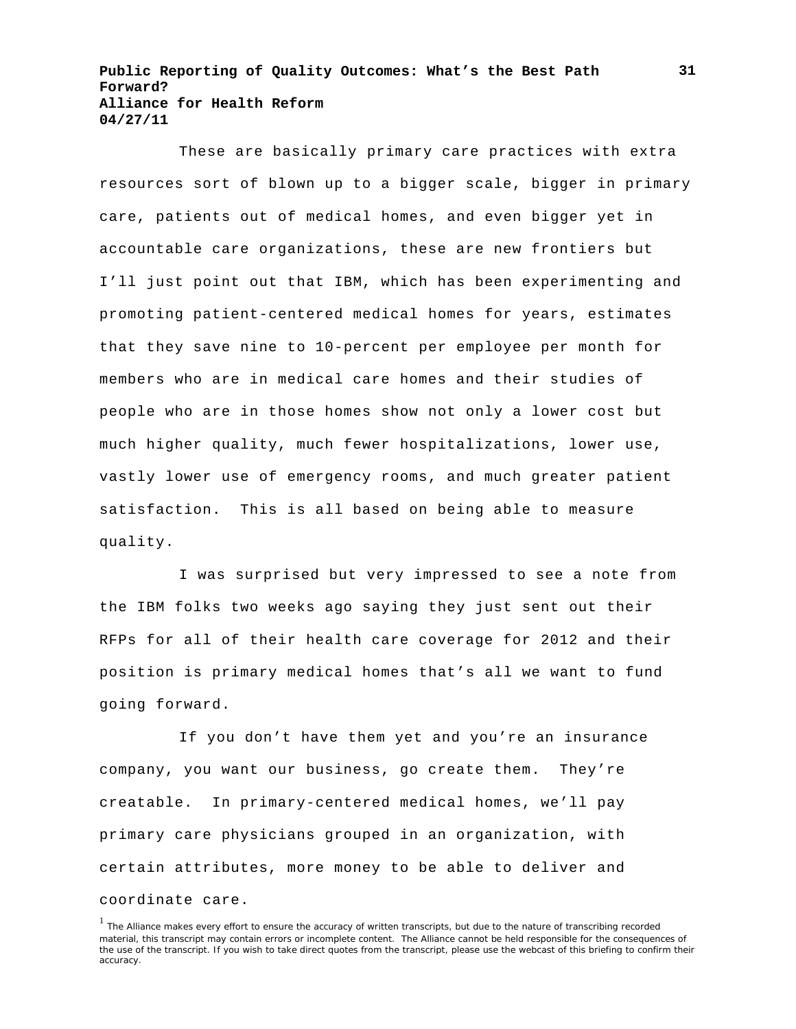These are basically primary care practices with extra resources sort of blown up to a bigger scale, bigger in primary care, patients out of medical homes, and even bigger yet in accountable care organizations, these are new frontiers but I'll just point out that IBM, which has been experimenting and promoting patient-centered medical homes for years, estimates that they save nine to 10-percent per employee per month for members who are in medical care homes and their studies of people who are in those homes show not only a lower cost but much higher quality, much fewer hospitalizations, lower use, vastly lower use of emergency rooms, and much greater patient satisfaction. This is all based on being able to measure quality.

I was surprised but very impressed to see a note from the IBM folks two weeks ago saying they just sent out their RFPs for all of their health care coverage for 2012 and their position is primary medical homes that's all we want to fund going forward.

If you don't have them yet and you're an insurance company, you want our business, go create them. They're creatable. In primary-centered medical homes, we'll pay primary care physicians grouped in an organization, with certain attributes, more money to be able to deliver and coordinate care.

[1] The Alliance makes every effort to ensure the accuracy of written transcripts, but due to the nature of transcribing recorded material, this transcript may contain errors or incomplete content. The Alliance cannot be held responsible for the consequences of the use of the transcript. If you wish to take direct quotes from the transcript, please use the webcast of this briefing to confirm their accuracy.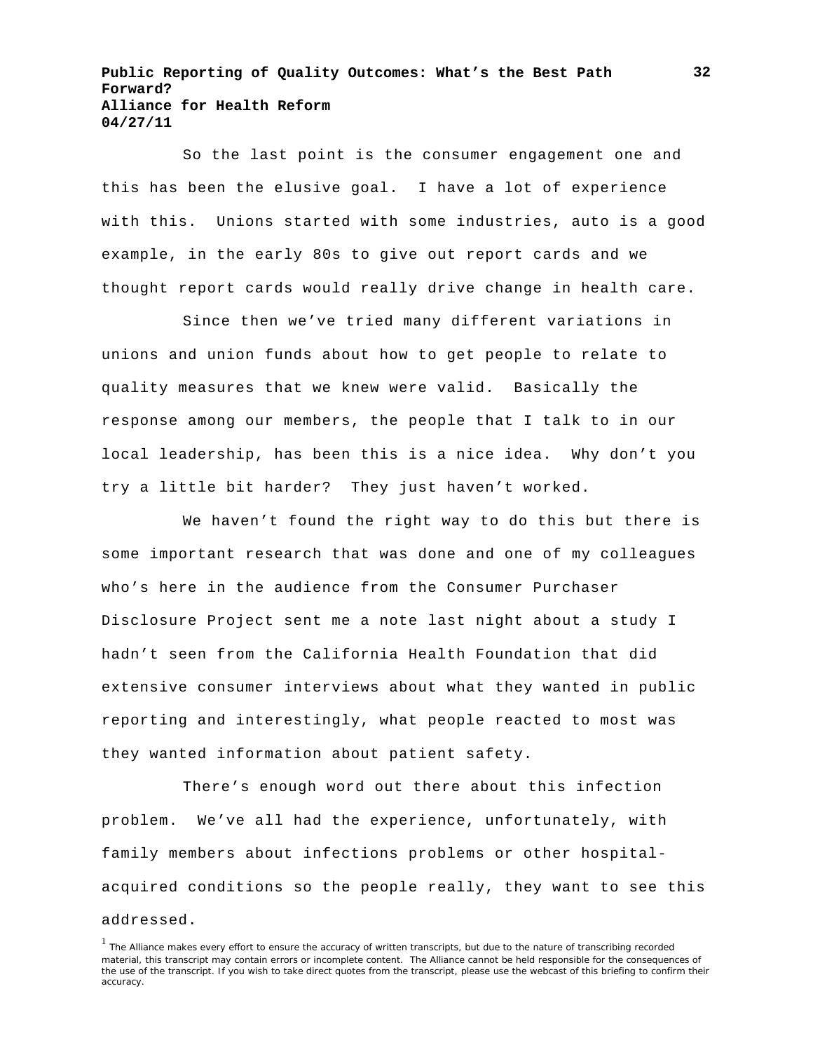So the last point is the consumer engagement one and this has been the elusive goal. I have a lot of experience with this. Unions started with some industries, auto is a good example, in the early 80s to give out report cards and we thought report cards would really drive change in health care.

Since then we've tried many different variations in unions and union funds about how to get people to relate to quality measures that we knew were valid. Basically the response among our members, the people that I talk to in our local leadership, has been this is a nice idea. Why don't you try a little bit harder? They just haven't worked.

We haven't found the right way to do this but there is some important research that was done and one of my colleagues who's here in the audience from the Consumer Purchaser Disclosure Project sent me a note last night about a study I hadn't seen from the California Health Foundation that did extensive consumer interviews about what they wanted in public reporting and interestingly, what people reacted to most was they wanted information about patient safety.

There's enough word out there about this infection problem. We've all had the experience, unfortunately, with family members about infections problems or other hospital-acquired conditions so the people really, they want to see this addressed.

[1] The Alliance makes every effort to ensure the accuracy of written transcripts, but due to the nature of transcribing recorded material, this transcript may contain errors or incomplete content. The Alliance cannot be held responsible for the consequences of the use of the transcript. If you wish to take direct quotes from the transcript, please use the webcast of this briefing to confirm their accuracy.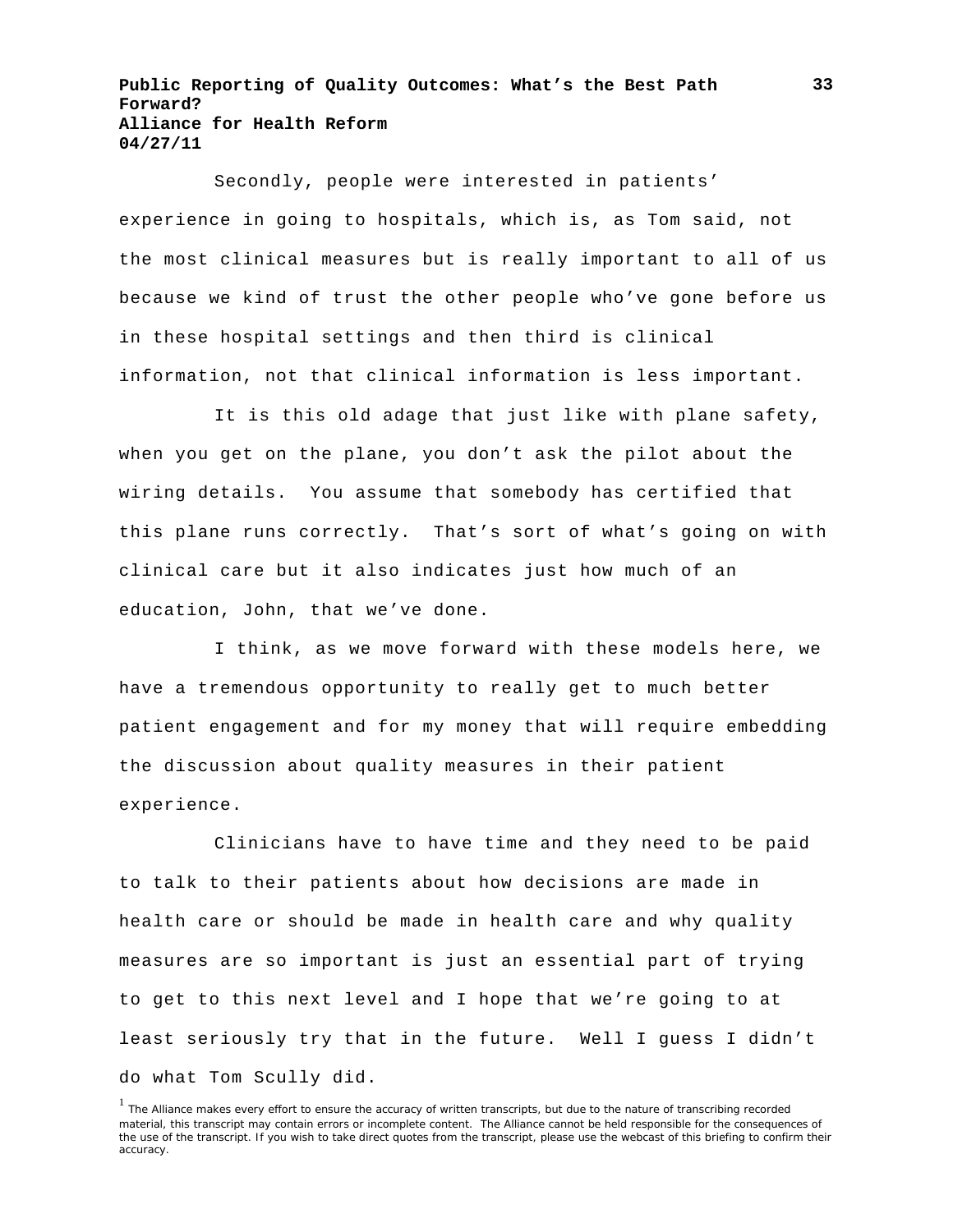Secondly, people were interested in patients' experience in going to hospitals, which is, as Tom said, not the most clinical measures but is really important to all of us because we kind of trust the other people who've gone before us in these hospital settings and then third is clinical information, not that clinical information is less important.

It is this old adage that just like with plane safety, when you get on the plane, you don't ask the pilot about the wiring details. You assume that somebody has certified that this plane runs correctly. That's sort of what's going on with clinical care but it also indicates just how much of an education, John, that we've done.

I think, as we move forward with these models here, we have a tremendous opportunity to really get to much better patient engagement and for my money that will require embedding the discussion about quality measures in their patient experience.

Clinicians have to have time and they need to be paid to talk to their patients about how decisions are made in health care or should be made in health care and why quality measures are so important is just an essential part of trying to get to this next level and I hope that we're going to at least seriously try that in the future. Well I guess I didn't do what Tom Scully did.

[1] The Alliance makes every effort to ensure the accuracy of written transcripts, but due to the nature of transcribing recorded material, this transcript may contain errors or incomplete content. The Alliance cannot be held responsible for the consequences of the use of the transcript. If you wish to take direct quotes from the transcript, please use the webcast of this briefing to confirm their accuracy.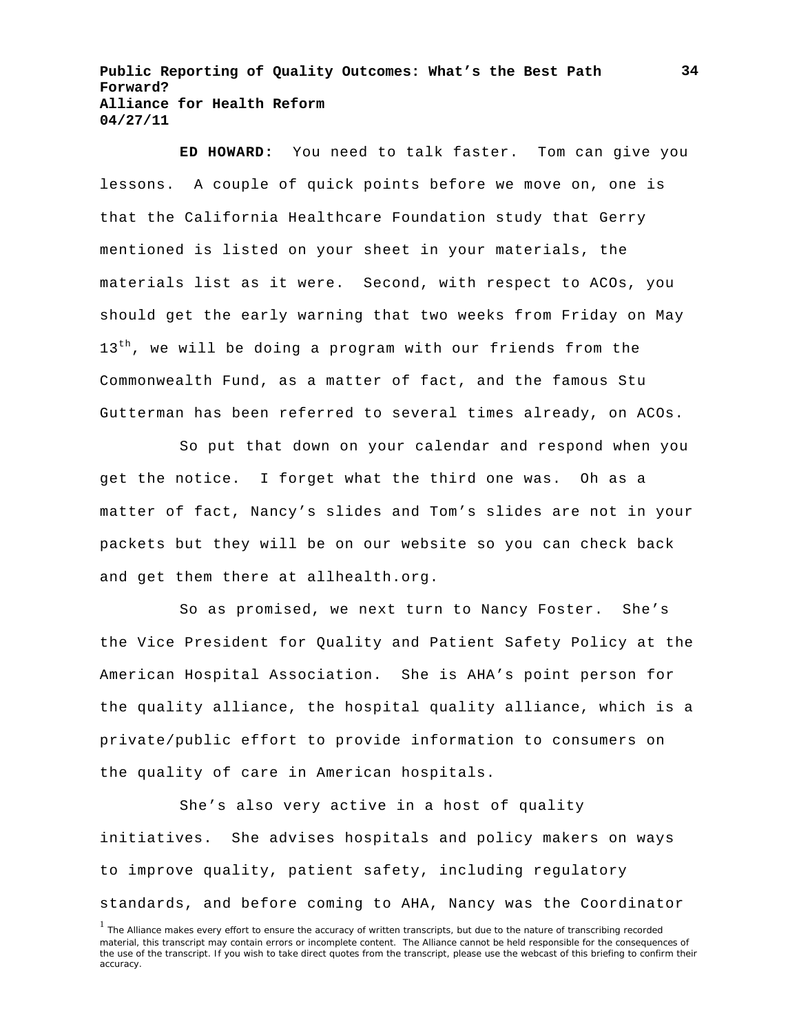**ED HOWARD:** You need to talk faster. Tom can give you lessons. A couple of quick points before we move on, one is that the California Healthcare Foundation study that Gerry mentioned is listed on your sheet in your materials, the materials list as it were. Second, with respect to ACOs, you should get the early warning that two weeks from Friday on May 13th, we will be doing a program with our friends from the Commonwealth Fund, as a matter of fact, and the famous Stu Gutterman has been referred to several times already, on ACOs.

So put that down on your calendar and respond when you get the notice. I forget what the third one was. Oh as a matter of fact, Nancy's slides and Tom's slides are not in your packets but they will be on our website so you can check back and get them there at allhealth.org.

So as promised, we next turn to Nancy Foster. She's the Vice President for Quality and Patient Safety Policy at the American Hospital Association. She is AHA's point person for the quality alliance, the hospital quality alliance, which is a private/public effort to provide information to consumers on the quality of care in American hospitals.

She's also very active in a host of quality initiatives. She advises hospitals and policy makers on ways to improve quality, patient safety, including regulatory standards, and before coming to AHA, Nancy was the Coordinator

[1] The Alliance makes every effort to ensure the accuracy of written transcripts, but due to the nature of transcribing recorded material, this transcript may contain errors or incomplete content. The Alliance cannot be held responsible for the consequences of the use of the transcript. If you wish to take direct quotes from the transcript, please use the webcast of this briefing to confirm their accuracy.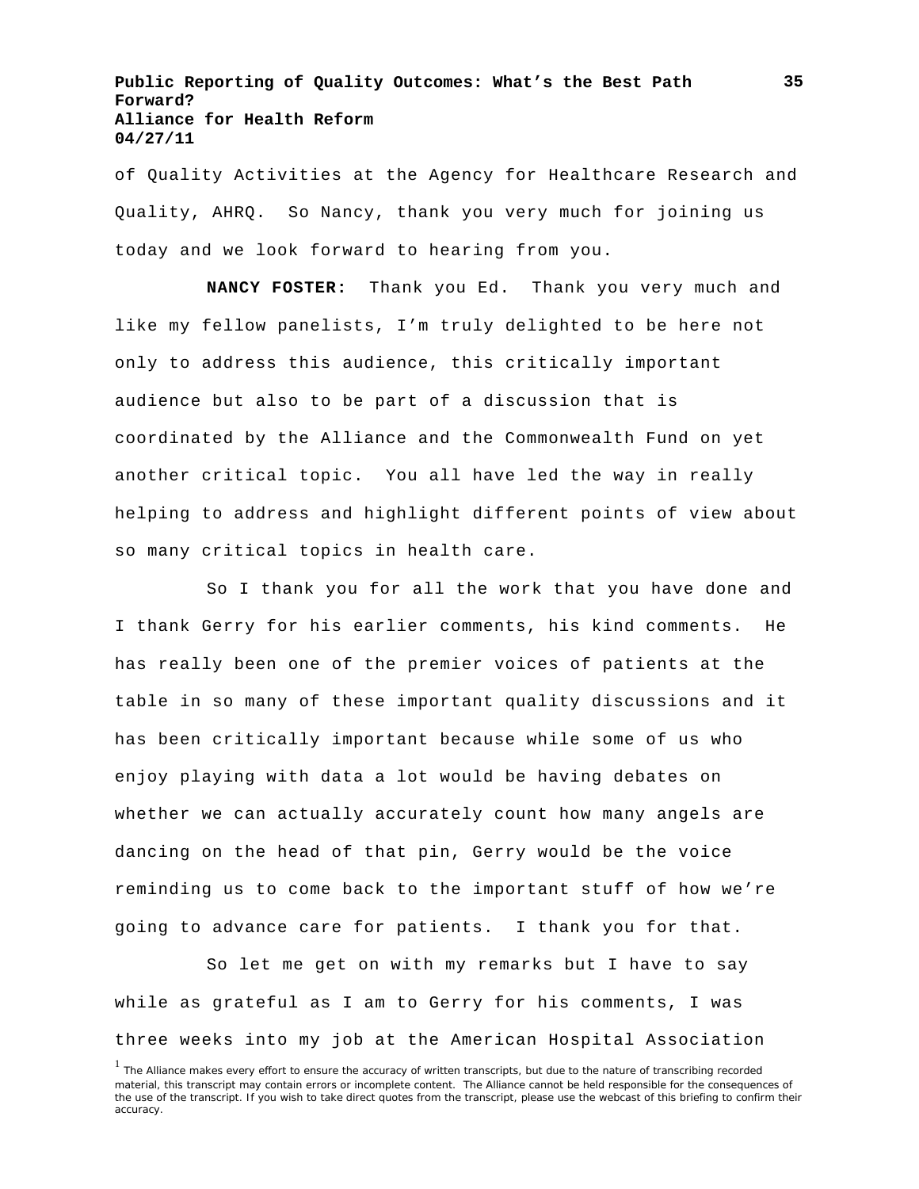of Quality Activities at the Agency for Healthcare Research and Quality, AHRQ. So Nancy, thank you very much for joining us today and we look forward to hearing from you.

**NANCY FOSTER:** Thank you Ed. Thank you very much and like my fellow panelists, I'm truly delighted to be here not only to address this audience, this critically important audience but also to be part of a discussion that is coordinated by the Alliance and the Commonwealth Fund on yet another critical topic. You all have led the way in really helping to address and highlight different points of view about so many critical topics in health care.

So I thank you for all the work that you have done and I thank Gerry for his earlier comments, his kind comments. He has really been one of the premier voices of patients at the table in so many of these important quality discussions and it has been critically important because while some of us who enjoy playing with data a lot would be having debates on whether we can actually accurately count how many angels are dancing on the head of that pin, Gerry would be the voice reminding us to come back to the important stuff of how we're going to advance care for patients. I thank you for that.

So let me get on with my remarks but I have to say while as grateful as I am to Gerry for his comments, I was three weeks into my job at the American Hospital Association

[1] The Alliance makes every effort to ensure the accuracy of written transcripts, but due to the nature of transcribing recorded material, this transcript may contain errors or incomplete content. The Alliance cannot be held responsible for the consequences of the use of the transcript. If you wish to take direct quotes from the transcript, please use the webcast of this briefing to confirm their accuracy.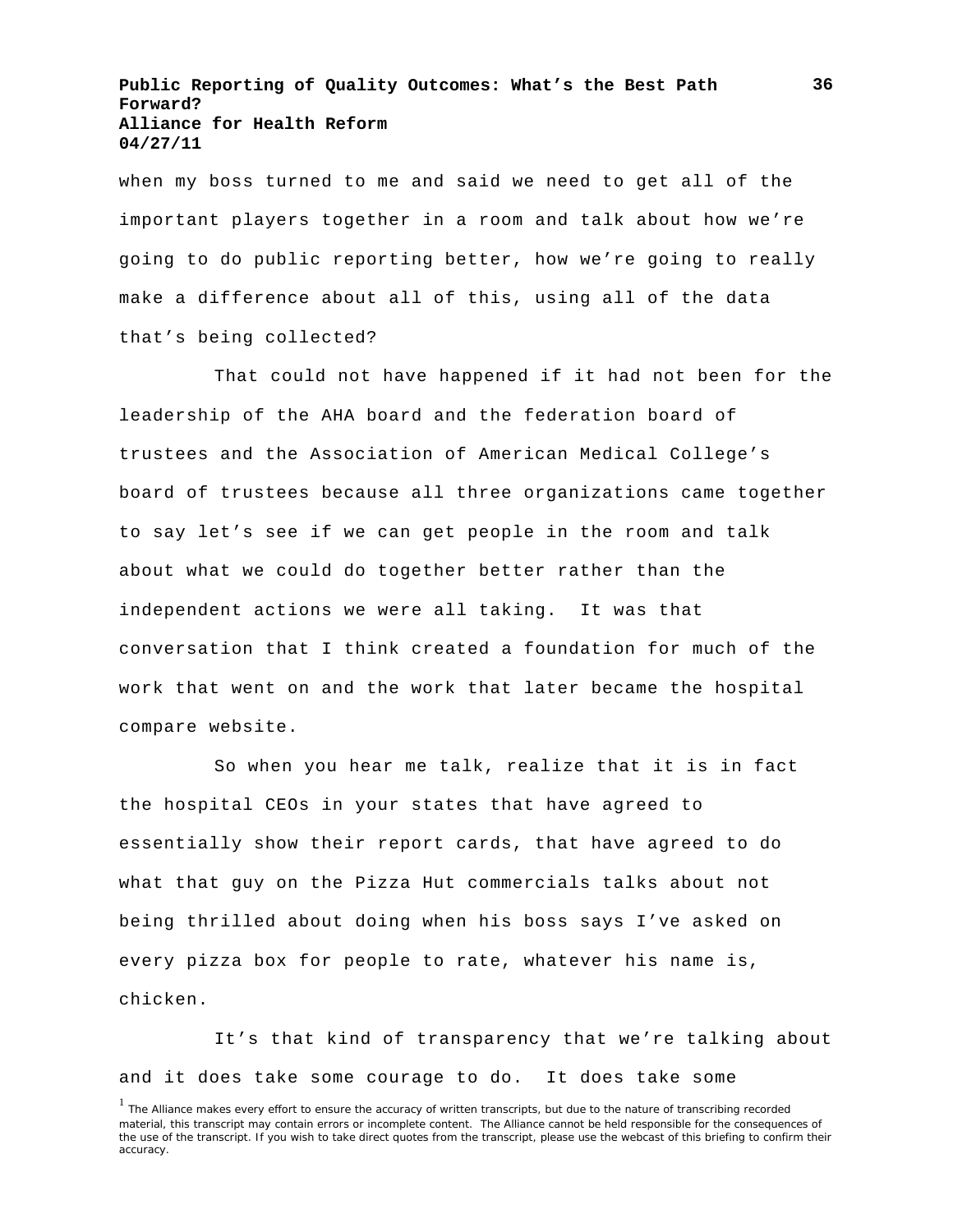when my boss turned to me and said we need to get all of the important players together in a room and talk about how we're going to do public reporting better, how we're going to really make a difference about all of this, using all of the data that's being collected?

That could not have happened if it had not been for the leadership of the AHA board and the federation board of trustees and the Association of American Medical College's board of trustees because all three organizations came together to say let's see if we can get people in the room and talk about what we could do together better rather than the independent actions we were all taking. It was that conversation that I think created a foundation for much of the work that went on and the work that later became the hospital compare website.

So when you hear me talk, realize that it is in fact the hospital CEOs in your states that have agreed to essentially show their report cards, that have agreed to do what that guy on the Pizza Hut commercials talks about not being thrilled about doing when his boss says I've asked on every pizza box for people to rate, whatever his name is, chicken.

It's that kind of transparency that we're talking about and it does take some courage to do. It does take some

[1] The Alliance makes every effort to ensure the accuracy of written transcripts, but due to the nature of transcribing recorded material, this transcript may contain errors or incomplete content. The Alliance cannot be held responsible for the consequences of the use of the transcript. If you wish to take direct quotes from the transcript, please use the webcast of this briefing to confirm their accuracy.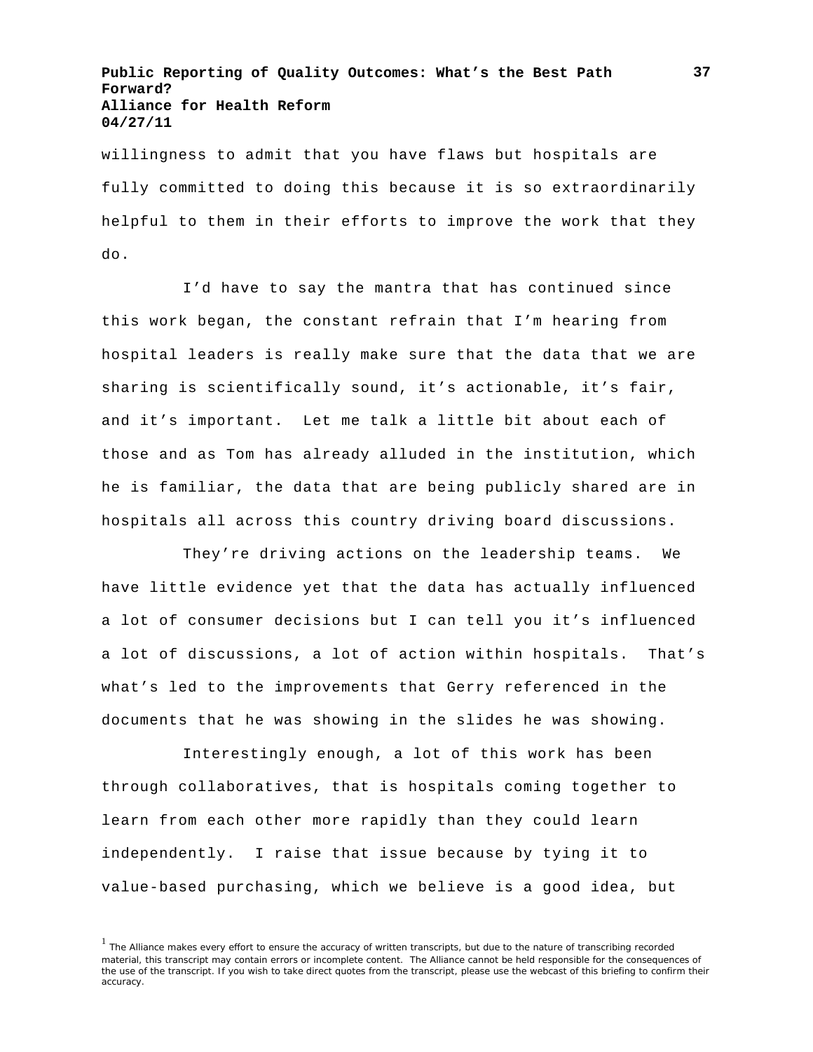willingness to admit that you have flaws but hospitals are fully committed to doing this because it is so extraordinarily helpful to them in their efforts to improve the work that they do.

I'd have to say the mantra that has continued since this work began, the constant refrain that I'm hearing from hospital leaders is really make sure that the data that we are sharing is scientifically sound, it's actionable, it's fair, and it's important. Let me talk a little bit about each of those and as Tom has already alluded in the institution, which he is familiar, the data that are being publicly shared are in hospitals all across this country driving board discussions.

They're driving actions on the leadership teams. We have little evidence yet that the data has actually influenced a lot of consumer decisions but I can tell you it's influenced a lot of discussions, a lot of action within hospitals. That's what's led to the improvements that Gerry referenced in the documents that he was showing in the slides he was showing.

Interestingly enough, a lot of this work has been through collaboratives, that is hospitals coming together to learn from each other more rapidly than they could learn independently. I raise that issue because by tying it to value-based purchasing, which we believe is a good idea, but

[1] The Alliance makes every effort to ensure the accuracy of written transcripts, but due to the nature of transcribing recorded material, this transcript may contain errors or incomplete content. The Alliance cannot be held responsible for the consequences of the use of the transcript. If you wish to take direct quotes from the transcript, please use the webcast of this briefing to confirm their accuracy.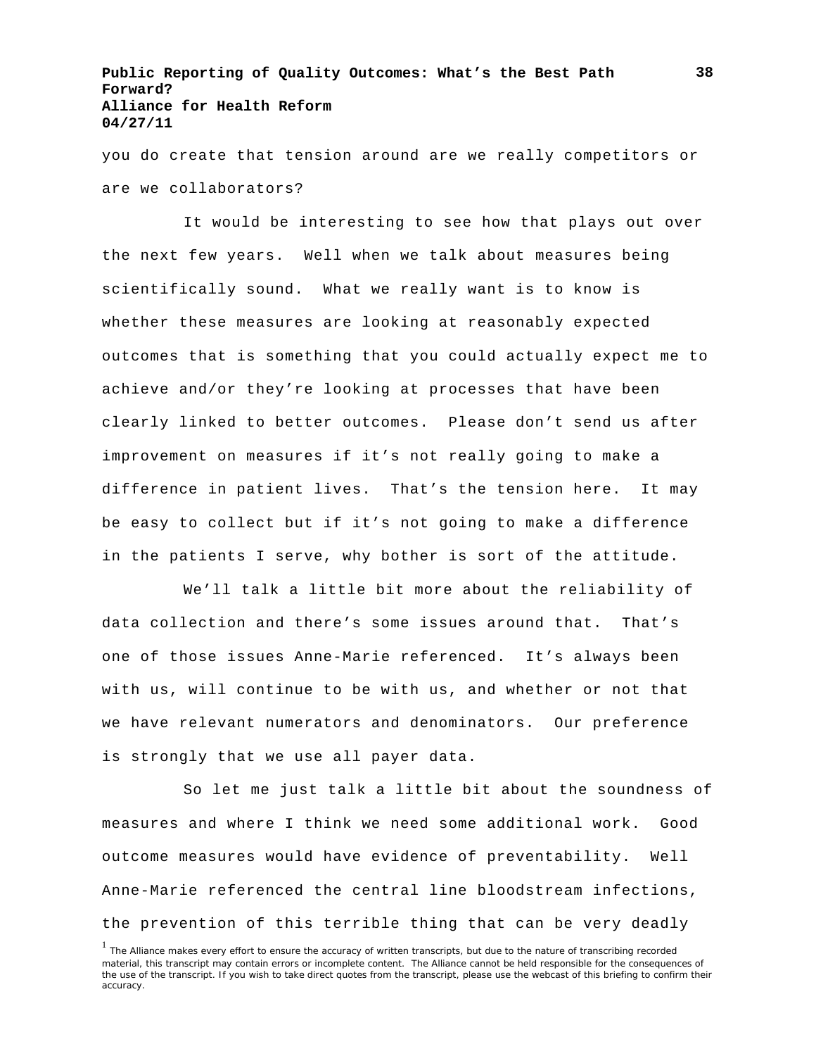you do create that tension around are we really competitors or are we collaborators?

It would be interesting to see how that plays out over the next few years. Well when we talk about measures being scientifically sound. What we really want is to know is whether these measures are looking at reasonably expected outcomes that is something that you could actually expect me to achieve and/or they're looking at processes that have been clearly linked to better outcomes. Please don't send us after improvement on measures if it's not really going to make a difference in patient lives. That's the tension here. It may be easy to collect but if it's not going to make a difference in the patients I serve, why bother is sort of the attitude.

We'll talk a little bit more about the reliability of data collection and there's some issues around that. That's one of those issues Anne-Marie referenced. It's always been with us, will continue to be with us, and whether or not that we have relevant numerators and denominators. Our preference is strongly that we use all payer data.

So let me just talk a little bit about the soundness of measures and where I think we need some additional work. Good outcome measures would have evidence of preventability. Well Anne-Marie referenced the central line bloodstream infections, the prevention of this terrible thing that can be very deadly

[1] The Alliance makes every effort to ensure the accuracy of written transcripts, but due to the nature of transcribing recorded material, this transcript may contain errors or incomplete content. The Alliance cannot be held responsible for the consequences of the use of the transcript. If you wish to take direct quotes from the transcript, please use the webcast of this briefing to confirm their accuracy.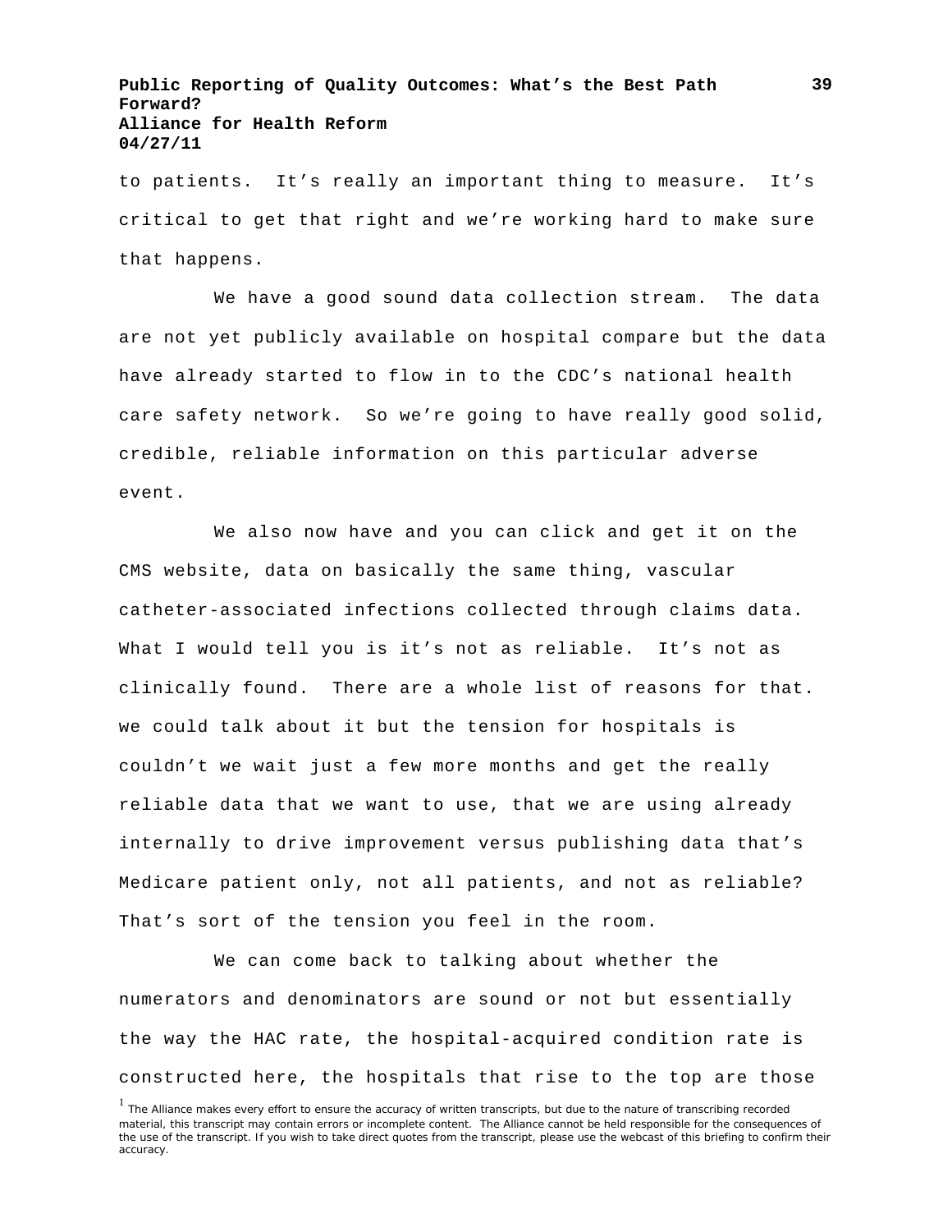to patients. It's really an important thing to measure. It's critical to get that right and we're working hard to make sure that happens.

We have a good sound data collection stream. The data are not yet publicly available on hospital compare but the data have already started to flow in to the CDC's national health care safety network. So we're going to have really good solid, credible, reliable information on this particular adverse event.

We also now have and you can click and get it on the CMS website, data on basically the same thing, vascular catheter-associated infections collected through claims data. What I would tell you is it's not as reliable. It's not as clinically found. There are a whole list of reasons for that. we could talk about it but the tension for hospitals is couldn't we wait just a few more months and get the really reliable data that we want to use, that we are using already internally to drive improvement versus publishing data that's Medicare patient only, not all patients, and not as reliable? That's sort of the tension you feel in the room.

We can come back to talking about whether the numerators and denominators are sound or not but essentially the way the HAC rate, the hospital-acquired condition rate is constructed here, the hospitals that rise to the top are those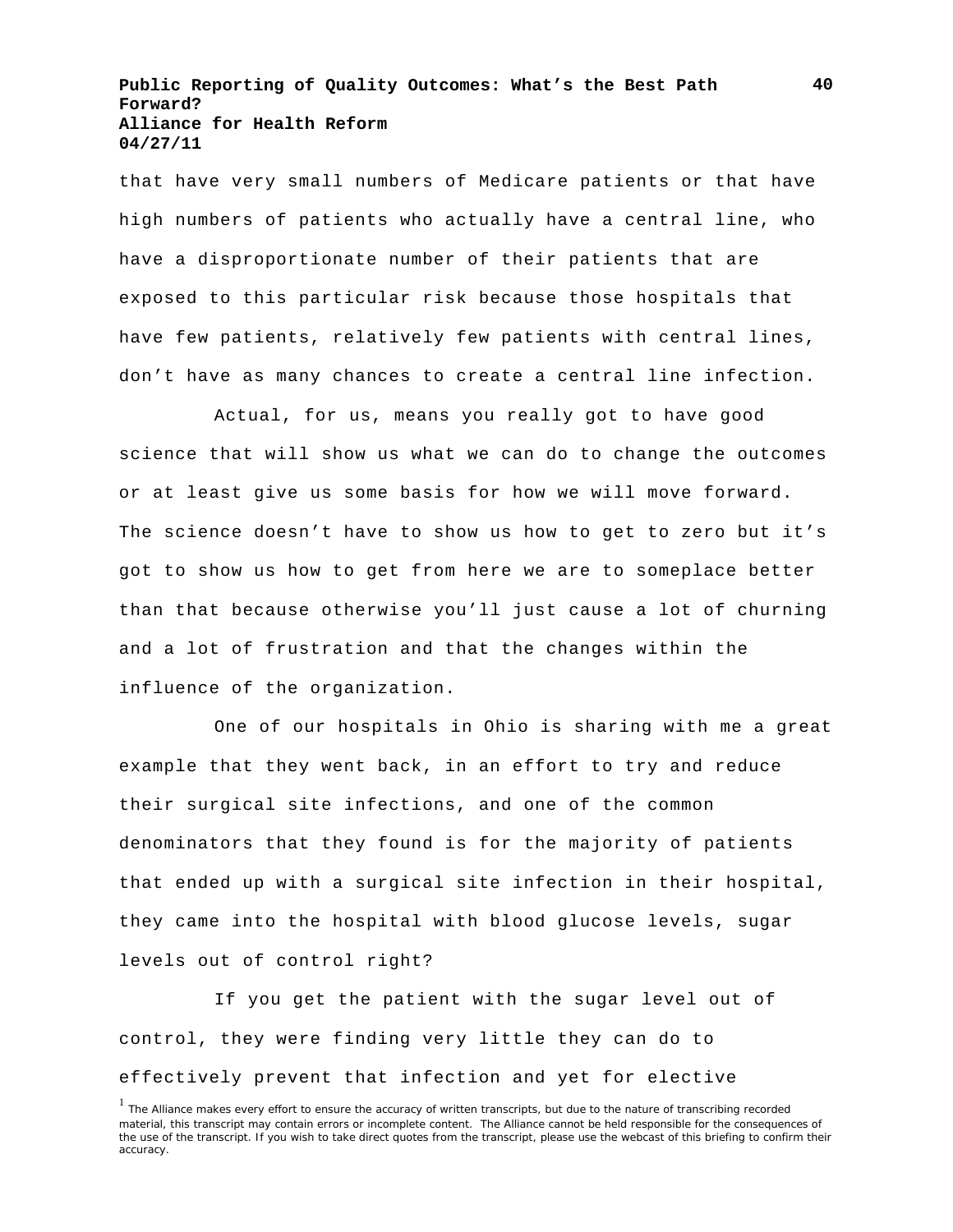that have very small numbers of Medicare patients or that have high numbers of patients who actually have a central line, who have a disproportionate number of their patients that are exposed to this particular risk because those hospitals that have few patients, relatively few patients with central lines, don't have as many chances to create a central line infection.

Actual, for us, means you really got to have good science that will show us what we can do to change the outcomes or at least give us some basis for how we will move forward. The science doesn't have to show us how to get to zero but it's got to show us how to get from here we are to someplace better than that because otherwise you'll just cause a lot of churning and a lot of frustration and that the changes within the influence of the organization.

One of our hospitals in Ohio is sharing with me a great example that they went back, in an effort to try and reduce their surgical site infections, and one of the common denominators that they found is for the majority of patients that ended up with a surgical site infection in their hospital, they came into the hospital with blood glucose levels, sugar levels out of control right?

If you get the patient with the sugar level out of control, they were finding very little they can do to effectively prevent that infection and yet for elective

[1] The Alliance makes every effort to ensure the accuracy of written transcripts, but due to the nature of transcribing recorded material, this transcript may contain errors or incomplete content. The Alliance cannot be held responsible for the consequences of the use of the transcript. If you wish to take direct quotes from the transcript, please use the webcast of this briefing to confirm their accuracy.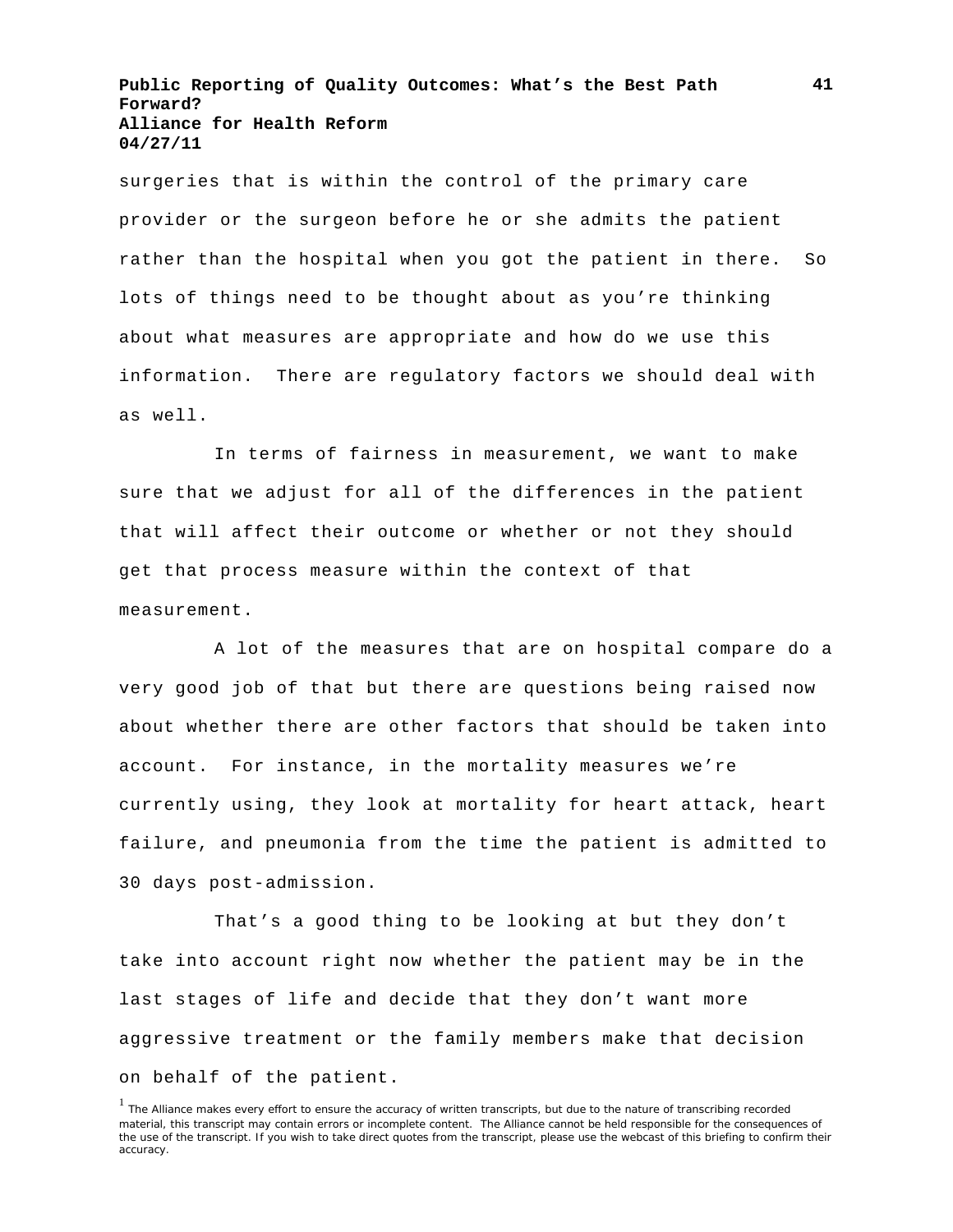surgeries that is within the control of the primary care provider or the surgeon before he or she admits the patient rather than the hospital when you got the patient in there. So lots of things need to be thought about as you're thinking about what measures are appropriate and how do we use this information. There are regulatory factors we should deal with as well.

In terms of fairness in measurement, we want to make sure that we adjust for all of the differences in the patient that will affect their outcome or whether or not they should get that process measure within the context of that measurement.

A lot of the measures that are on hospital compare do a very good job of that but there are questions being raised now about whether there are other factors that should be taken into account. For instance, in the mortality measures we're currently using, they look at mortality for heart attack, heart failure, and pneumonia from the time the patient is admitted to 30 days post-admission.

That's a good thing to be looking at but they don't take into account right now whether the patient may be in the last stages of life and decide that they don't want more aggressive treatment or the family members make that decision on behalf of the patient.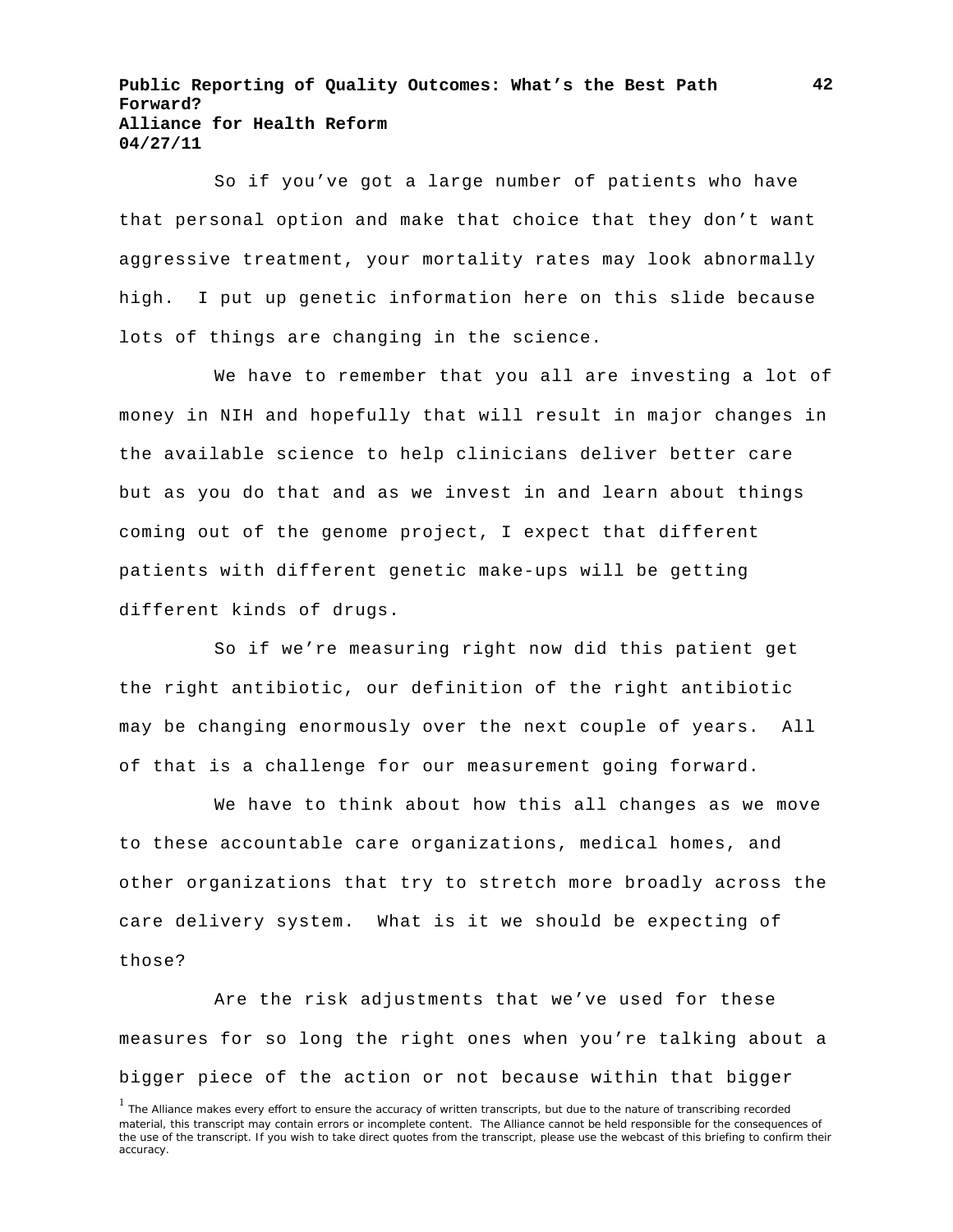So if you've got a large number of patients who have that personal option and make that choice that they don't want aggressive treatment, your mortality rates may look abnormally high. I put up genetic information here on this slide because lots of things are changing in the science.

We have to remember that you all are investing a lot of money in NIH and hopefully that will result in major changes in the available science to help clinicians deliver better care but as you do that and as we invest in and learn about things coming out of the genome project, I expect that different patients with different genetic make-ups will be getting different kinds of drugs.

So if we're measuring right now did this patient get the right antibiotic, our definition of the right antibiotic may be changing enormously over the next couple of years. All of that is a challenge for our measurement going forward.

We have to think about how this all changes as we move to these accountable care organizations, medical homes, and other organizations that try to stretch more broadly across the care delivery system. What is it we should be expecting of those?

Are the risk adjustments that we've used for these measures for so long the right ones when you're talking about a bigger piece of the action or not because within that bigger

[1] The Alliance makes every effort to ensure the accuracy of written transcripts, but due to the nature of transcribing recorded material, this transcript may contain errors or incomplete content. The Alliance cannot be held responsible for the consequences of the use of the transcript. If you wish to take direct quotes from the transcript, please use the webcast of this briefing to confirm their accuracy.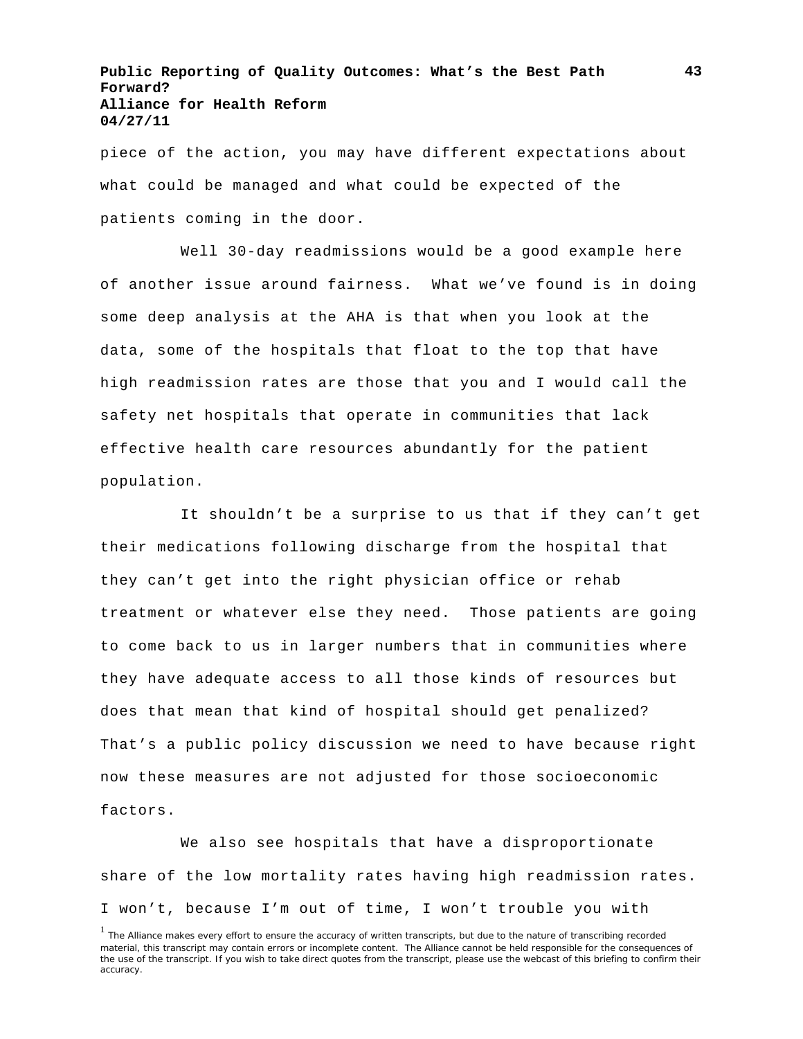piece of the action, you may have different expectations about what could be managed and what could be expected of the patients coming in the door.

Well 30-day readmissions would be a good example here of another issue around fairness. What we've found is in doing some deep analysis at the AHA is that when you look at the data, some of the hospitals that float to the top that have high readmission rates are those that you and I would call the safety net hospitals that operate in communities that lack effective health care resources abundantly for the patient population.

It shouldn't be a surprise to us that if they can't get their medications following discharge from the hospital that they can't get into the right physician office or rehab treatment or whatever else they need. Those patients are going to come back to us in larger numbers that in communities where they have adequate access to all those kinds of resources but does that mean that kind of hospital should get penalized? That's a public policy discussion we need to have because right now these measures are not adjusted for those socioeconomic factors.

We also see hospitals that have a disproportionate share of the low mortality rates having high readmission rates. I won't, because I'm out of time, I won't trouble you with

[1] The Alliance makes every effort to ensure the accuracy of written transcripts, but due to the nature of transcribing recorded material, this transcript may contain errors or incomplete content. The Alliance cannot be held responsible for the consequences of the use of the transcript. If you wish to take direct quotes from the transcript, please use the webcast of this briefing to confirm their accuracy.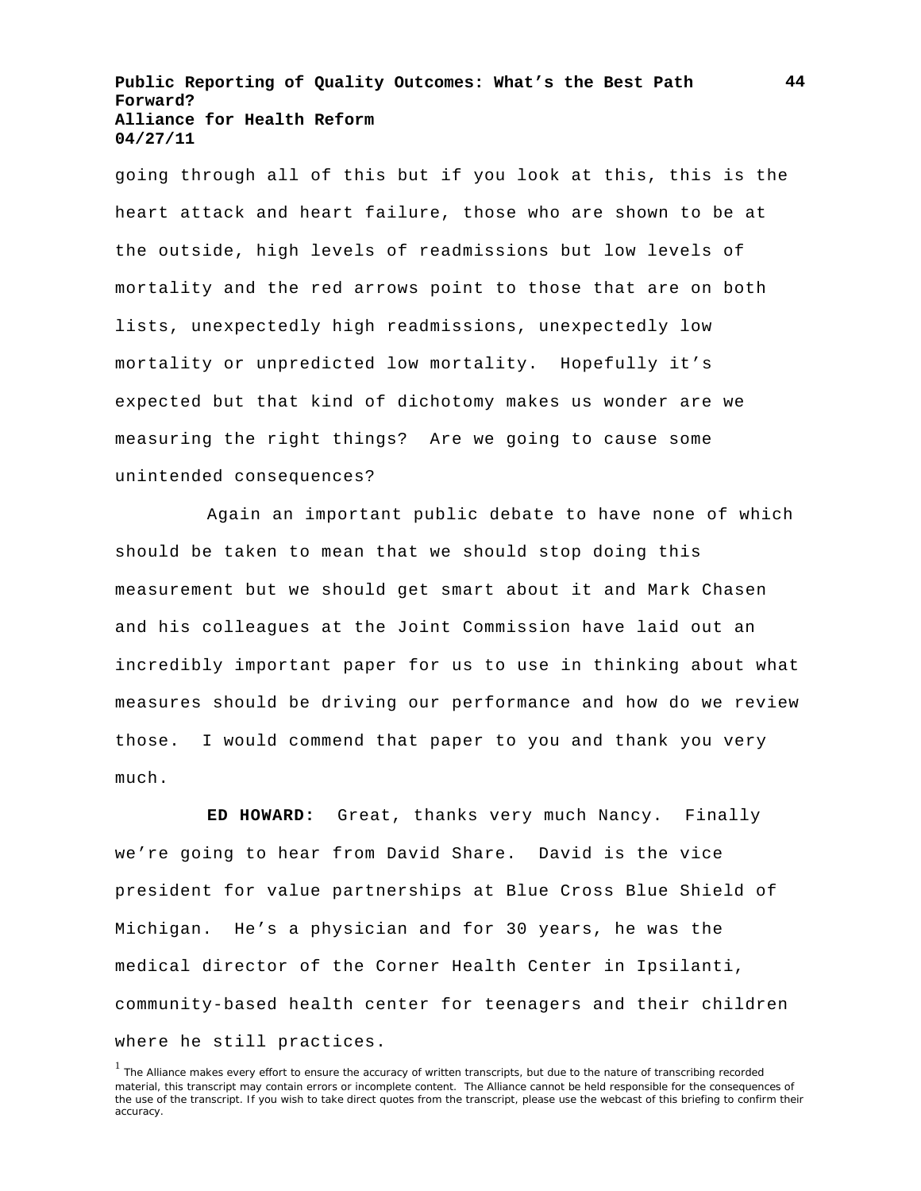going through all of this but if you look at this, this is the heart attack and heart failure, those who are shown to be at the outside, high levels of readmissions but low levels of mortality and the red arrows point to those that are on both lists, unexpectedly high readmissions, unexpectedly low mortality or unpredicted low mortality. Hopefully it's expected but that kind of dichotomy makes us wonder are we measuring the right things? Are we going to cause some unintended consequences?

Again an important public debate to have none of which should be taken to mean that we should stop doing this measurement but we should get smart about it and Mark Chasen and his colleagues at the Joint Commission have laid out an incredibly important paper for us to use in thinking about what measures should be driving our performance and how do we review those. I would commend that paper to you and thank you very much.

**ED HOWARD:** Great, thanks very much Nancy. Finally we're going to hear from David Share. David is the vice president for value partnerships at Blue Cross Blue Shield of Michigan. He's a physician and for 30 years, he was the medical director of the Corner Health Center in Ipsilanti, community-based health center for teenagers and their children where he still practices.

[1] The Alliance makes every effort to ensure the accuracy of written transcripts, but due to the nature of transcribing recorded material, this transcript may contain errors or incomplete content. The Alliance cannot be held responsible for the consequences of the use of the transcript. If you wish to take direct quotes from the transcript, please use the webcast of this briefing to confirm their accuracy.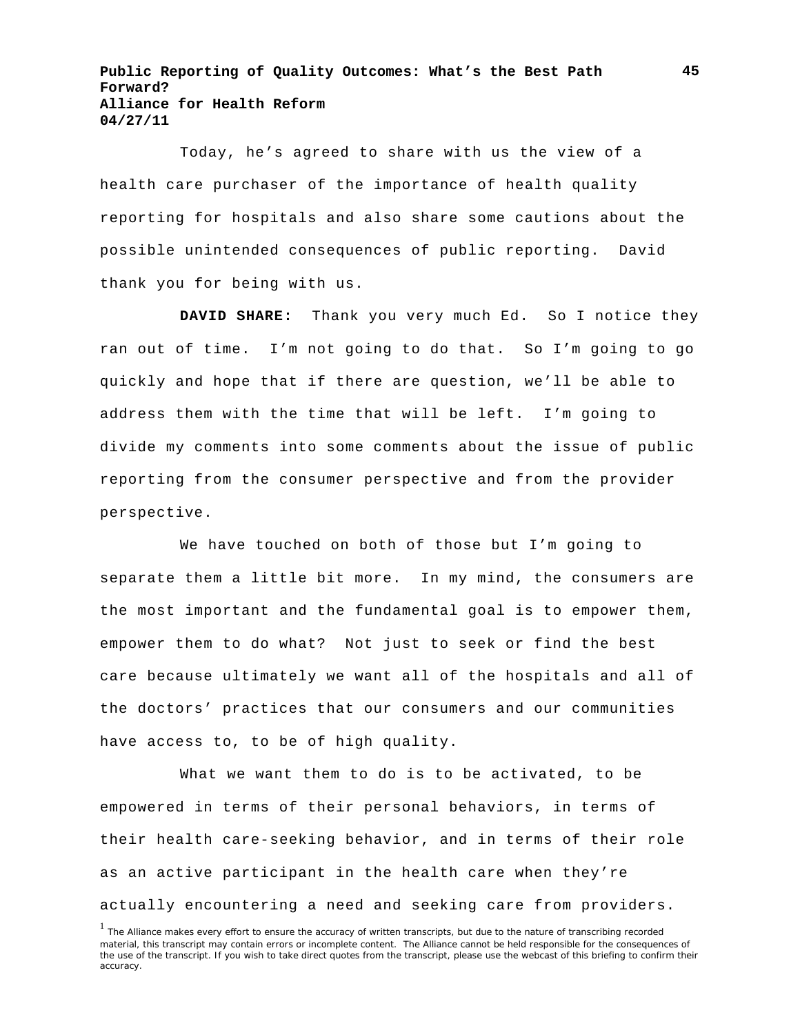Today, he's agreed to share with us the view of a health care purchaser of the importance of health quality reporting for hospitals and also share some cautions about the possible unintended consequences of public reporting. David thank you for being with us.

**DAVID SHARE:** Thank you very much Ed. So I notice they ran out of time. I'm not going to do that. So I'm going to go quickly and hope that if there are question, we'll be able to address them with the time that will be left. I'm going to divide my comments into some comments about the issue of public reporting from the consumer perspective and from the provider perspective.

We have touched on both of those but I'm going to separate them a little bit more. In my mind, the consumers are the most important and the fundamental goal is to empower them, empower them to do what? Not just to seek or find the best care because ultimately we want all of the hospitals and all of the doctors' practices that our consumers and our communities have access to, to be of high quality.

What we want them to do is to be activated, to be empowered in terms of their personal behaviors, in terms of their health care-seeking behavior, and in terms of their role as an active participant in the health care when they're actually encountering a need and seeking care from providers.

[1] The Alliance makes every effort to ensure the accuracy of written transcripts, but due to the nature of transcribing recorded material, this transcript may contain errors or incomplete content. The Alliance cannot be held responsible for the consequences of the use of the transcript. If you wish to take direct quotes from the transcript, please use the webcast of this briefing to confirm their accuracy.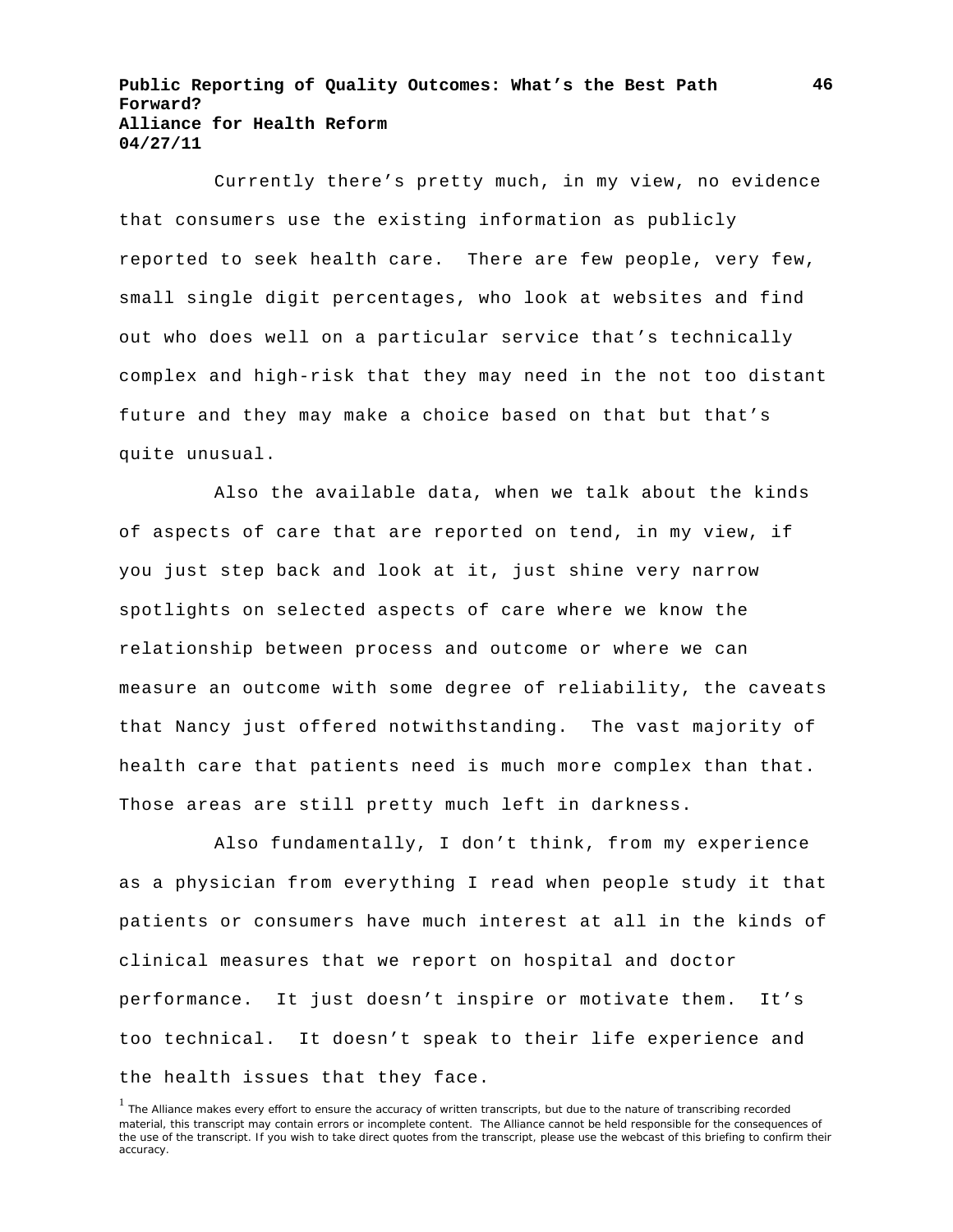Currently there's pretty much, in my view, no evidence that consumers use the existing information as publicly reported to seek health care. There are few people, very few, small single digit percentages, who look at websites and find out who does well on a particular service that's technically complex and high-risk that they may need in the not too distant future and they may make a choice based on that but that's quite unusual.

Also the available data, when we talk about the kinds of aspects of care that are reported on tend, in my view, if you just step back and look at it, just shine very narrow spotlights on selected aspects of care where we know the relationship between process and outcome or where we can measure an outcome with some degree of reliability, the caveats that Nancy just offered notwithstanding. The vast majority of health care that patients need is much more complex than that. Those areas are still pretty much left in darkness.

Also fundamentally, I don't think, from my experience as a physician from everything I read when people study it that patients or consumers have much interest at all in the kinds of clinical measures that we report on hospital and doctor performance. It just doesn't inspire or motivate them. It's too technical. It doesn't speak to their life experience and the health issues that they face.

[1] The Alliance makes every effort to ensure the accuracy of written transcripts, but due to the nature of transcribing recorded material, this transcript may contain errors or incomplete content. The Alliance cannot be held responsible for the consequences of the use of the transcript. If you wish to take direct quotes from the transcript, please use the webcast of this briefing to confirm their accuracy.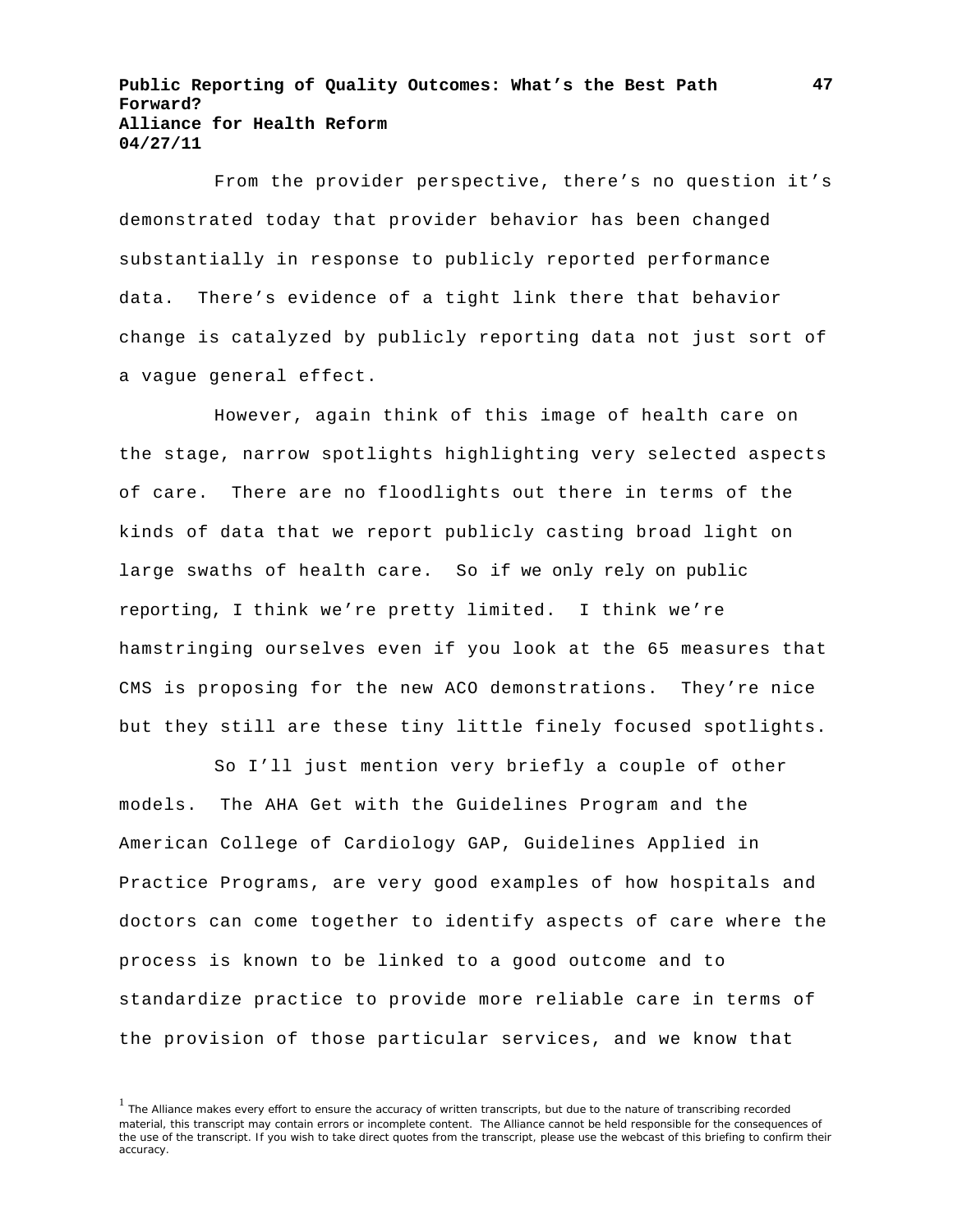From the provider perspective, there's no question it's demonstrated today that provider behavior has been changed substantially in response to publicly reported performance data. There's evidence of a tight link there that behavior change is catalyzed by publicly reporting data not just sort of a vague general effect.

However, again think of this image of health care on the stage, narrow spotlights highlighting very selected aspects of care. There are no floodlights out there in terms of the kinds of data that we report publicly casting broad light on large swaths of health care. So if we only rely on public reporting, I think we're pretty limited. I think we're hamstringing ourselves even if you look at the 65 measures that CMS is proposing for the new ACO demonstrations. They're nice but they still are these tiny little finely focused spotlights.

So I'll just mention very briefly a couple of other models. The AHA Get with the Guidelines Program and the American College of Cardiology GAP, Guidelines Applied in Practice Programs, are very good examples of how hospitals and doctors can come together to identify aspects of care where the process is known to be linked to a good outcome and to standardize practice to provide more reliable care in terms of the provision of those particular services, and we know that

[1] The Alliance makes every effort to ensure the accuracy of written transcripts, but due to the nature of transcribing recorded material, this transcript may contain errors or incomplete content. The Alliance cannot be held responsible for the consequences of the use of the transcript. If you wish to take direct quotes from the transcript, please use the webcast of this briefing to confirm their accuracy.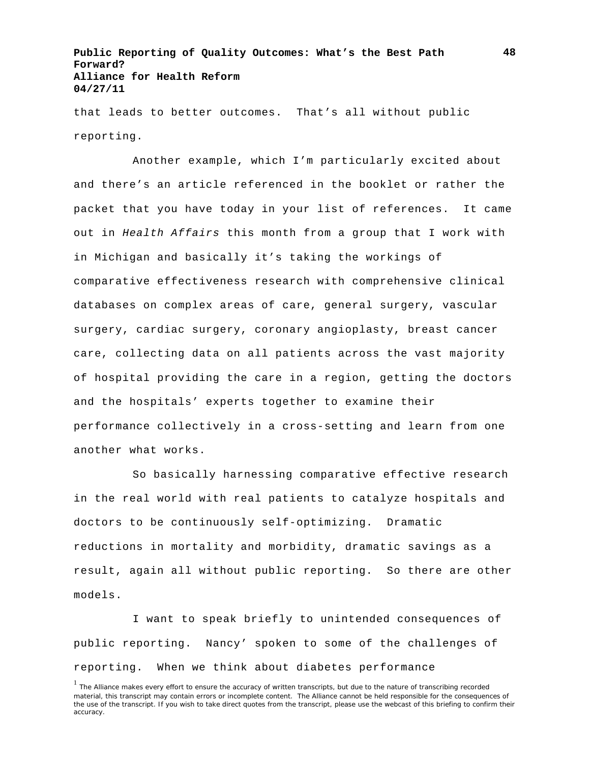that leads to better outcomes. That's all without public reporting.

Another example, which I'm particularly excited about and there's an article referenced in the booklet or rather the packet that you have today in your list of references. It came out in *Health Affairs* this month from a group that I work with in Michigan and basically it's taking the workings of comparative effectiveness research with comprehensive clinical databases on complex areas of care, general surgery, vascular surgery, cardiac surgery, coronary angioplasty, breast cancer care, collecting data on all patients across the vast majority of hospital providing the care in a region, getting the doctors and the hospitals' experts together to examine their performance collectively in a cross-setting and learn from one another what works.

So basically harnessing comparative effective research in the real world with real patients to catalyze hospitals and doctors to be continuously self-optimizing. Dramatic reductions in mortality and morbidity, dramatic savings as a result, again all without public reporting. So there are other models.

I want to speak briefly to unintended consequences of public reporting. Nancy' spoken to some of the challenges of reporting. When we think about diabetes performance

[1] The Alliance makes every effort to ensure the accuracy of written transcripts, but due to the nature of transcribing recorded material, this transcript may contain errors or incomplete content. The Alliance cannot be held responsible for the consequences of the use of the transcript. If you wish to take direct quotes from the transcript, please use the webcast of this briefing to confirm their accuracy.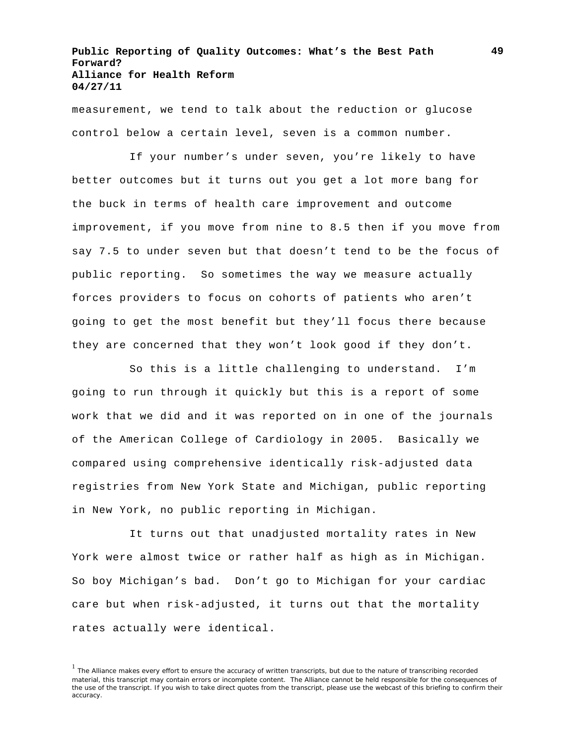measurement, we tend to talk about the reduction or glucose control below a certain level, seven is a common number.

If your number's under seven, you're likely to have better outcomes but it turns out you get a lot more bang for the buck in terms of health care improvement and outcome improvement, if you move from nine to 8.5 then if you move from say 7.5 to under seven but that doesn't tend to be the focus of public reporting. So sometimes the way we measure actually forces providers to focus on cohorts of patients who aren't going to get the most benefit but they'll focus there because they are concerned that they won't look good if they don't.

So this is a little challenging to understand. I'm going to run through it quickly but this is a report of some work that we did and it was reported on in one of the journals of the American College of Cardiology in 2005. Basically we compared using comprehensive identically risk-adjusted data registries from New York State and Michigan, public reporting in New York, no public reporting in Michigan.

It turns out that unadjusted mortality rates in New York were almost twice or rather half as high as in Michigan. So boy Michigan's bad. Don't go to Michigan for your cardiac care but when risk-adjusted, it turns out that the mortality rates actually were identical.

[1] The Alliance makes every effort to ensure the accuracy of written transcripts, but due to the nature of transcribing recorded material, this transcript may contain errors or incomplete content. The Alliance cannot be held responsible for the consequences of the use of the transcript. If you wish to take direct quotes from the transcript, please use the webcast of this briefing to confirm their accuracy.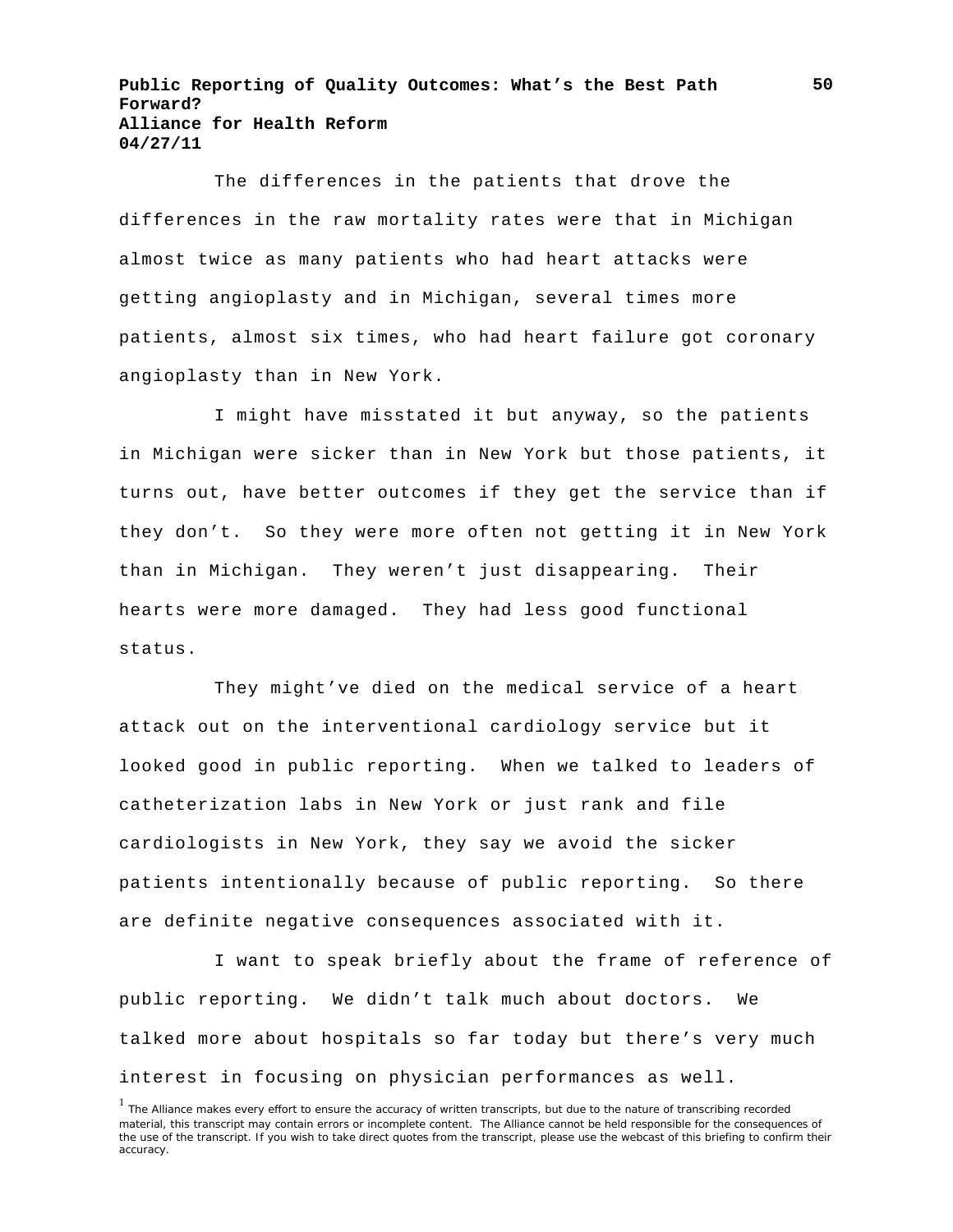The differences in the patients that drove the differences in the raw mortality rates were that in Michigan almost twice as many patients who had heart attacks were getting angioplasty and in Michigan, several times more patients, almost six times, who had heart failure got coronary angioplasty than in New York.

I might have misstated it but anyway, so the patients in Michigan were sicker than in New York but those patients, it turns out, have better outcomes if they get the service than if they don't. So they were more often not getting it in New York than in Michigan. They weren't just disappearing. Their hearts were more damaged. They had less good functional status.

They might've died on the medical service of a heart attack out on the interventional cardiology service but it looked good in public reporting. When we talked to leaders of catheterization labs in New York or just rank and file cardiologists in New York, they say we avoid the sicker patients intentionally because of public reporting. So there are definite negative consequences associated with it.

I want to speak briefly about the frame of reference of public reporting. We didn't talk much about doctors. We talked more about hospitals so far today but there's very much interest in focusing on physician performances as well.

[1] The Alliance makes every effort to ensure the accuracy of written transcripts, but due to the nature of transcribing recorded material, this transcript may contain errors or incomplete content. The Alliance cannot be held responsible for the consequences of the use of the transcript. If you wish to take direct quotes from the transcript, please use the webcast of this briefing to confirm their accuracy.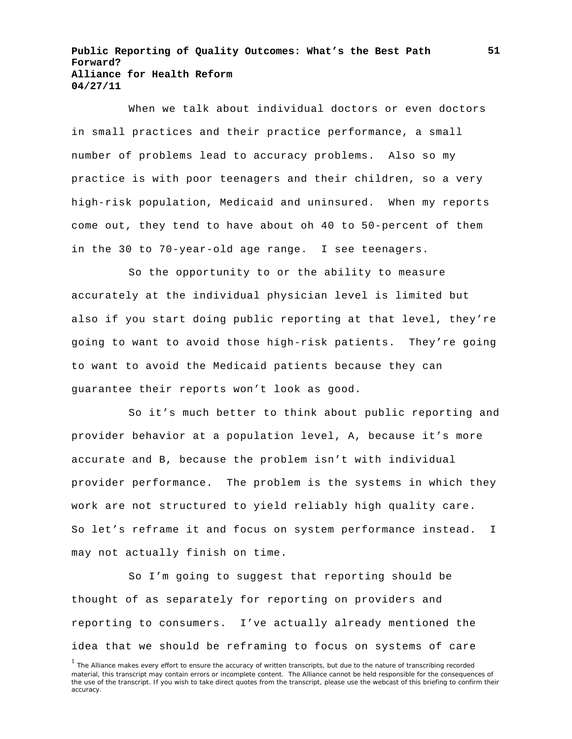When we talk about individual doctors or even doctors in small practices and their practice performance, a small number of problems lead to accuracy problems. Also so my practice is with poor teenagers and their children, so a very high-risk population, Medicaid and uninsured. When my reports come out, they tend to have about oh 40 to 50-percent of them in the 30 to 70-year-old age range. I see teenagers.

So the opportunity to or the ability to measure accurately at the individual physician level is limited but also if you start doing public reporting at that level, they're going to want to avoid those high-risk patients. They're going to want to avoid the Medicaid patients because they can guarantee their reports won't look as good.

So it's much better to think about public reporting and provider behavior at a population level, A, because it's more accurate and B, because the problem isn't with individual provider performance. The problem is the systems in which they work are not structured to yield reliably high quality care. So let's reframe it and focus on system performance instead. I may not actually finish on time.

So I'm going to suggest that reporting should be thought of as separately for reporting on providers and reporting to consumers. I've actually already mentioned the idea that we should be reframing to focus on systems of care

[1] The Alliance makes every effort to ensure the accuracy of written transcripts, but due to the nature of transcribing recorded material, this transcript may contain errors or incomplete content. The Alliance cannot be held responsible for the consequences of the use of the transcript. If you wish to take direct quotes from the transcript, please use the webcast of this briefing to confirm their accuracy.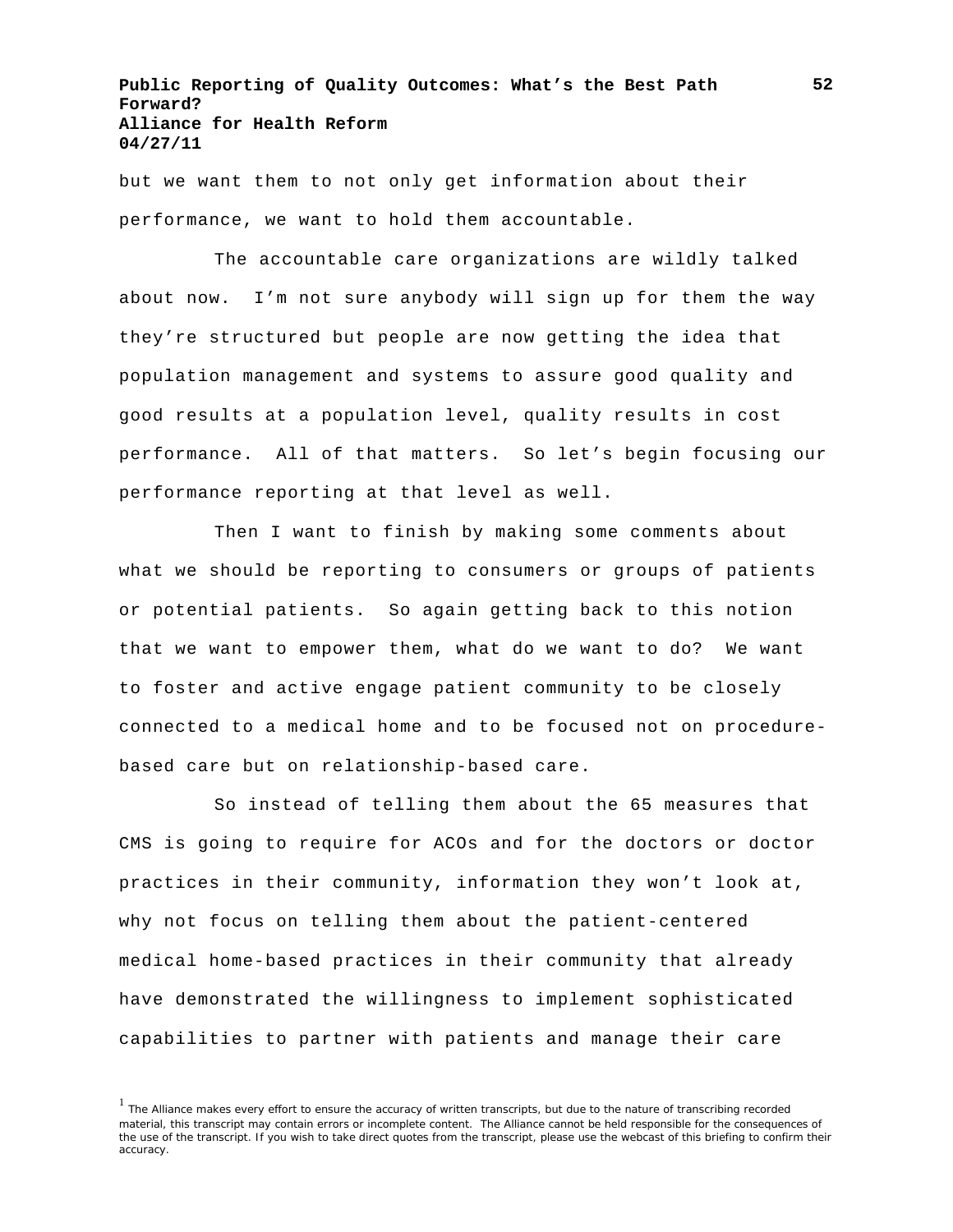but we want them to not only get information about their performance, we want to hold them accountable.

The accountable care organizations are wildly talked about now. I'm not sure anybody will sign up for them the way they're structured but people are now getting the idea that population management and systems to assure good quality and good results at a population level, quality results in cost performance. All of that matters. So let's begin focusing our performance reporting at that level as well.

Then I want to finish by making some comments about what we should be reporting to consumers or groups of patients or potential patients. So again getting back to this notion that we want to empower them, what do we want to do? We want to foster and active engage patient community to be closely connected to a medical home and to be focused not on procedure-based care but on relationship-based care.

So instead of telling them about the 65 measures that CMS is going to require for ACOs and for the doctors or doctor practices in their community, information they won't look at, why not focus on telling them about the patient-centered medical home-based practices in their community that already have demonstrated the willingness to implement sophisticated capabilities to partner with patients and manage their care

[1] The Alliance makes every effort to ensure the accuracy of written transcripts, but due to the nature of transcribing recorded material, this transcript may contain errors or incomplete content. The Alliance cannot be held responsible for the consequences of the use of the transcript. If you wish to take direct quotes from the transcript, please use the webcast of this briefing to confirm their accuracy.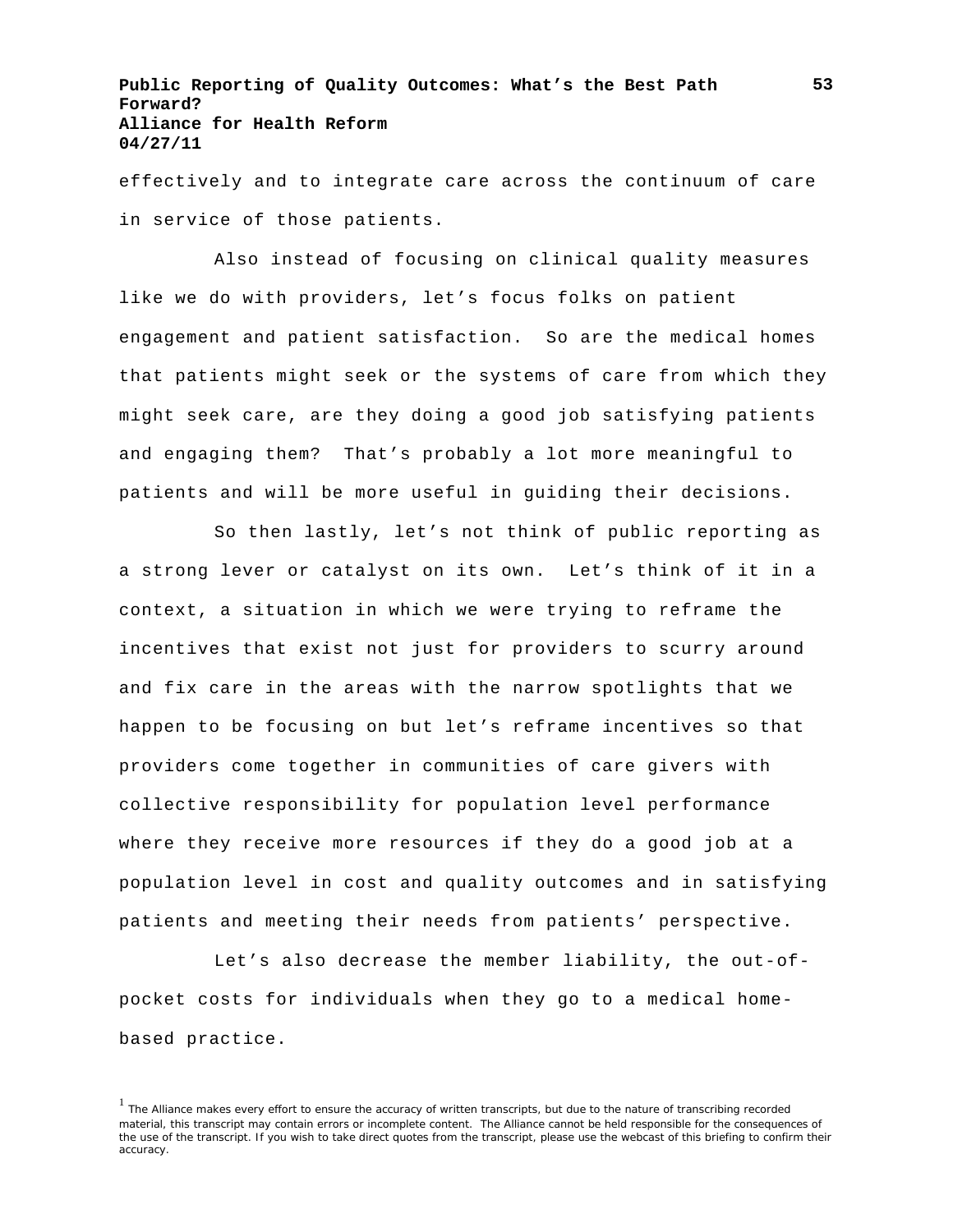effectively and to integrate care across the continuum of care in service of those patients.

Also instead of focusing on clinical quality measures like we do with providers, let's focus folks on patient engagement and patient satisfaction. So are the medical homes that patients might seek or the systems of care from which they might seek care, are they doing a good job satisfying patients and engaging them? That's probably a lot more meaningful to patients and will be more useful in guiding their decisions.

So then lastly, let's not think of public reporting as a strong lever or catalyst on its own. Let's think of it in a context, a situation in which we were trying to reframe the incentives that exist not just for providers to scurry around and fix care in the areas with the narrow spotlights that we happen to be focusing on but let's reframe incentives so that providers come together in communities of care givers with collective responsibility for population level performance where they receive more resources if they do a good job at a population level in cost and quality outcomes and in satisfying patients and meeting their needs from patients' perspective.

Let's also decrease the member liability, the out-of-pocket costs for individuals when they go to a medical home-based practice.

[1] The Alliance makes every effort to ensure the accuracy of written transcripts, but due to the nature of transcribing recorded material, this transcript may contain errors or incomplete content. The Alliance cannot be held responsible for the consequences of the use of the transcript. If you wish to take direct quotes from the transcript, please use the webcast of this briefing to confirm their accuracy.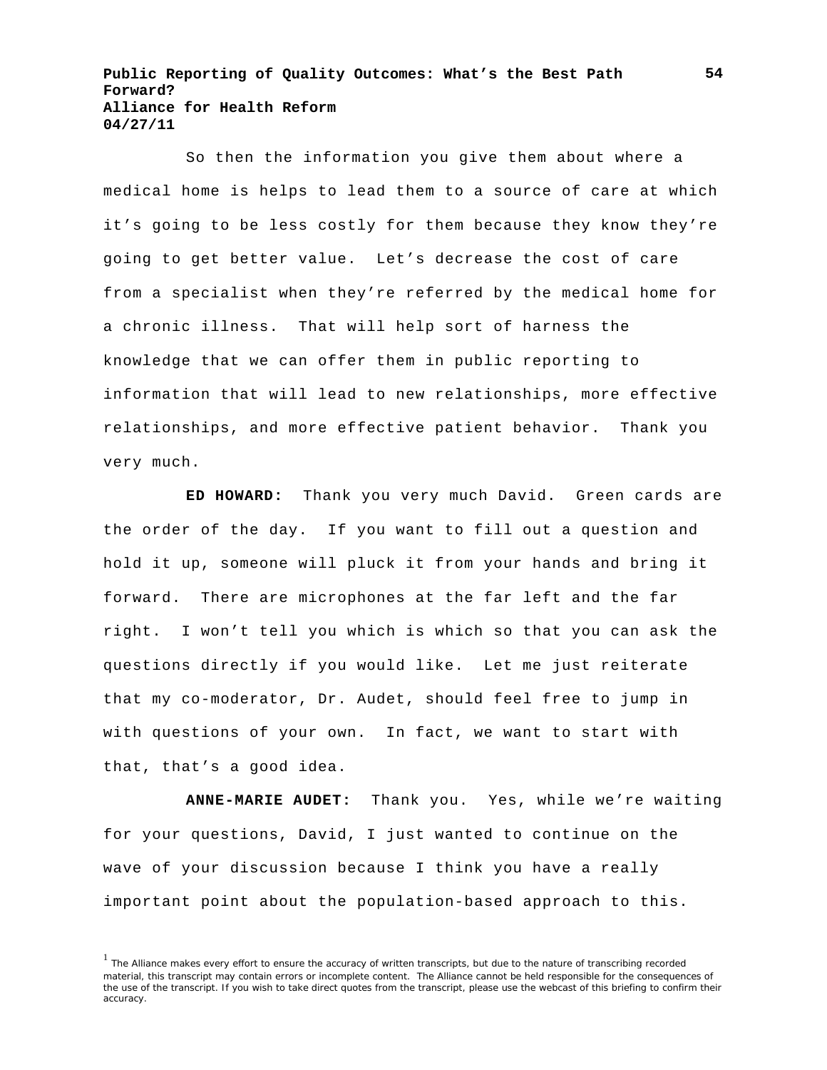So then the information you give them about where a medical home is helps to lead them to a source of care at which it's going to be less costly for them because they know they're going to get better value. Let's decrease the cost of care from a specialist when they're referred by the medical home for a chronic illness. That will help sort of harness the knowledge that we can offer them in public reporting to information that will lead to new relationships, more effective relationships, and more effective patient behavior. Thank you very much.

**ED HOWARD:** Thank you very much David. Green cards are the order of the day. If you want to fill out a question and hold it up, someone will pluck it from your hands and bring it forward. There are microphones at the far left and the far right. I won't tell you which is which so that you can ask the questions directly if you would like. Let me just reiterate that my co-moderator, Dr. Audet, should feel free to jump in with questions of your own. In fact, we want to start with that, that's a good idea.

**ANNE-MARIE AUDET:** Thank you. Yes, while we're waiting for your questions, David, I just wanted to continue on the wave of your discussion because I think you have a really important point about the population-based approach to this.

[1] The Alliance makes every effort to ensure the accuracy of written transcripts, but due to the nature of transcribing recorded material, this transcript may contain errors or incomplete content. The Alliance cannot be held responsible for the consequences of the use of the transcript. If you wish to take direct quotes from the transcript, please use the webcast of this briefing to confirm their accuracy.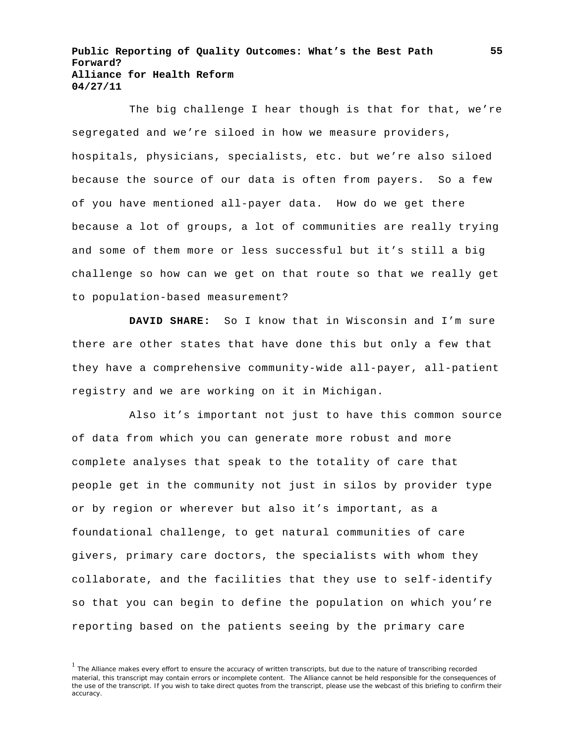The big challenge I hear though is that for that, we're segregated and we're siloed in how we measure providers, hospitals, physicians, specialists, etc. but we're also siloed because the source of our data is often from payers. So a few of you have mentioned all-payer data. How do we get there because a lot of groups, a lot of communities are really trying and some of them more or less successful but it's still a big challenge so how can we get on that route so that we really get to population-based measurement?

**DAVID SHARE:** So I know that in Wisconsin and I'm sure there are other states that have done this but only a few that they have a comprehensive community-wide all-payer, all-patient registry and we are working on it in Michigan.

Also it's important not just to have this common source of data from which you can generate more robust and more complete analyses that speak to the totality of care that people get in the community not just in silos by provider type or by region or wherever but also it's important, as a foundational challenge, to get natural communities of care givers, primary care doctors, the specialists with whom they collaborate, and the facilities that they use to self-identify so that you can begin to define the population on which you're reporting based on the patients seeing by the primary care

[1] The Alliance makes every effort to ensure the accuracy of written transcripts, but due to the nature of transcribing recorded material, this transcript may contain errors or incomplete content. The Alliance cannot be held responsible for the consequences of the use of the transcript. If you wish to take direct quotes from the transcript, please use the webcast of this briefing to confirm their accuracy.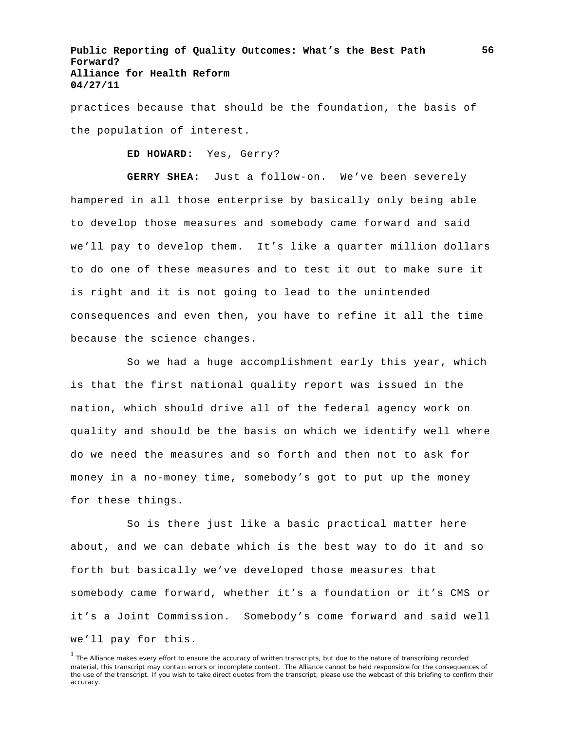practices because that should be the foundation, the basis of the population of interest.

**ED HOWARD:** Yes, Gerry?

**GERRY SHEA:** Just a follow-on. We've been severely hampered in all those enterprise by basically only being able to develop those measures and somebody came forward and said we'll pay to develop them. It's like a quarter million dollars to do one of these measures and to test it out to make sure it is right and it is not going to lead to the unintended consequences and even then, you have to refine it all the time because the science changes.

So we had a huge accomplishment early this year, which is that the first national quality report was issued in the nation, which should drive all of the federal agency work on quality and should be the basis on which we identify well where do we need the measures and so forth and then not to ask for money in a no-money time, somebody's got to put up the money for these things.

So is there just like a basic practical matter here about, and we can debate which is the best way to do it and so forth but basically we've developed those measures that somebody came forward, whether it's a foundation or it's CMS or it's a Joint Commission. Somebody's come forward and said well we'll pay for this.

[1] The Alliance makes every effort to ensure the accuracy of written transcripts, but due to the nature of transcribing recorded material, this transcript may contain errors or incomplete content. The Alliance cannot be held responsible for the consequences of the use of the transcript. If you wish to take direct quotes from the transcript, please use the webcast of this briefing to confirm their accuracy.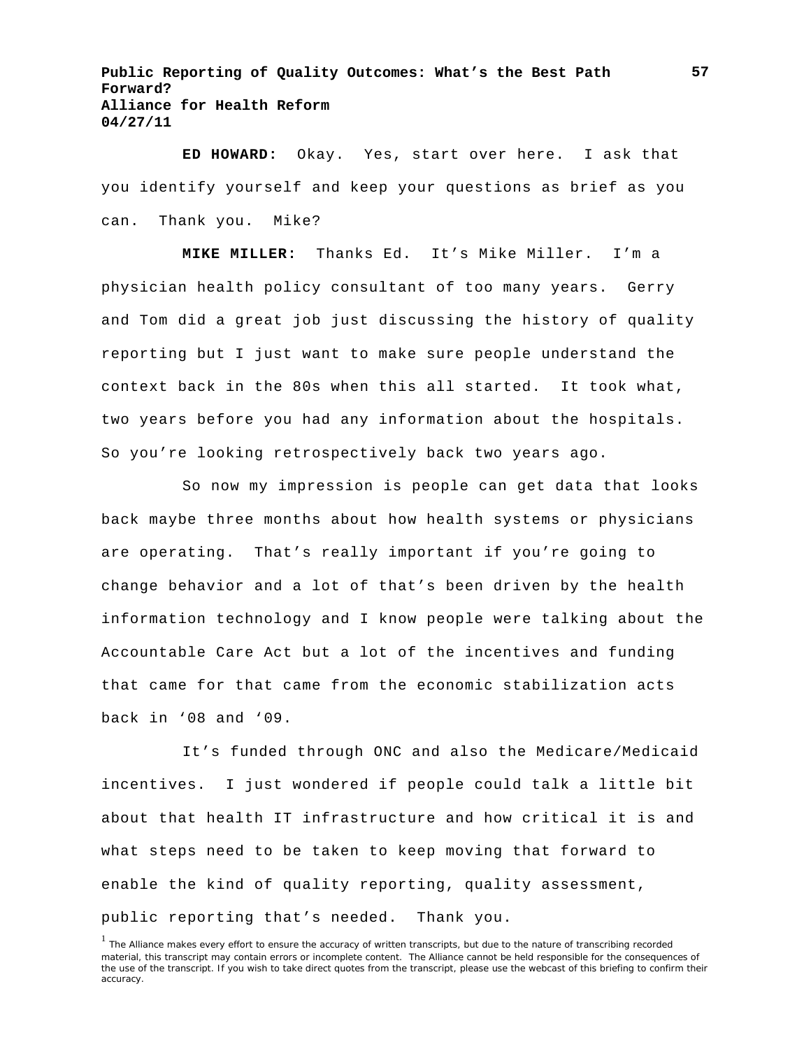**ED HOWARD:** Okay. Yes, start over here. I ask that you identify yourself and keep your questions as brief as you can. Thank you. Mike?

**MIKE MILLER:** Thanks Ed. It's Mike Miller. I'm a physician health policy consultant of too many years. Gerry and Tom did a great job just discussing the history of quality reporting but I just want to make sure people understand the context back in the 80s when this all started. It took what, two years before you had any information about the hospitals. So you're looking retrospectively back two years ago.

So now my impression is people can get data that looks back maybe three months about how health systems or physicians are operating. That's really important if you're going to change behavior and a lot of that's been driven by the health information technology and I know people were talking about the Accountable Care Act but a lot of the incentives and funding that came for that came from the economic stabilization acts back in '08 and '09.

It's funded through ONC and also the Medicare/Medicaid incentives. I just wondered if people could talk a little bit about that health IT infrastructure and how critical it is and what steps need to be taken to keep moving that forward to enable the kind of quality reporting, quality assessment, public reporting that's needed. Thank you.

[1] The Alliance makes every effort to ensure the accuracy of written transcripts, but due to the nature of transcribing recorded material, this transcript may contain errors or incomplete content. The Alliance cannot be held responsible for the consequences of the use of the transcript. If you wish to take direct quotes from the transcript, please use the webcast of this briefing to confirm their accuracy.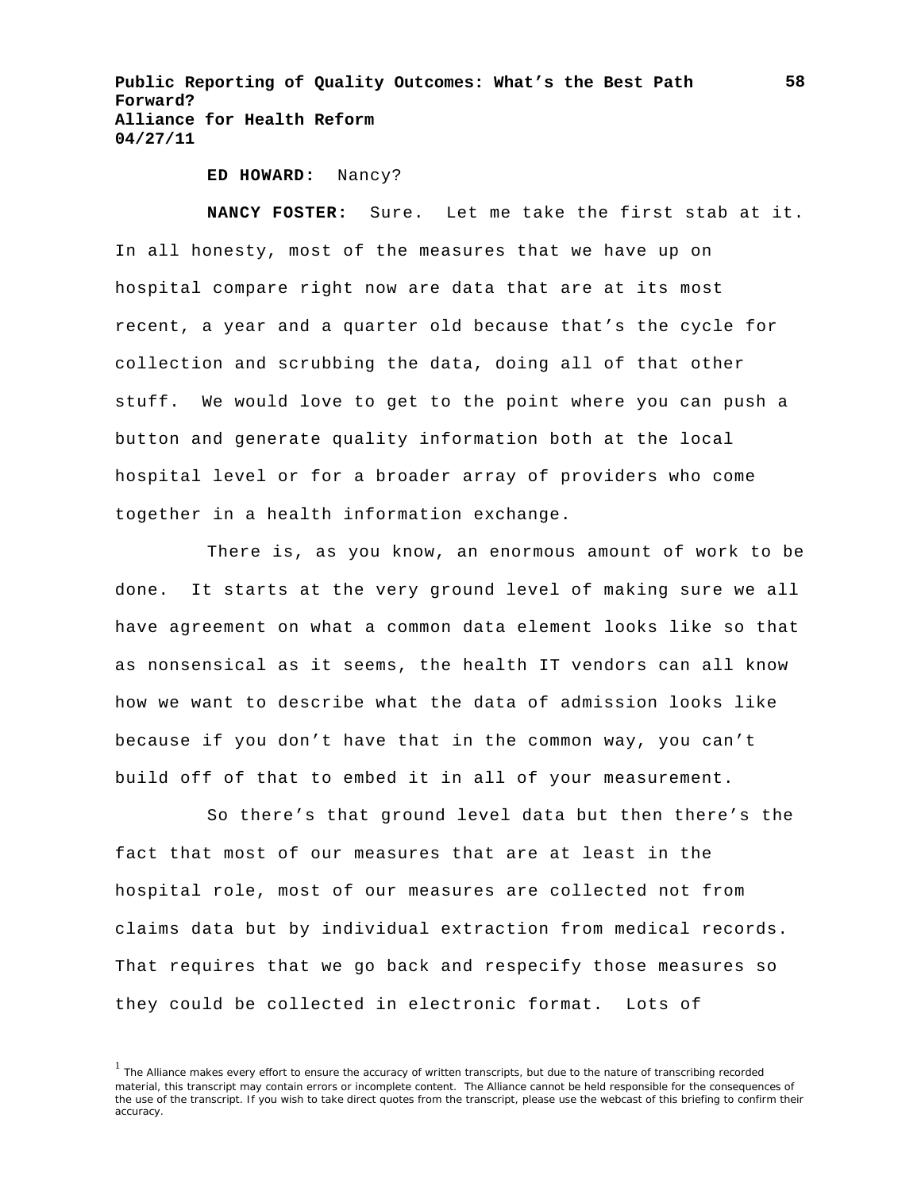**ED HOWARD:** Nancy?

**NANCY FOSTER:** Sure. Let me take the first stab at it. In all honesty, most of the measures that we have up on hospital compare right now are data that are at its most recent, a year and a quarter old because that's the cycle for collection and scrubbing the data, doing all of that other stuff. We would love to get to the point where you can push a button and generate quality information both at the local hospital level or for a broader array of providers who come together in a health information exchange.

There is, as you know, an enormous amount of work to be done. It starts at the very ground level of making sure we all have agreement on what a common data element looks like so that as nonsensical as it seems, the health IT vendors can all know how we want to describe what the data of admission looks like because if you don't have that in the common way, you can't build off of that to embed it in all of your measurement.

So there's that ground level data but then there's the fact that most of our measures that are at least in the hospital role, most of our measures are collected not from claims data but by individual extraction from medical records. That requires that we go back and respecify those measures so they could be collected in electronic format. Lots of

[1] The Alliance makes every effort to ensure the accuracy of written transcripts, but due to the nature of transcribing recorded material, this transcript may contain errors or incomplete content. The Alliance cannot be held responsible for the consequences of the use of the transcript. If you wish to take direct quotes from the transcript, please use the webcast of this briefing to confirm their accuracy.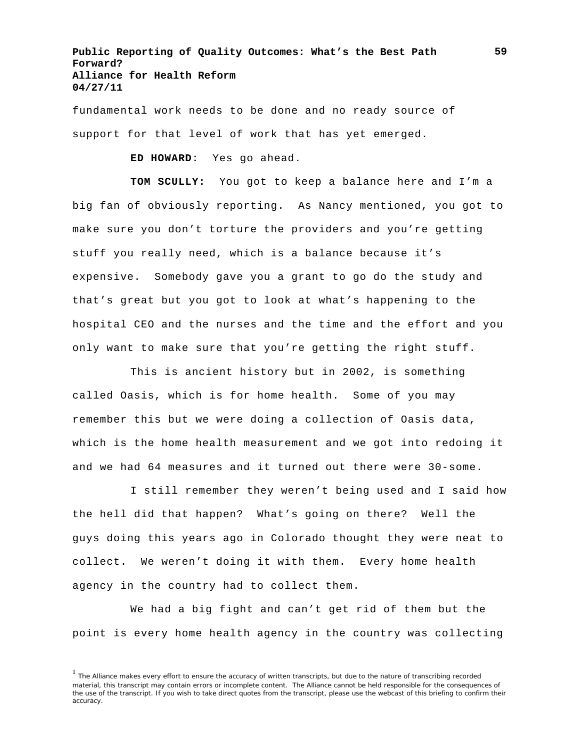fundamental work needs to be done and no ready source of support for that level of work that has yet emerged.

**ED HOWARD:** Yes go ahead.

**TOM SCULLY:** You got to keep a balance here and I'm a big fan of obviously reporting. As Nancy mentioned, you got to make sure you don't torture the providers and you're getting stuff you really need, which is a balance because it's expensive. Somebody gave you a grant to go do the study and that's great but you got to look at what's happening to the hospital CEO and the nurses and the time and the effort and you only want to make sure that you're getting the right stuff.

This is ancient history but in 2002, is something called Oasis, which is for home health. Some of you may remember this but we were doing a collection of Oasis data, which is the home health measurement and we got into redoing it and we had 64 measures and it turned out there were 30-some.

I still remember they weren't being used and I said how the hell did that happen? What's going on there? Well the guys doing this years ago in Colorado thought they were neat to collect. We weren't doing it with them. Every home health agency in the country had to collect them.

We had a big fight and can't get rid of them but the point is every home health agency in the country was collecting

[1] The Alliance makes every effort to ensure the accuracy of written transcripts, but due to the nature of transcribing recorded material, this transcript may contain errors or incomplete content. The Alliance cannot be held responsible for the consequences of the use of the transcript. If you wish to take direct quotes from the transcript, please use the webcast of this briefing to confirm their accuracy.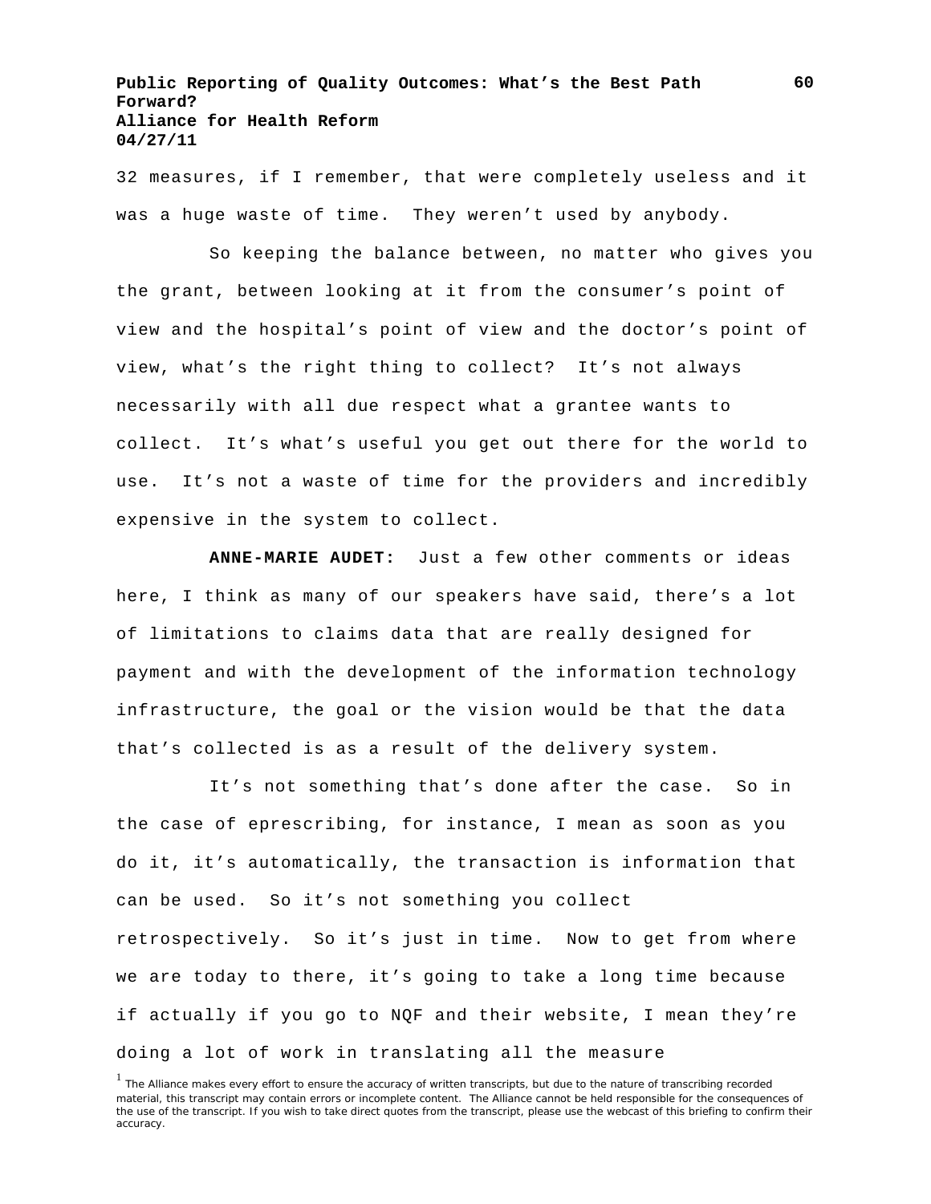32 measures, if I remember, that were completely useless and it was a huge waste of time. They weren't used by anybody.

So keeping the balance between, no matter who gives you the grant, between looking at it from the consumer's point of view and the hospital's point of view and the doctor's point of view, what's the right thing to collect? It's not always necessarily with all due respect what a grantee wants to collect. It's what's useful you get out there for the world to use. It's not a waste of time for the providers and incredibly expensive in the system to collect.

**ANNE-MARIE AUDET:** Just a few other comments or ideas here, I think as many of our speakers have said, there's a lot of limitations to claims data that are really designed for payment and with the development of the information technology infrastructure, the goal or the vision would be that the data that's collected is as a result of the delivery system.

It's not something that's done after the case. So in the case of eprescribing, for instance, I mean as soon as you do it, it's automatically, the transaction is information that can be used. So it's not something you collect retrospectively. So it's just in time. Now to get from where we are today to there, it's going to take a long time because if actually if you go to NQF and their website, I mean they're doing a lot of work in translating all the measure

[1] The Alliance makes every effort to ensure the accuracy of written transcripts, but due to the nature of transcribing recorded material, this transcript may contain errors or incomplete content. The Alliance cannot be held responsible for the consequences of the use of the transcript. If you wish to take direct quotes from the transcript, please use the webcast of this briefing to confirm their accuracy.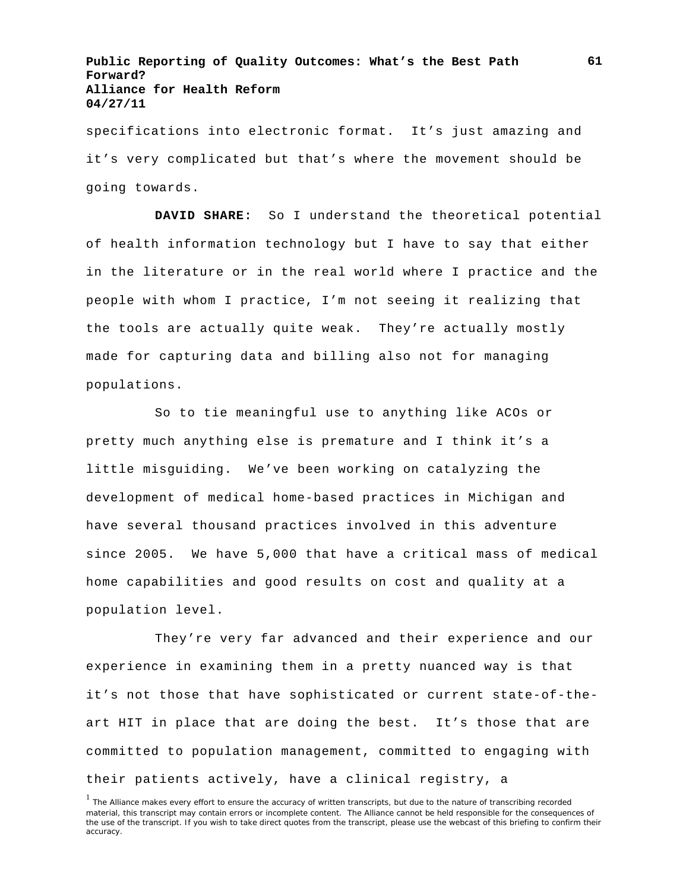specifications into electronic format. It's just amazing and it's very complicated but that's where the movement should be going towards.

**DAVID SHARE:** So I understand the theoretical potential of health information technology but I have to say that either in the literature or in the real world where I practice and the people with whom I practice, I'm not seeing it realizing that the tools are actually quite weak. They're actually mostly made for capturing data and billing also not for managing populations.

So to tie meaningful use to anything like ACOs or pretty much anything else is premature and I think it's a little misguiding. We've been working on catalyzing the development of medical home-based practices in Michigan and have several thousand practices involved in this adventure since 2005. We have 5,000 that have a critical mass of medical home capabilities and good results on cost and quality at a population level.

They're very far advanced and their experience and our experience in examining them in a pretty nuanced way is that it's not those that have sophisticated or current state-of-the-art HIT in place that are doing the best. It's those that are committed to population management, committed to engaging with their patients actively, have a clinical registry, a

[1] The Alliance makes every effort to ensure the accuracy of written transcripts, but due to the nature of transcribing recorded material, this transcript may contain errors or incomplete content. The Alliance cannot be held responsible for the consequences of the use of the transcript. If you wish to take direct quotes from the transcript, please use the webcast of this briefing to confirm their accuracy.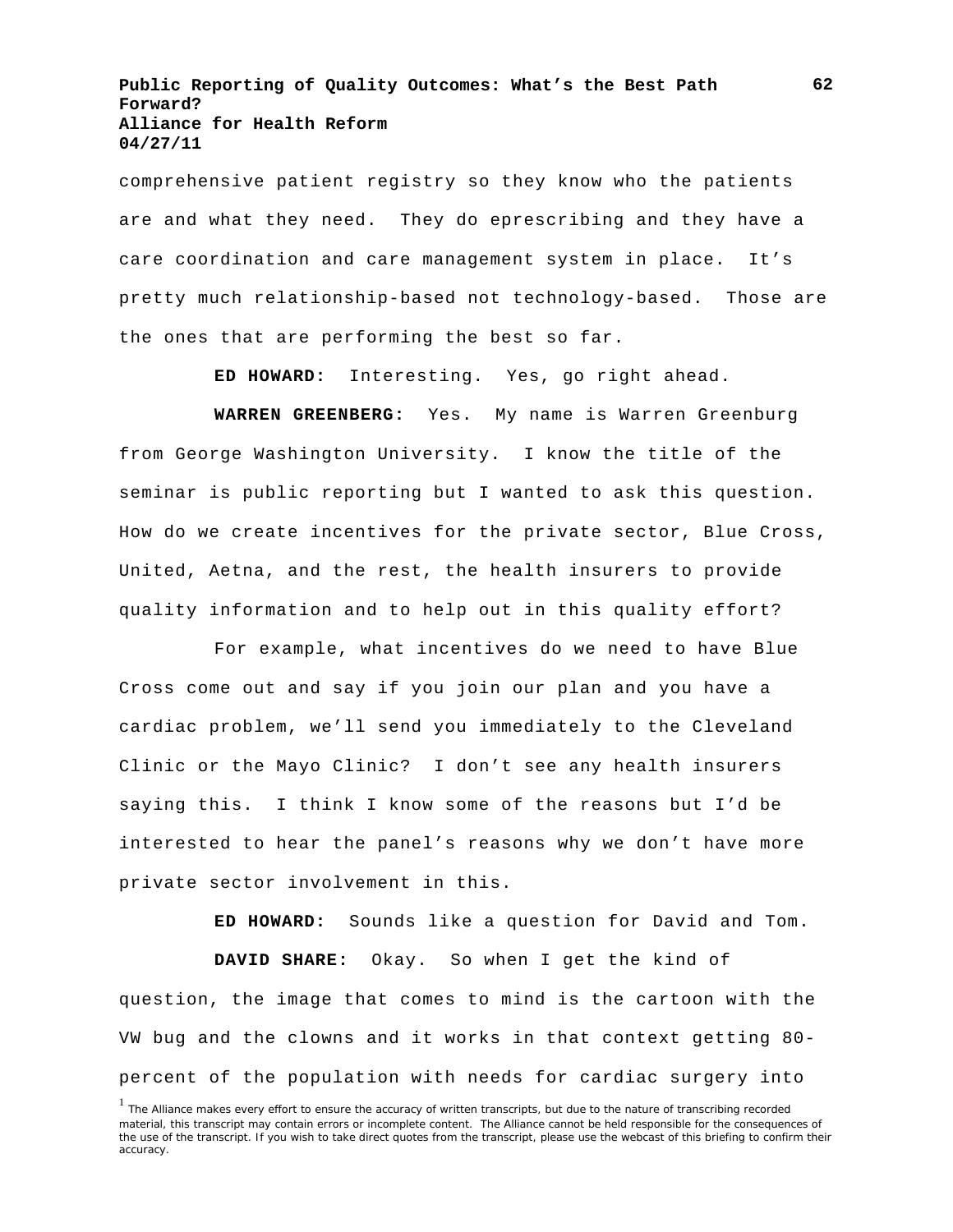comprehensive patient registry so they know who the patients are and what they need. They do eprescribing and they have a care coordination and care management system in place. It's pretty much relationship-based not technology-based. Those are the ones that are performing the best so far.

**ED HOWARD:** Interesting. Yes, go right ahead.

**WARREN GREENBERG:** Yes. My name is Warren Greenburg from George Washington University. I know the title of the seminar is public reporting but I wanted to ask this question. How do we create incentives for the private sector, Blue Cross, United, Aetna, and the rest, the health insurers to provide quality information and to help out in this quality effort?

For example, what incentives do we need to have Blue Cross come out and say if you join our plan and you have a cardiac problem, we'll send you immediately to the Cleveland Clinic or the Mayo Clinic? I don't see any health insurers saying this. I think I know some of the reasons but I'd be interested to hear the panel's reasons why we don't have more private sector involvement in this.

**ED HOWARD:** Sounds like a question for David and Tom.

**DAVID SHARE:** Okay. So when I get the kind of question, the image that comes to mind is the cartoon with the VW bug and the clowns and it works in that context getting 80-percent of the population with needs for cardiac surgery into

[1] The Alliance makes every effort to ensure the accuracy of written transcripts, but due to the nature of transcribing recorded material, this transcript may contain errors or incomplete content. The Alliance cannot be held responsible for the consequences of the use of the transcript. If you wish to take direct quotes from the transcript, please use the webcast of this briefing to confirm their accuracy.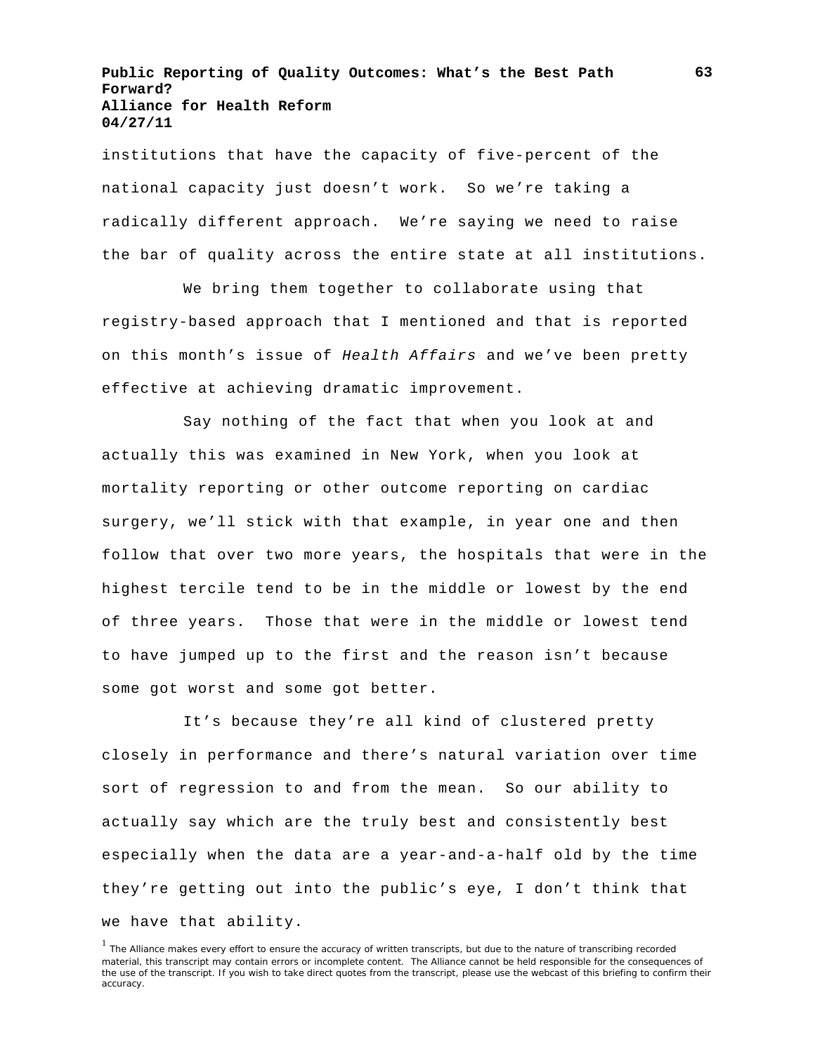institutions that have the capacity of five-percent of the national capacity just doesn't work. So we're taking a radically different approach. We're saying we need to raise the bar of quality across the entire state at all institutions.

We bring them together to collaborate using that registry-based approach that I mentioned and that is reported on this month's issue of *Health Affairs* and we've been pretty effective at achieving dramatic improvement.

Say nothing of the fact that when you look at and actually this was examined in New York, when you look at mortality reporting or other outcome reporting on cardiac surgery, we'll stick with that example, in year one and then follow that over two more years, the hospitals that were in the highest tercile tend to be in the middle or lowest by the end of three years. Those that were in the middle or lowest tend to have jumped up to the first and the reason isn't because some got worst and some got better.

It's because they're all kind of clustered pretty closely in performance and there's natural variation over time sort of regression to and from the mean. So our ability to actually say which are the truly best and consistently best especially when the data are a year-and-a-half old by the time they're getting out into the public's eye, I don't think that we have that ability.

[1] The Alliance makes every effort to ensure the accuracy of written transcripts, but due to the nature of transcribing recorded material, this transcript may contain errors or incomplete content. The Alliance cannot be held responsible for the consequences of the use of the transcript. If you wish to take direct quotes from the transcript, please use the webcast of this briefing to confirm their accuracy.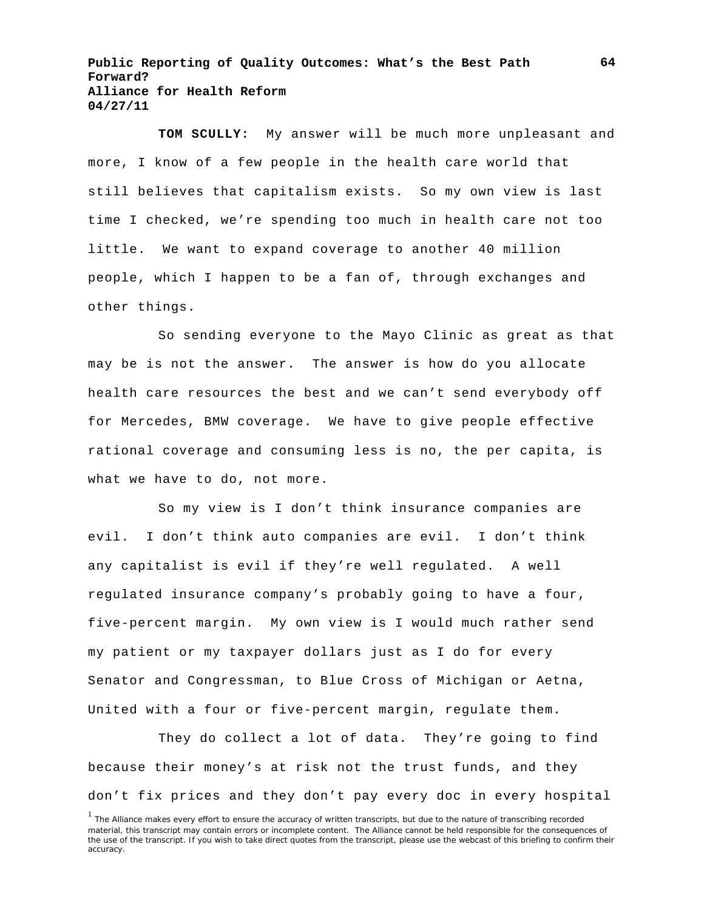**TOM SCULLY:** My answer will be much more unpleasant and more, I know of a few people in the health care world that still believes that capitalism exists. So my own view is last time I checked, we're spending too much in health care not too little. We want to expand coverage to another 40 million people, which I happen to be a fan of, through exchanges and other things.

So sending everyone to the Mayo Clinic as great as that may be is not the answer. The answer is how do you allocate health care resources the best and we can't send everybody off for Mercedes, BMW coverage. We have to give people effective rational coverage and consuming less is no, the per capita, is what we have to do, not more.

So my view is I don't think insurance companies are evil. I don't think auto companies are evil. I don't think any capitalist is evil if they're well regulated. A well regulated insurance company's probably going to have a four, five-percent margin. My own view is I would much rather send my patient or my taxpayer dollars just as I do for every Senator and Congressman, to Blue Cross of Michigan or Aetna, United with a four or five-percent margin, regulate them.

They do collect a lot of data. They're going to find because their money's at risk not the trust funds, and they don't fix prices and they don't pay every doc in every hospital

[1] The Alliance makes every effort to ensure the accuracy of written transcripts, but due to the nature of transcribing recorded material, this transcript may contain errors or incomplete content. The Alliance cannot be held responsible for the consequences of the use of the transcript. If you wish to take direct quotes from the transcript, please use the webcast of this briefing to confirm their accuracy.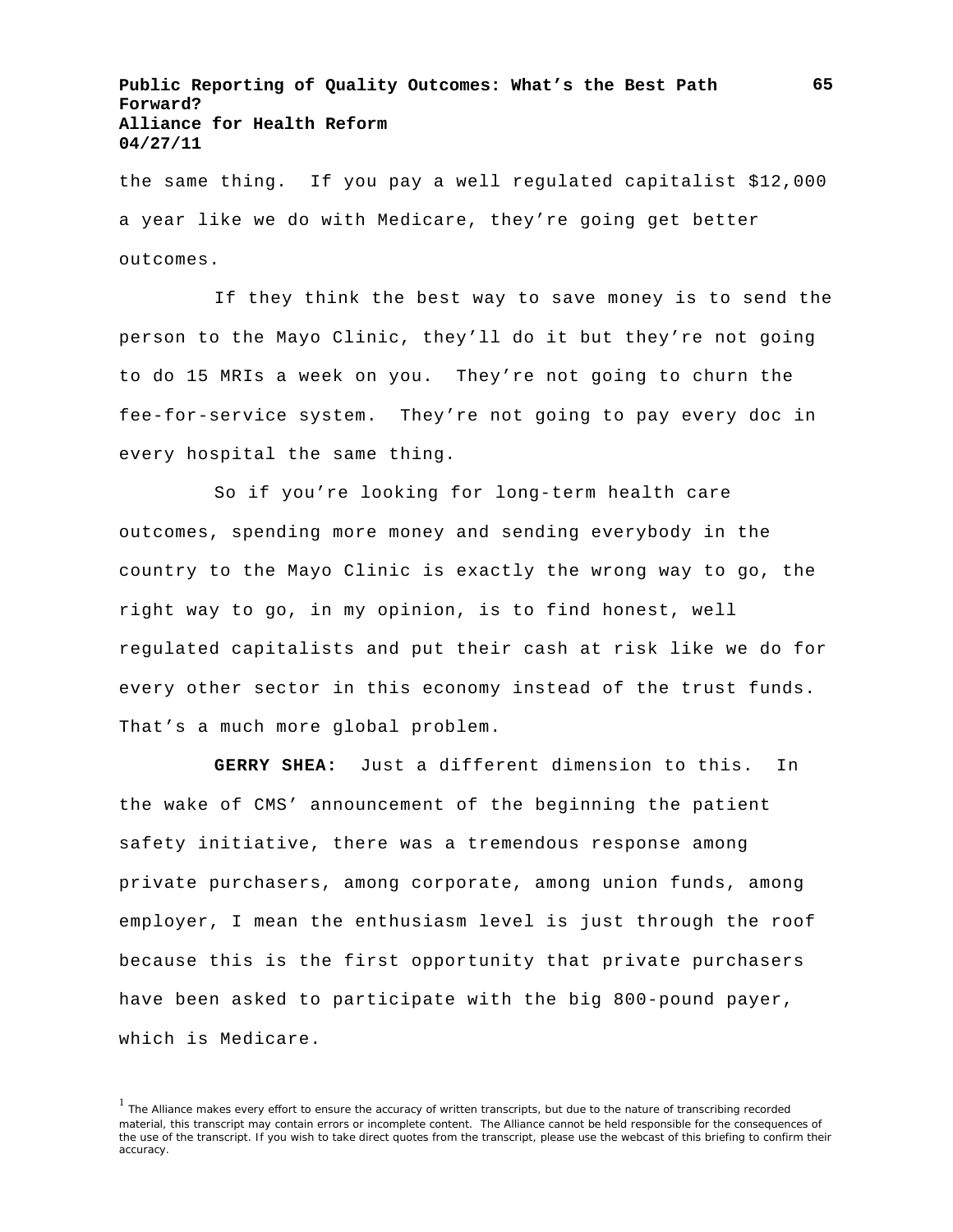the same thing. If you pay a well regulated capitalist $12,000 a year like we do with Medicare, they're going get better outcomes.

If they think the best way to save money is to send the person to the Mayo Clinic, they'll do it but they're not going to do 15 MRIs a week on you. They're not going to churn the fee-for-service system. They're not going to pay every doc in every hospital the same thing.

So if you're looking for long-term health care outcomes, spending more money and sending everybody in the country to the Mayo Clinic is exactly the wrong way to go, the right way to go, in my opinion, is to find honest, well regulated capitalists and put their cash at risk like we do for every other sector in this economy instead of the trust funds. That's a much more global problem.

**GERRY SHEA:** Just a different dimension to this. In the wake of CMS' announcement of the beginning the patient safety initiative, there was a tremendous response among private purchasers, among corporate, among union funds, among employer, I mean the enthusiasm level is just through the roof because this is the first opportunity that private purchasers have been asked to participate with the big 800-pound payer, which is Medicare.

[1] The Alliance makes every effort to ensure the accuracy of written transcripts, but due to the nature of transcribing recorded material, this transcript may contain errors or incomplete content. The Alliance cannot be held responsible for the consequences of the use of the transcript. If you wish to take direct quotes from the transcript, please use the webcast of this briefing to confirm their accuracy.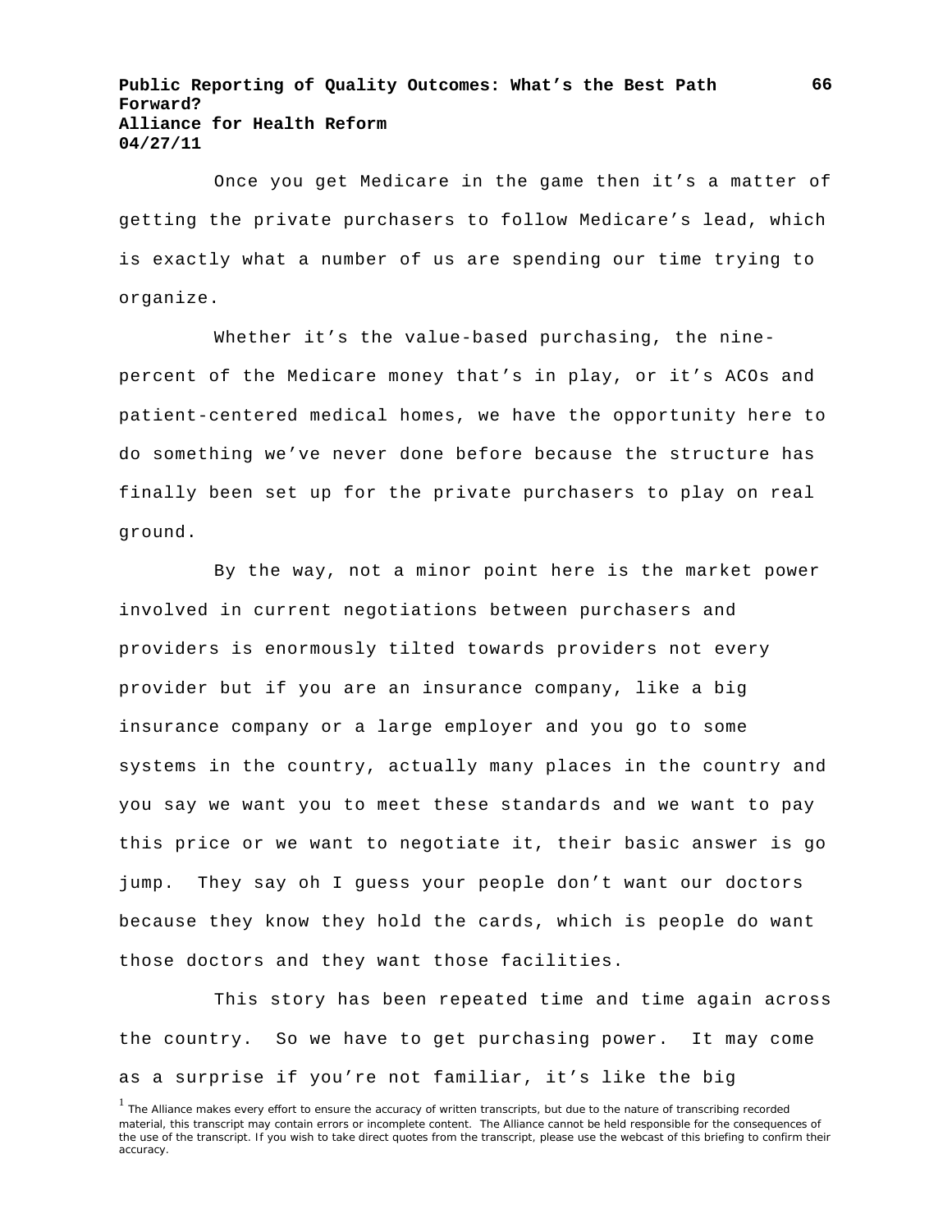Once you get Medicare in the game then it's a matter of getting the private purchasers to follow Medicare's lead, which is exactly what a number of us are spending our time trying to organize.

Whether it's the value-based purchasing, the nine-percent of the Medicare money that's in play, or it's ACOs and patient-centered medical homes, we have the opportunity here to do something we've never done before because the structure has finally been set up for the private purchasers to play on real ground.

By the way, not a minor point here is the market power involved in current negotiations between purchasers and providers is enormously tilted towards providers not every provider but if you are an insurance company, like a big insurance company or a large employer and you go to some systems in the country, actually many places in the country and you say we want you to meet these standards and we want to pay this price or we want to negotiate it, their basic answer is go jump. They say oh I guess your people don't want our doctors because they know they hold the cards, which is people do want those doctors and they want those facilities.

This story has been repeated time and time again across the country. So we have to get purchasing power. It may come as a surprise if you're not familiar, it's like the big

[1] The Alliance makes every effort to ensure the accuracy of written transcripts, but due to the nature of transcribing recorded material, this transcript may contain errors or incomplete content. The Alliance cannot be held responsible for the consequences of the use of the transcript. If you wish to take direct quotes from the transcript, please use the webcast of this briefing to confirm their accuracy.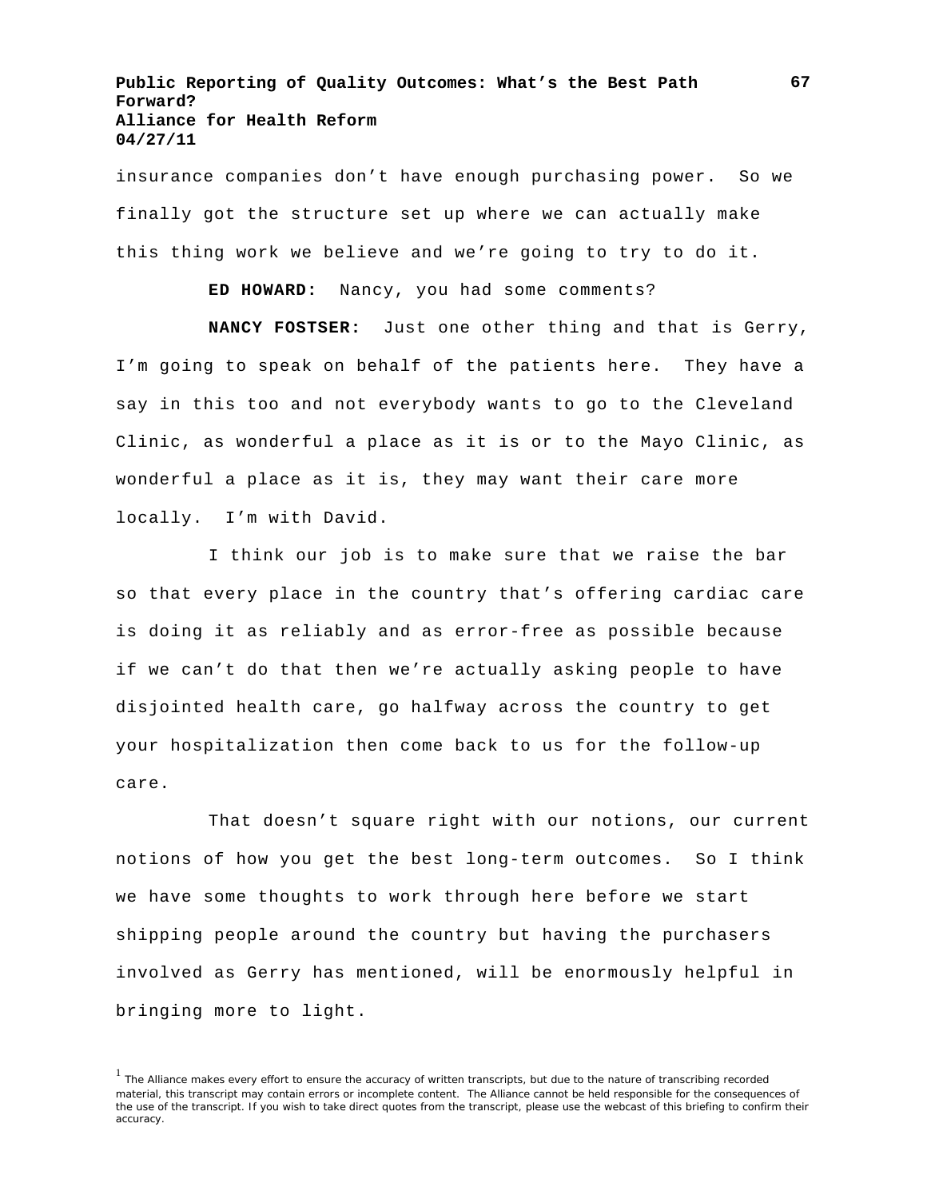insurance companies don't have enough purchasing power. So we finally got the structure set up where we can actually make this thing work we believe and we're going to try to do it.

**ED HOWARD:** Nancy, you had some comments?

**NANCY FOSTSER:** Just one other thing and that is Gerry, I'm going to speak on behalf of the patients here. They have a say in this too and not everybody wants to go to the Cleveland Clinic, as wonderful a place as it is or to the Mayo Clinic, as wonderful a place as it is, they may want their care more locally. I'm with David.

I think our job is to make sure that we raise the bar so that every place in the country that's offering cardiac care is doing it as reliably and as error-free as possible because if we can't do that then we're actually asking people to have disjointed health care, go halfway across the country to get your hospitalization then come back to us for the follow-up care.

That doesn't square right with our notions, our current notions of how you get the best long-term outcomes. So I think we have some thoughts to work through here before we start shipping people around the country but having the purchasers involved as Gerry has mentioned, will be enormously helpful in bringing more to light.

[1] The Alliance makes every effort to ensure the accuracy of written transcripts, but due to the nature of transcribing recorded material, this transcript may contain errors or incomplete content. The Alliance cannot be held responsible for the consequences of the use of the transcript. If you wish to take direct quotes from the transcript, please use the webcast of this briefing to confirm their accuracy.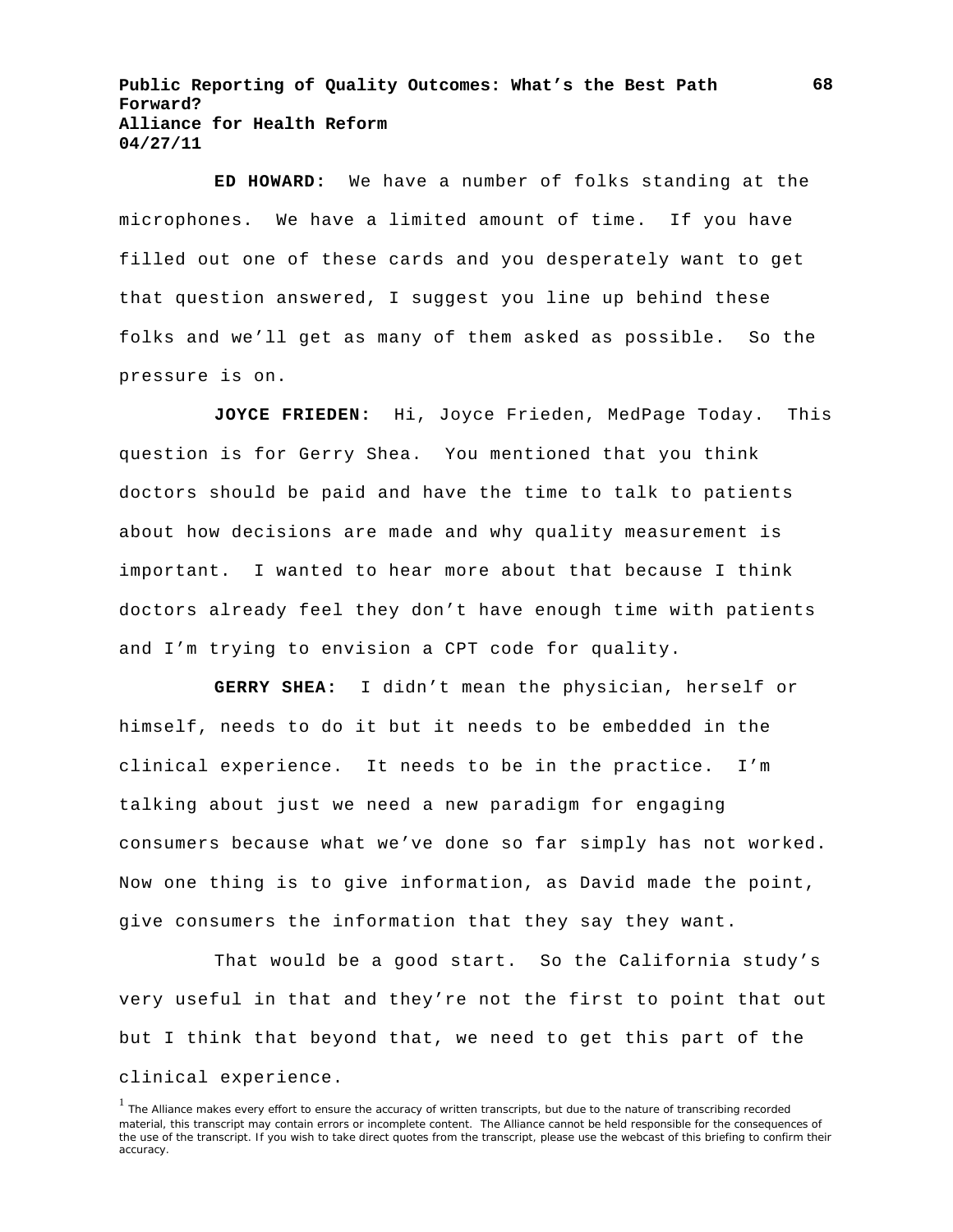**ED HOWARD:** We have a number of folks standing at the microphones. We have a limited amount of time. If you have filled out one of these cards and you desperately want to get that question answered, I suggest you line up behind these folks and we'll get as many of them asked as possible. So the pressure is on.

**JOYCE FRIEDEN:** Hi, Joyce Frieden, MedPage Today. This question is for Gerry Shea. You mentioned that you think doctors should be paid and have the time to talk to patients about how decisions are made and why quality measurement is important. I wanted to hear more about that because I think doctors already feel they don't have enough time with patients and I'm trying to envision a CPT code for quality.

**GERRY SHEA:** I didn't mean the physician, herself or himself, needs to do it but it needs to be embedded in the clinical experience. It needs to be in the practice. I'm talking about just we need a new paradigm for engaging consumers because what we've done so far simply has not worked. Now one thing is to give information, as David made the point, give consumers the information that they say they want.

That would be a good start. So the California study's very useful in that and they're not the first to point that out but I think that beyond that, we need to get this part of the clinical experience.

[1] The Alliance makes every effort to ensure the accuracy of written transcripts, but due to the nature of transcribing recorded material, this transcript may contain errors or incomplete content. The Alliance cannot be held responsible for the consequences of the use of the transcript. If you wish to take direct quotes from the transcript, please use the webcast of this briefing to confirm their accuracy.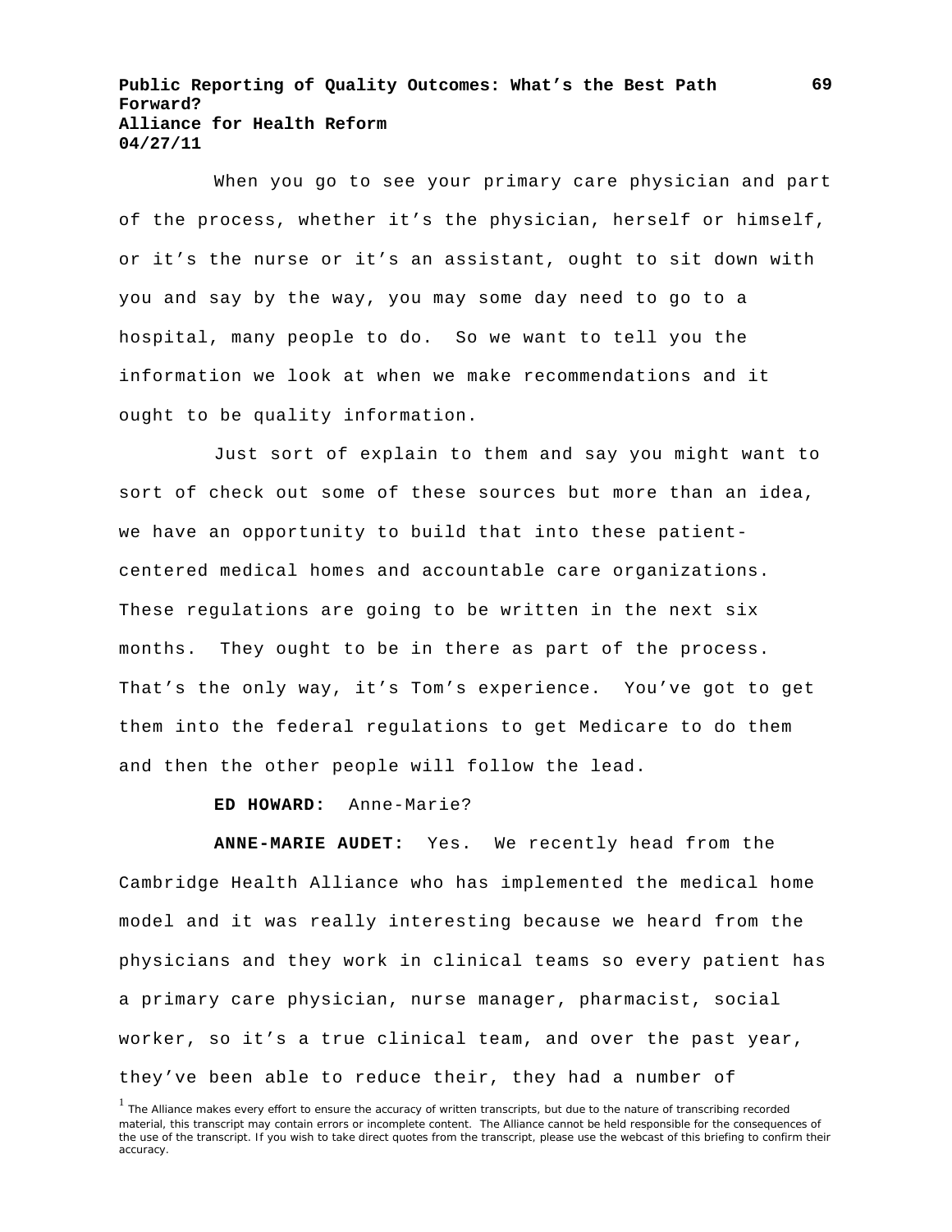When you go to see your primary care physician and part of the process, whether it's the physician, herself or himself, or it's the nurse or it's an assistant, ought to sit down with you and say by the way, you may some day need to go to a hospital, many people to do. So we want to tell you the information we look at when we make recommendations and it ought to be quality information.

Just sort of explain to them and say you might want to sort of check out some of these sources but more than an idea, we have an opportunity to build that into these patient-centered medical homes and accountable care organizations. These regulations are going to be written in the next six months. They ought to be in there as part of the process. That's the only way, it's Tom's experience. You've got to get them into the federal regulations to get Medicare to do them and then the other people will follow the lead.

**ED HOWARD:** Anne-Marie?

**ANNE-MARIE AUDET:** Yes. We recently head from the Cambridge Health Alliance who has implemented the medical home model and it was really interesting because we heard from the physicians and they work in clinical teams so every patient has a primary care physician, nurse manager, pharmacist, social worker, so it's a true clinical team, and over the past year, they've been able to reduce their, they had a number of

[1] The Alliance makes every effort to ensure the accuracy of written transcripts, but due to the nature of transcribing recorded material, this transcript may contain errors or incomplete content. The Alliance cannot be held responsible for the consequences of the use of the transcript. If you wish to take direct quotes from the transcript, please use the webcast of this briefing to confirm their accuracy.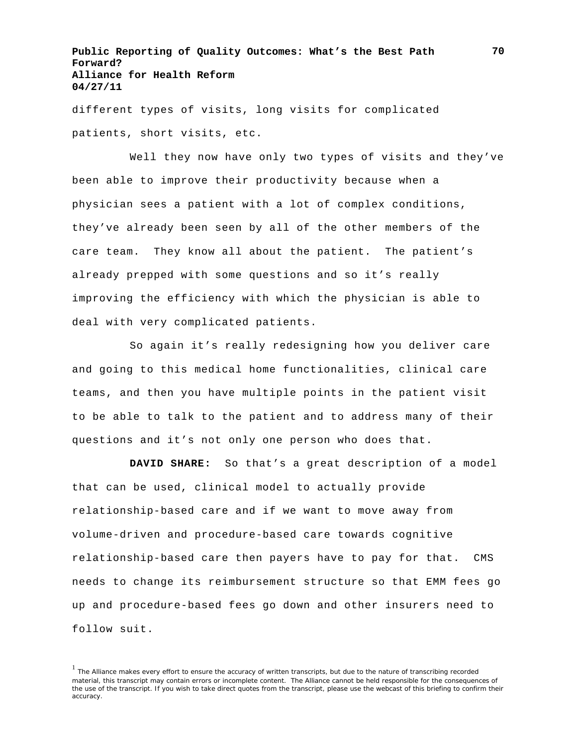different types of visits, long visits for complicated patients, short visits, etc.

Well they now have only two types of visits and they've been able to improve their productivity because when a physician sees a patient with a lot of complex conditions, they've already been seen by all of the other members of the care team. They know all about the patient. The patient's already prepped with some questions and so it's really improving the efficiency with which the physician is able to deal with very complicated patients.

So again it's really redesigning how you deliver care and going to this medical home functionalities, clinical care teams, and then you have multiple points in the patient visit to be able to talk to the patient and to address many of their questions and it's not only one person who does that.

**DAVID SHARE:** So that's a great description of a model that can be used, clinical model to actually provide relationship-based care and if we want to move away from volume-driven and procedure-based care towards cognitive relationship-based care then payers have to pay for that. CMS needs to change its reimbursement structure so that EMM fees go up and procedure-based fees go down and other insurers need to follow suit.

[1] The Alliance makes every effort to ensure the accuracy of written transcripts, but due to the nature of transcribing recorded material, this transcript may contain errors or incomplete content. The Alliance cannot be held responsible for the consequences of the use of the transcript. If you wish to take direct quotes from the transcript, please use the webcast of this briefing to confirm their accuracy.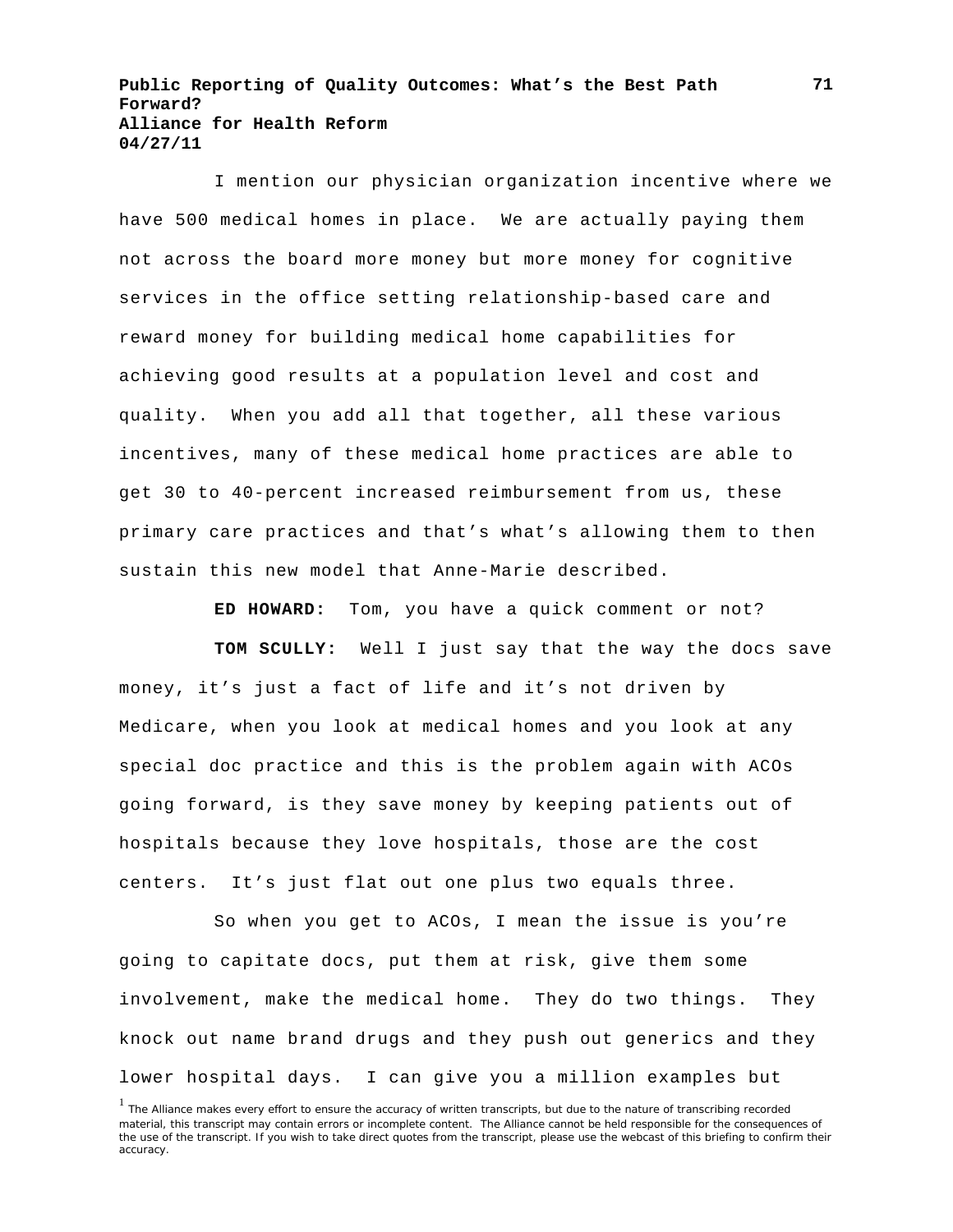I mention our physician organization incentive where we have 500 medical homes in place. We are actually paying them not across the board more money but more money for cognitive services in the office setting relationship-based care and reward money for building medical home capabilities for achieving good results at a population level and cost and quality. When you add all that together, all these various incentives, many of these medical home practices are able to get 30 to 40-percent increased reimbursement from us, these primary care practices and that's what's allowing them to then sustain this new model that Anne-Marie described.

**ED HOWARD:** Tom, you have a quick comment or not?

**TOM SCULLY:** Well I just say that the way the docs save money, it's just a fact of life and it's not driven by Medicare, when you look at medical homes and you look at any special doc practice and this is the problem again with ACOs going forward, is they save money by keeping patients out of hospitals because they love hospitals, those are the cost centers. It's just flat out one plus two equals three.

So when you get to ACOs, I mean the issue is you're going to capitate docs, put them at risk, give them some involvement, make the medical home. They do two things. They knock out name brand drugs and they push out generics and they lower hospital days. I can give you a million examples but

[1] The Alliance makes every effort to ensure the accuracy of written transcripts, but due to the nature of transcribing recorded material, this transcript may contain errors or incomplete content. The Alliance cannot be held responsible for the consequences of the use of the transcript. If you wish to take direct quotes from the transcript, please use the webcast of this briefing to confirm their accuracy.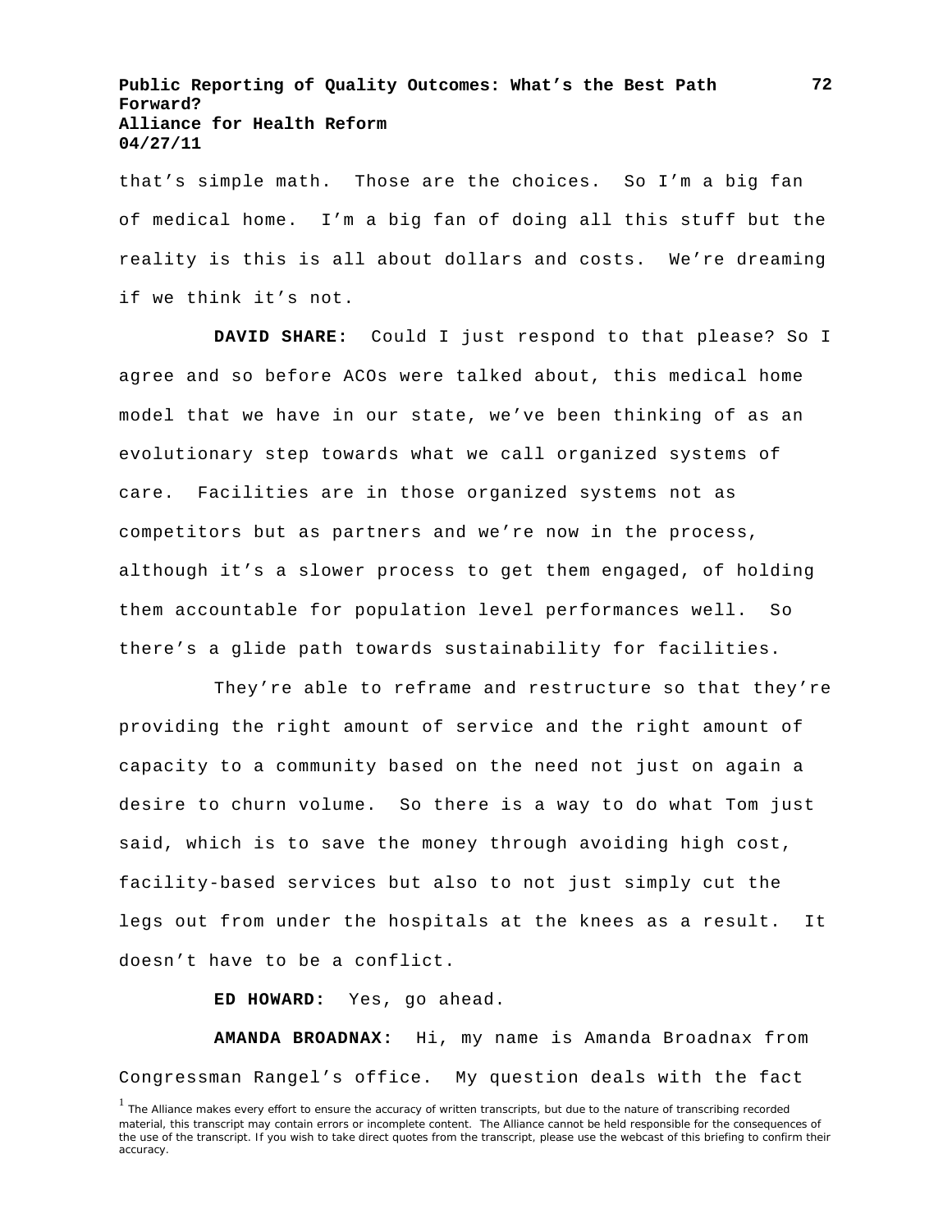that's simple math. Those are the choices. So I'm a big fan of medical home. I'm a big fan of doing all this stuff but the reality is this is all about dollars and costs. We're dreaming if we think it's not.

**DAVID SHARE:** Could I just respond to that please? So I agree and so before ACOs were talked about, this medical home model that we have in our state, we've been thinking of as an evolutionary step towards what we call organized systems of care. Facilities are in those organized systems not as competitors but as partners and we're now in the process, although it's a slower process to get them engaged, of holding them accountable for population level performances well. So there's a glide path towards sustainability for facilities.

They're able to reframe and restructure so that they're providing the right amount of service and the right amount of capacity to a community based on the need not just on again a desire to churn volume. So there is a way to do what Tom just said, which is to save the money through avoiding high cost, facility-based services but also to not just simply cut the legs out from under the hospitals at the knees as a result. It doesn't have to be a conflict.

**ED HOWARD:** Yes, go ahead.

**AMANDA BROADNAX:** Hi, my name is Amanda Broadnax from Congressman Rangel's office. My question deals with the fact

[1] The Alliance makes every effort to ensure the accuracy of written transcripts, but due to the nature of transcribing recorded material, this transcript may contain errors or incomplete content. The Alliance cannot be held responsible for the consequences of the use of the transcript. If you wish to take direct quotes from the transcript, please use the webcast of this briefing to confirm their accuracy.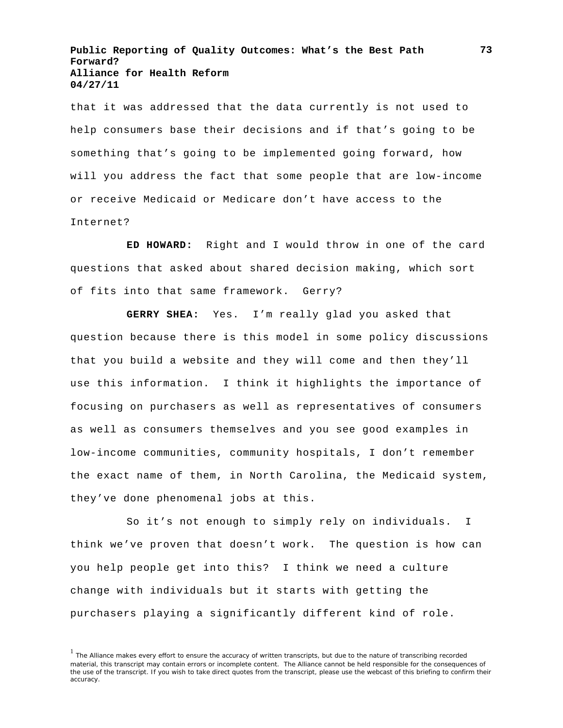that it was addressed that the data currently is not used to help consumers base their decisions and if that's going to be something that's going to be implemented going forward, how will you address the fact that some people that are low-income or receive Medicaid or Medicare don't have access to the Internet?

**ED HOWARD:** Right and I would throw in one of the card questions that asked about shared decision making, which sort of fits into that same framework. Gerry?

**GERRY SHEA:** Yes. I'm really glad you asked that question because there is this model in some policy discussions that you build a website and they will come and then they'll use this information. I think it highlights the importance of focusing on purchasers as well as representatives of consumers as well as consumers themselves and you see good examples in low-income communities, community hospitals, I don't remember the exact name of them, in North Carolina, the Medicaid system, they've done phenomenal jobs at this.

So it's not enough to simply rely on individuals. I think we've proven that doesn't work. The question is how can you help people get into this? I think we need a culture change with individuals but it starts with getting the purchasers playing a significantly different kind of role.

[1] The Alliance makes every effort to ensure the accuracy of written transcripts, but due to the nature of transcribing recorded material, this transcript may contain errors or incomplete content. The Alliance cannot be held responsible for the consequences of the use of the transcript. If you wish to take direct quotes from the transcript, please use the webcast of this briefing to confirm their accuracy.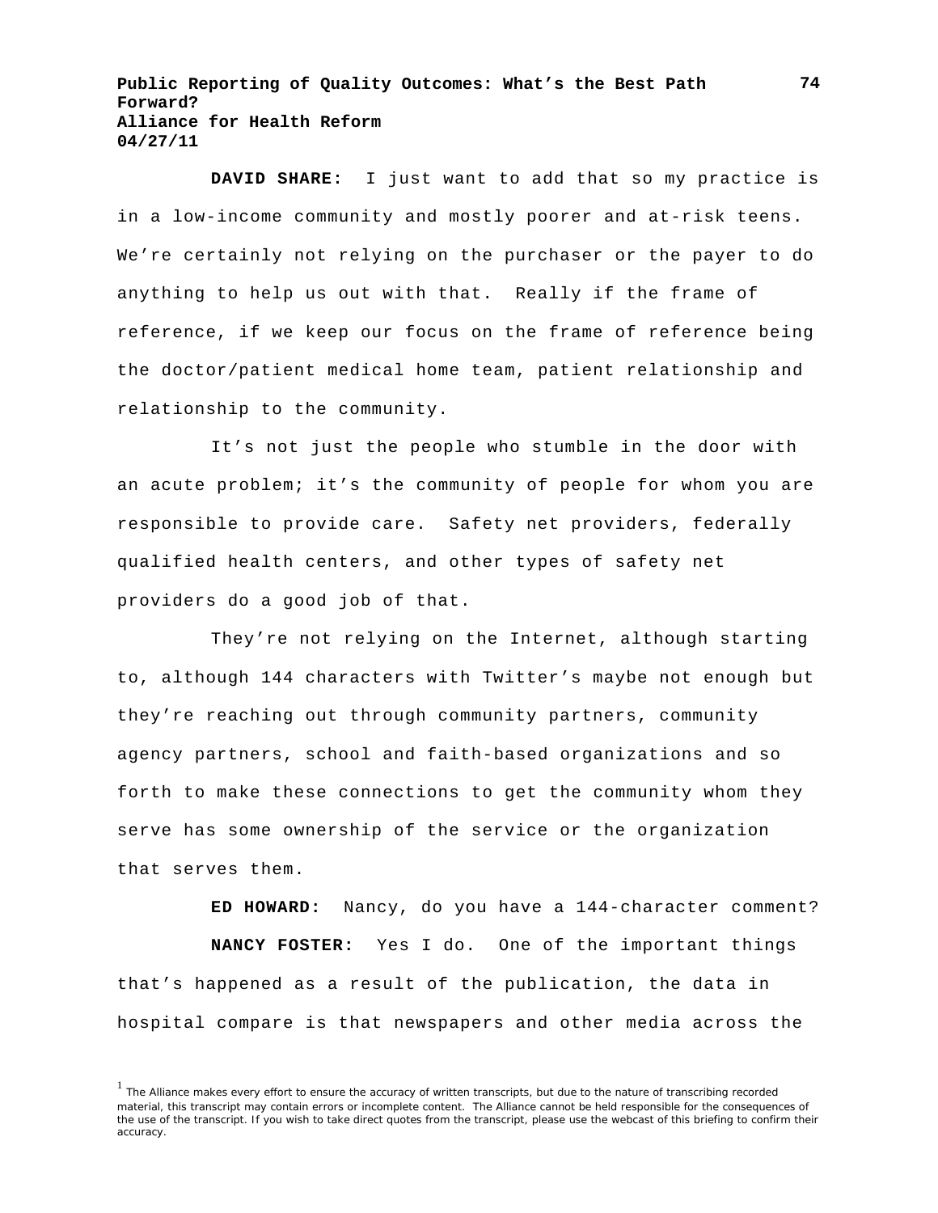**DAVID SHARE:** I just want to add that so my practice is in a low-income community and mostly poorer and at-risk teens. We're certainly not relying on the purchaser or the payer to do anything to help us out with that. Really if the frame of reference, if we keep our focus on the frame of reference being the doctor/patient medical home team, patient relationship and relationship to the community.

It's not just the people who stumble in the door with an acute problem; it's the community of people for whom you are responsible to provide care. Safety net providers, federally qualified health centers, and other types of safety net providers do a good job of that.

They're not relying on the Internet, although starting to, although 144 characters with Twitter's maybe not enough but they're reaching out through community partners, community agency partners, school and faith-based organizations and so forth to make these connections to get the community whom they serve has some ownership of the service or the organization that serves them.

**ED HOWARD:** Nancy, do you have a 144-character comment?

**NANCY FOSTER:** Yes I do. One of the important things that's happened as a result of the publication, the data in hospital compare is that newspapers and other media across the

[1] The Alliance makes every effort to ensure the accuracy of written transcripts, but due to the nature of transcribing recorded material, this transcript may contain errors or incomplete content. The Alliance cannot be held responsible for the consequences of the use of the transcript. If you wish to take direct quotes from the transcript, please use the webcast of this briefing to confirm their accuracy.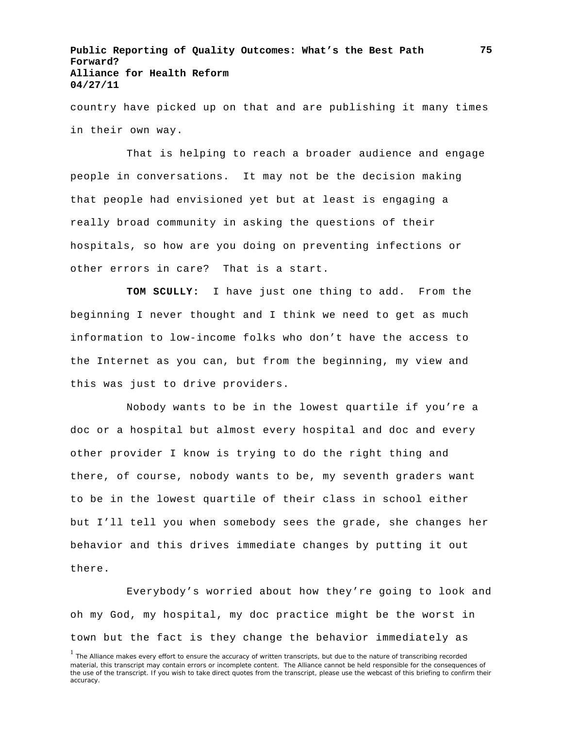country have picked up on that and are publishing it many times in their own way.

That is helping to reach a broader audience and engage people in conversations. It may not be the decision making that people had envisioned yet but at least is engaging a really broad community in asking the questions of their hospitals, so how are you doing on preventing infections or other errors in care? That is a start.

**TOM SCULLY:** I have just one thing to add. From the beginning I never thought and I think we need to get as much information to low-income folks who don't have the access to the Internet as you can, but from the beginning, my view and this was just to drive providers.

Nobody wants to be in the lowest quartile if you're a doc or a hospital but almost every hospital and doc and every other provider I know is trying to do the right thing and there, of course, nobody wants to be, my seventh graders want to be in the lowest quartile of their class in school either but I'll tell you when somebody sees the grade, she changes her behavior and this drives immediate changes by putting it out there.

Everybody's worried about how they're going to look and oh my God, my hospital, my doc practice might be the worst in town but the fact is they change the behavior immediately as

[1] The Alliance makes every effort to ensure the accuracy of written transcripts, but due to the nature of transcribing recorded material, this transcript may contain errors or incomplete content. The Alliance cannot be held responsible for the consequences of the use of the transcript. If you wish to take direct quotes from the transcript, please use the webcast of this briefing to confirm their accuracy.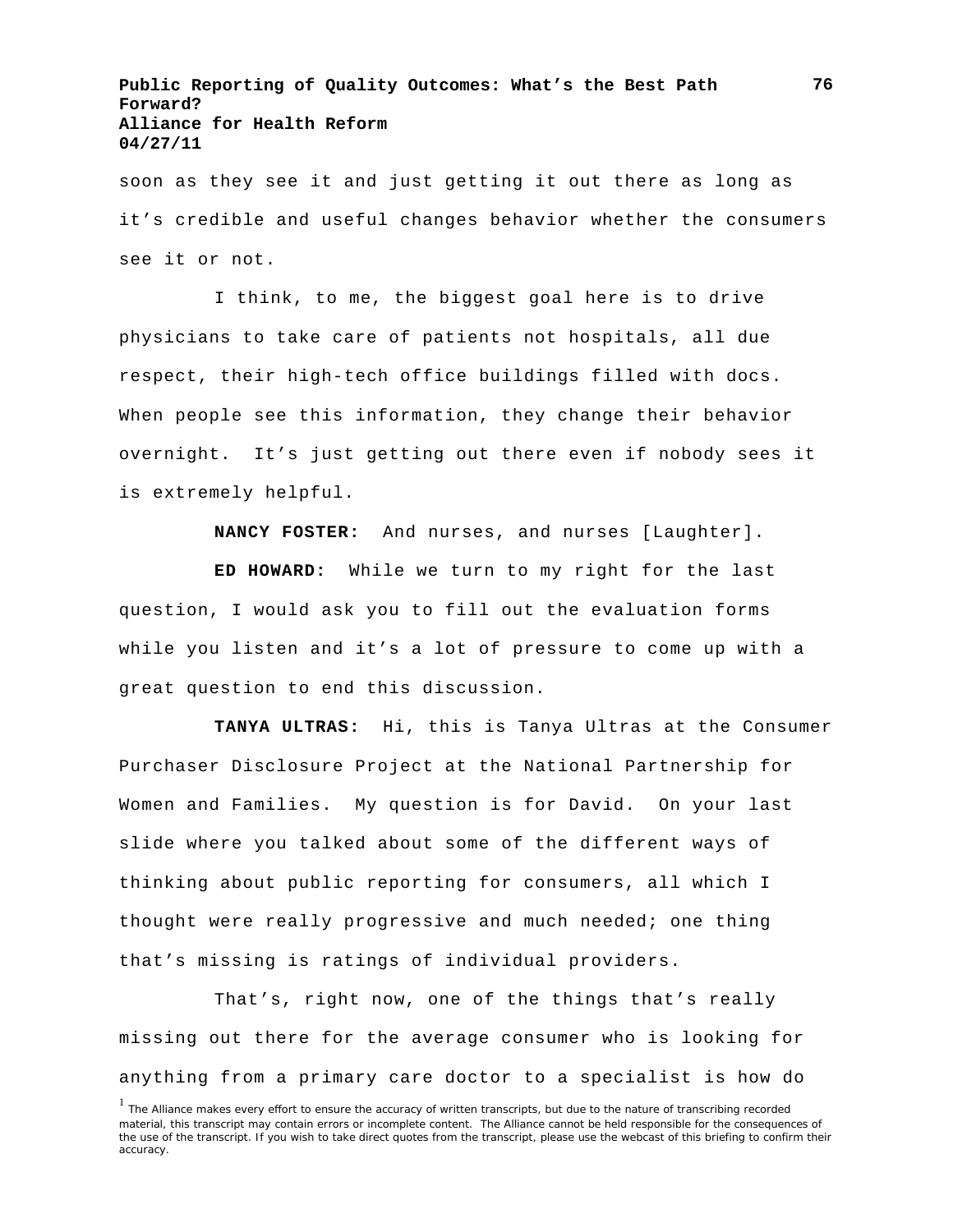soon as they see it and just getting it out there as long as it's credible and useful changes behavior whether the consumers see it or not.

I think, to me, the biggest goal here is to drive physicians to take care of patients not hospitals, all due respect, their high-tech office buildings filled with docs. When people see this information, they change their behavior overnight. It's just getting out there even if nobody sees it is extremely helpful.

**NANCY FOSTER:** And nurses, and nurses [Laughter].

**ED HOWARD:** While we turn to my right for the last question, I would ask you to fill out the evaluation forms while you listen and it's a lot of pressure to come up with a great question to end this discussion.

**TANYA ULTRAS:** Hi, this is Tanya Ultras at the Consumer Purchaser Disclosure Project at the National Partnership for Women and Families. My question is for David. On your last slide where you talked about some of the different ways of thinking about public reporting for consumers, all which I thought were really progressive and much needed; one thing that's missing is ratings of individual providers.

That's, right now, one of the things that's really missing out there for the average consumer who is looking for anything from a primary care doctor to a specialist is how do

[1] The Alliance makes every effort to ensure the accuracy of written transcripts, but due to the nature of transcribing recorded material, this transcript may contain errors or incomplete content. The Alliance cannot be held responsible for the consequences of the use of the transcript. If you wish to take direct quotes from the transcript, please use the webcast of this briefing to confirm their accuracy.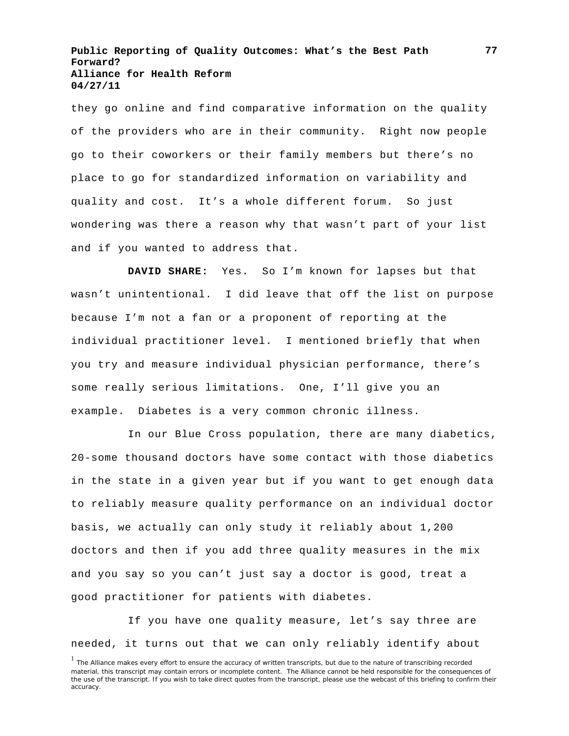they go online and find comparative information on the quality of the providers who are in their community. Right now people go to their coworkers or their family members but there's no place to go for standardized information on variability and quality and cost. It's a whole different forum. So just wondering was there a reason why that wasn't part of your list and if you wanted to address that.

**DAVID SHARE:** Yes. So I'm known for lapses but that wasn't unintentional. I did leave that off the list on purpose because I'm not a fan or a proponent of reporting at the individual practitioner level. I mentioned briefly that when you try and measure individual physician performance, there's some really serious limitations. One, I'll give you an example. Diabetes is a very common chronic illness.

In our Blue Cross population, there are many diabetics, 20-some thousand doctors have some contact with those diabetics in the state in a given year but if you want to get enough data to reliably measure quality performance on an individual doctor basis, we actually can only study it reliably about 1,200 doctors and then if you add three quality measures in the mix and you say so you can't just say a doctor is good, treat a good practitioner for patients with diabetes.

If you have one quality measure, let's say three are needed, it turns out that we can only reliably identify about

[1] The Alliance makes every effort to ensure the accuracy of written transcripts, but due to the nature of transcribing recorded material, this transcript may contain errors or incomplete content. The Alliance cannot be held responsible for the consequences of the use of the transcript. If you wish to take direct quotes from the transcript, please use the webcast of this briefing to confirm their accuracy.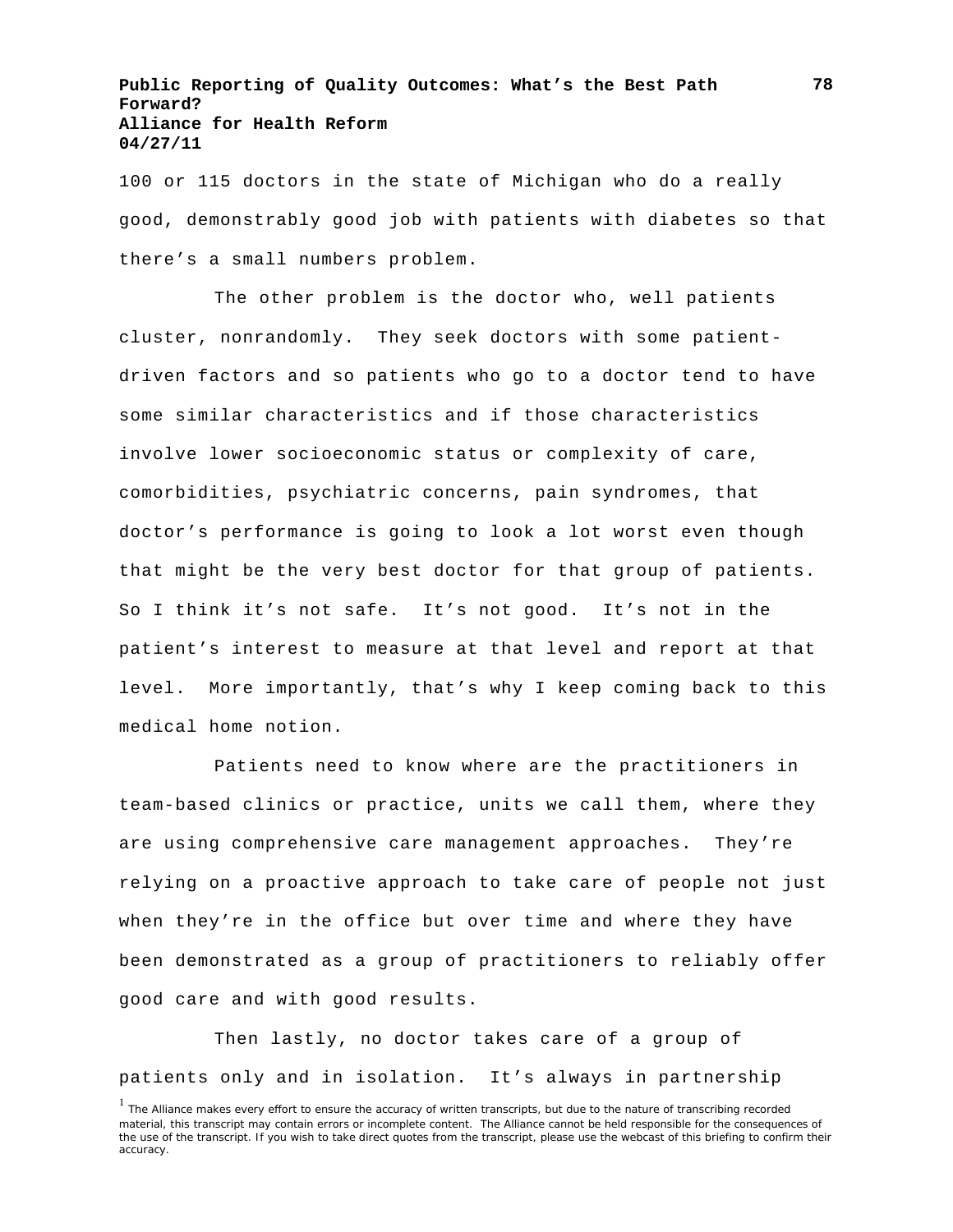100 or 115 doctors in the state of Michigan who do a really good, demonstrably good job with patients with diabetes so that there's a small numbers problem.

The other problem is the doctor who, well patients cluster, nonrandomly. They seek doctors with some patient-driven factors and so patients who go to a doctor tend to have some similar characteristics and if those characteristics involve lower socioeconomic status or complexity of care, comorbidities, psychiatric concerns, pain syndromes, that doctor's performance is going to look a lot worst even though that might be the very best doctor for that group of patients. So I think it's not safe. It's not good. It's not in the patient's interest to measure at that level and report at that level. More importantly, that's why I keep coming back to this medical home notion.

Patients need to know where are the practitioners in team-based clinics or practice, units we call them, where they are using comprehensive care management approaches. They're relying on a proactive approach to take care of people not just when they're in the office but over time and where they have been demonstrated as a group of practitioners to reliably offer good care and with good results.

Then lastly, no doctor takes care of a group of patients only and in isolation. It's always in partnership

[1] The Alliance makes every effort to ensure the accuracy of written transcripts, but due to the nature of transcribing recorded material, this transcript may contain errors or incomplete content. The Alliance cannot be held responsible for the consequences of the use of the transcript. If you wish to take direct quotes from the transcript, please use the webcast of this briefing to confirm their accuracy.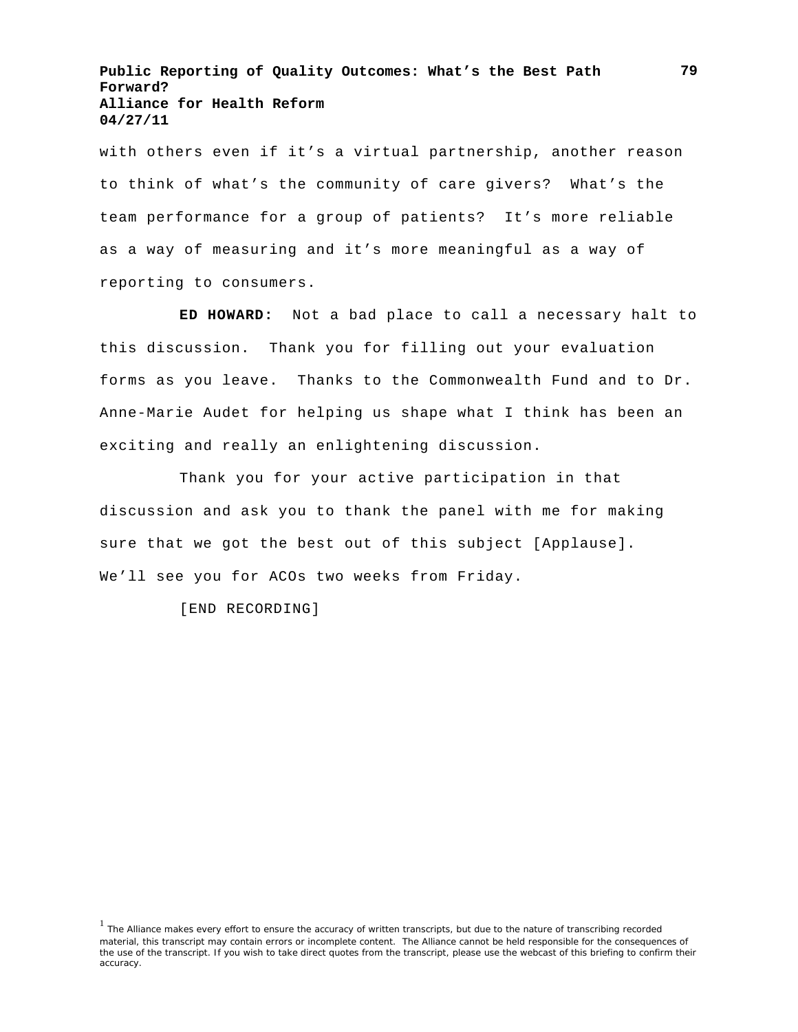with others even if it's a virtual partnership, another reason to think of what's the community of care givers? What's the team performance for a group of patients? It's more reliable as a way of measuring and it's more meaningful as a way of reporting to consumers.

**ED HOWARD:** Not a bad place to call a necessary halt to this discussion. Thank you for filling out your evaluation forms as you leave. Thanks to the Commonwealth Fund and to Dr. Anne-Marie Audet for helping us shape what I think has been an exciting and really an enlightening discussion.

Thank you for your active participation in that discussion and ask you to thank the panel with me for making sure that we got the best out of this subject [Applause]. We'll see you for ACOs two weeks from Friday.

[END RECORDING]

[1] The Alliance makes every effort to ensure the accuracy of written transcripts, but due to the nature of transcribing recorded material, this transcript may contain errors or incomplete content. The Alliance cannot be held responsible for the consequences of the use of the transcript. If you wish to take direct quotes from the transcript, please use the webcast of this briefing to confirm their accuracy.